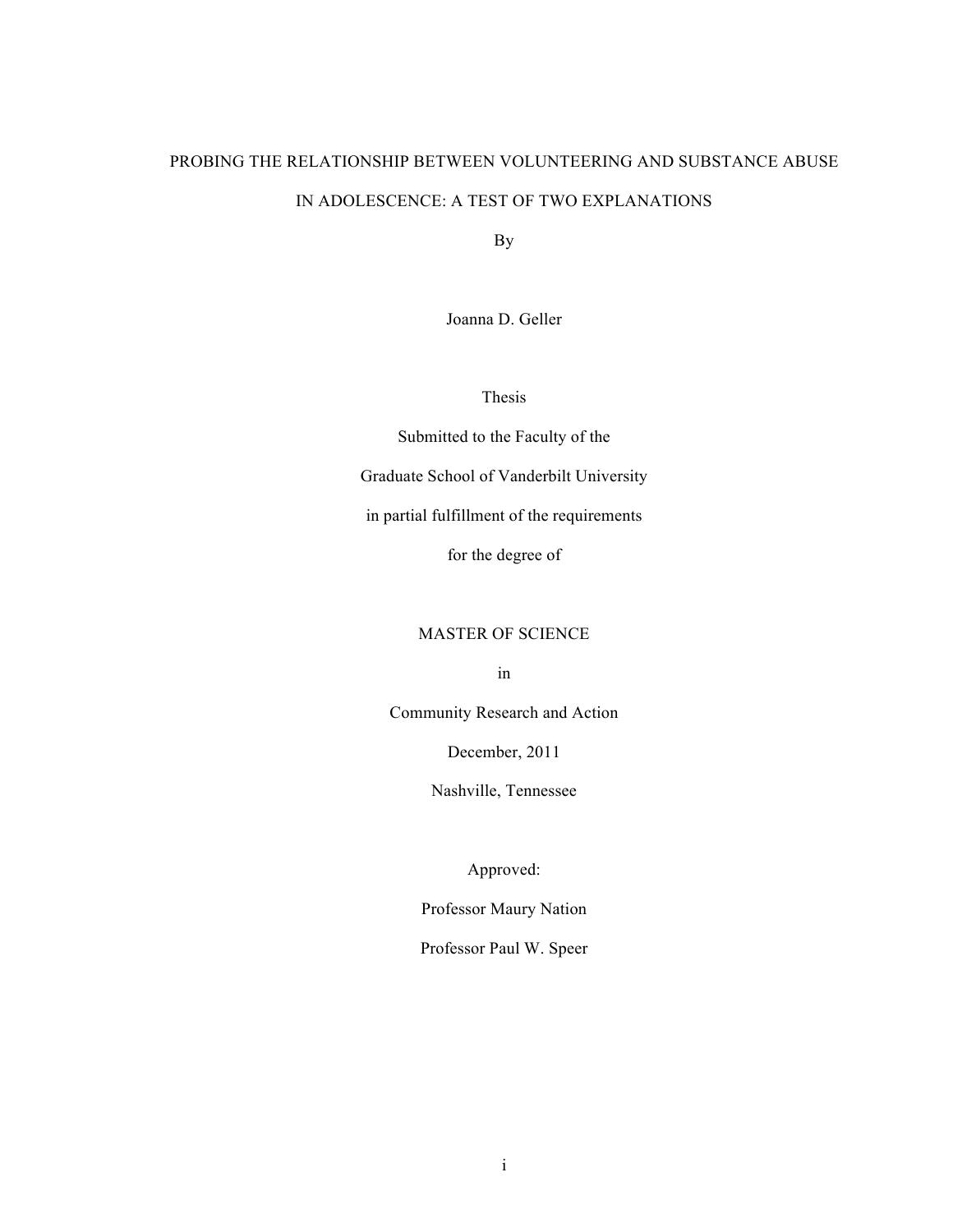# PROBING THE RELATIONSHIP BETWEEN VOLUNTEERING AND SUBSTANCE ABUSE IN ADOLESCENCE: A TEST OF TWO EXPLANATIONS

By

Joanna D. Geller

Thesis

Submitted to the Faculty of the

Graduate School of Vanderbilt University

in partial fulfillment of the requirements

for the degree of

MASTER OF SCIENCE

in

Community Research and Action

December, 2011

Nashville, Tennessee

Approved:

Professor Maury Nation

Professor Paul W. Speer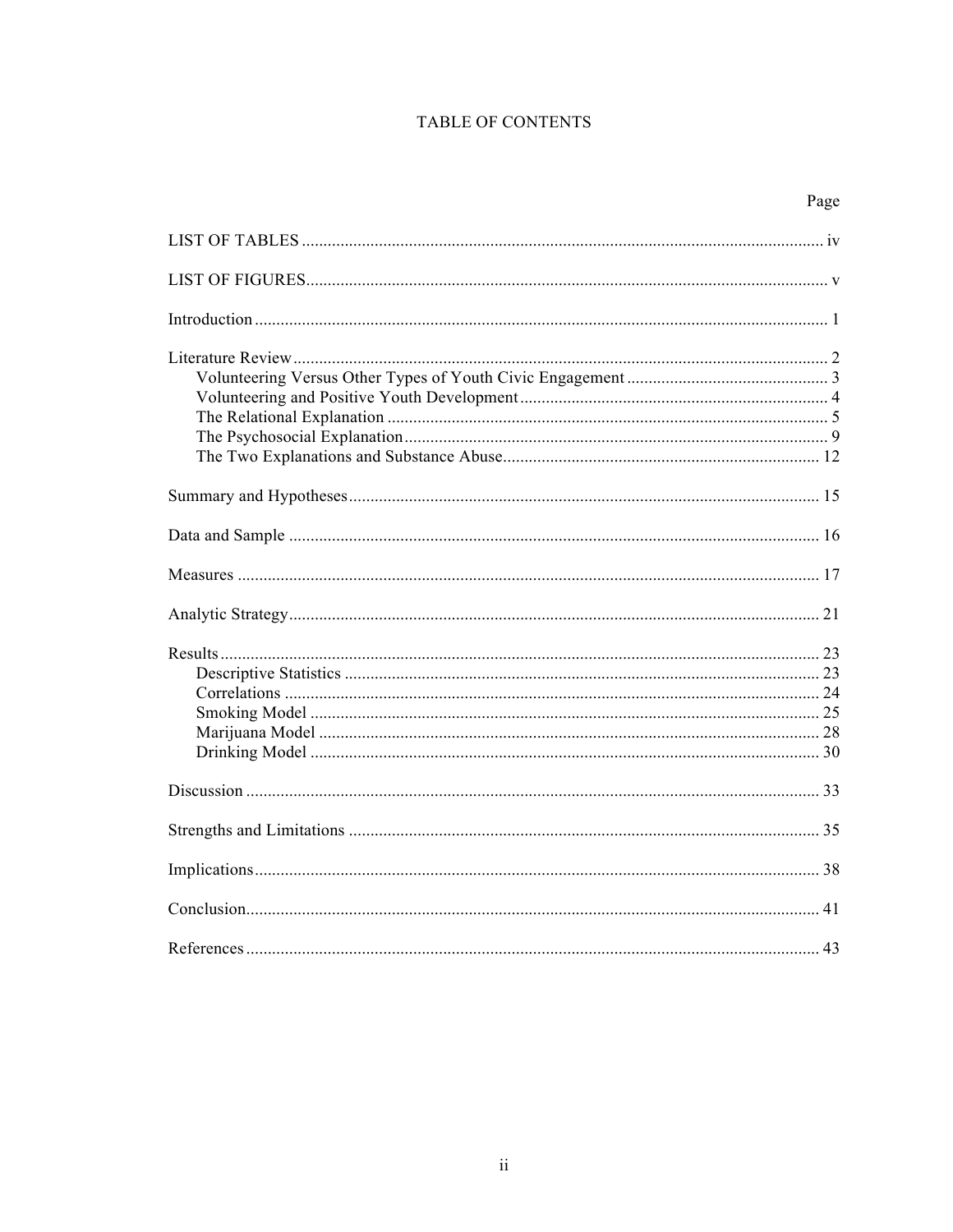# TABLE OF CONTENTS

| | Page |
|---|---|
| LIST OF TABLES | iv |
| LIST OF FIGURES | v |
| Introduction | 1 |
| Literature Review | 2 |
| Volunteering Versus Other Types of Youth Civic Engagement | 3 |
| Volunteering and Positive Youth Development | 4 |
| The Relational Explanation | 5 |
| The Psychosocial Explanation | 9 |
| The Two Explanations and Substance Abuse | 12 |
| Summary and Hypotheses | 15 |
| Data and Sample | 16 |
| Measures | 17 |
| Analytic Strategy | 21 |
| Results | 23 |
| Descriptive Statistics | 23 |
| Correlations | 24 |
| Smoking Model | 25 |
| Marijuana Model | 28 |
| Drinking Model | 30 |
| Discussion | 33 |
| Strengths and Limitations | 35 |
| Implications | 38 |
| Conclusion | 41 |
| References | 43 |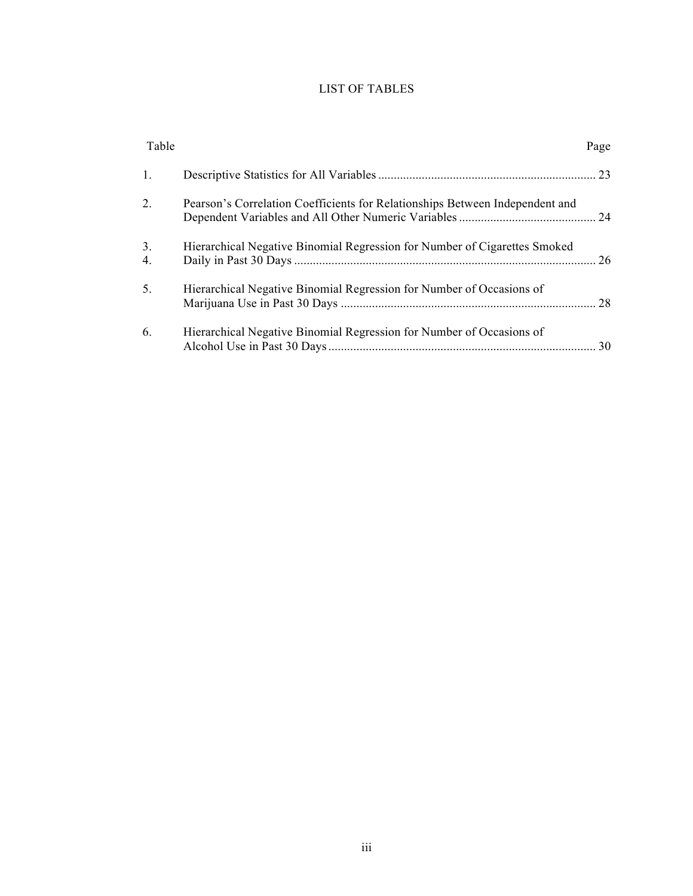# LIST OF TABLES

| Table | | Page |
|---|---|---|
| 1. | Descriptive Statistics for All Variables | 23 |
| 2. | Pearson's Correlation Coefficients for Relationships Between Independent and Dependent Variables and All Other Numeric Variables | 24 |
| 3.<br>4. | Hierarchical Negative Binomial Regression for Number of Cigarettes Smoked Daily in Past 30 Days | 26 |
| 5. | Hierarchical Negative Binomial Regression for Number of Occasions of Marijuana Use in Past 30 Days | 28 |
| 6. | Hierarchical Negative Binomial Regression for Number of Occasions of Alcohol Use in Past 30 Days | 30 |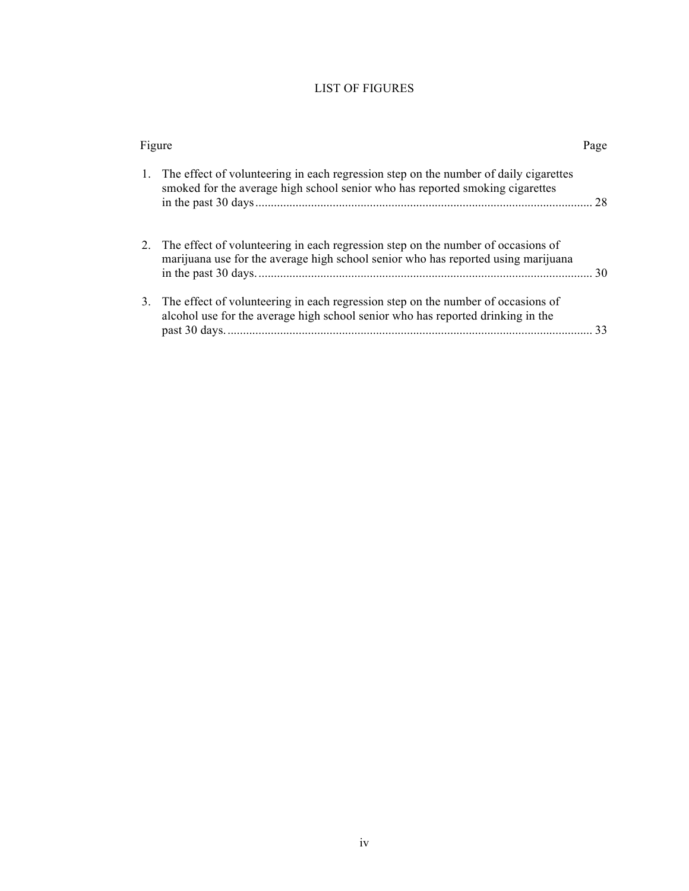# LIST OF FIGURES

| Figure | Page |
|---|---|
| 1. The effect of volunteering in each regression step on the number of daily cigarettes smoked for the average high school senior who has reported smoking cigarettes in the past 30 days | 28 |
| 2. The effect of volunteering in each regression step on the number of occasions of marijuana use for the average high school senior who has reported using marijuana in the past 30 days. | 30 |
| 3. The effect of volunteering in each regression step on the number of occasions of alcohol use for the average high school senior who has reported drinking in the past 30 days. | 33 |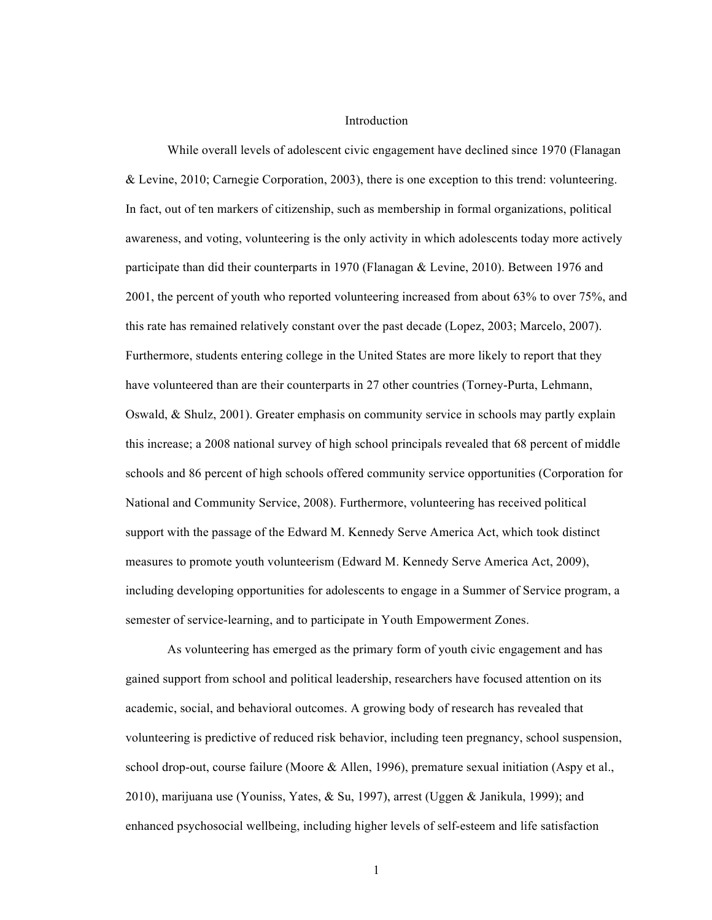# Introduction

While overall levels of adolescent civic engagement have declined since 1970 (Flanagan & Levine, 2010; Carnegie Corporation, 2003), there is one exception to this trend: volunteering. In fact, out of ten markers of citizenship, such as membership in formal organizations, political awareness, and voting, volunteering is the only activity in which adolescents today more actively participate than did their counterparts in 1970 (Flanagan & Levine, 2010). Between 1976 and 2001, the percent of youth who reported volunteering increased from about 63% to over 75%, and this rate has remained relatively constant over the past decade (Lopez, 2003; Marcelo, 2007). Furthermore, students entering college in the United States are more likely to report that they have volunteered than are their counterparts in 27 other countries (Torney-Purta, Lehmann, Oswald, & Shulz, 2001). Greater emphasis on community service in schools may partly explain this increase; a 2008 national survey of high school principals revealed that 68 percent of middle schools and 86 percent of high schools offered community service opportunities (Corporation for National and Community Service, 2008). Furthermore, volunteering has received political support with the passage of the Edward M. Kennedy Serve America Act, which took distinct measures to promote youth volunteerism (Edward M. Kennedy Serve America Act, 2009), including developing opportunities for adolescents to engage in a Summer of Service program, a semester of service-learning, and to participate in Youth Empowerment Zones.

As volunteering has emerged as the primary form of youth civic engagement and has gained support from school and political leadership, researchers have focused attention on its academic, social, and behavioral outcomes. A growing body of research has revealed that volunteering is predictive of reduced risk behavior, including teen pregnancy, school suspension, school drop-out, course failure (Moore & Allen, 1996), premature sexual initiation (Aspy et al., 2010), marijuana use (Youniss, Yates, & Su, 1997), arrest (Uggen & Janikula, 1999); and enhanced psychosocial wellbeing, including higher levels of self-esteem and life satisfaction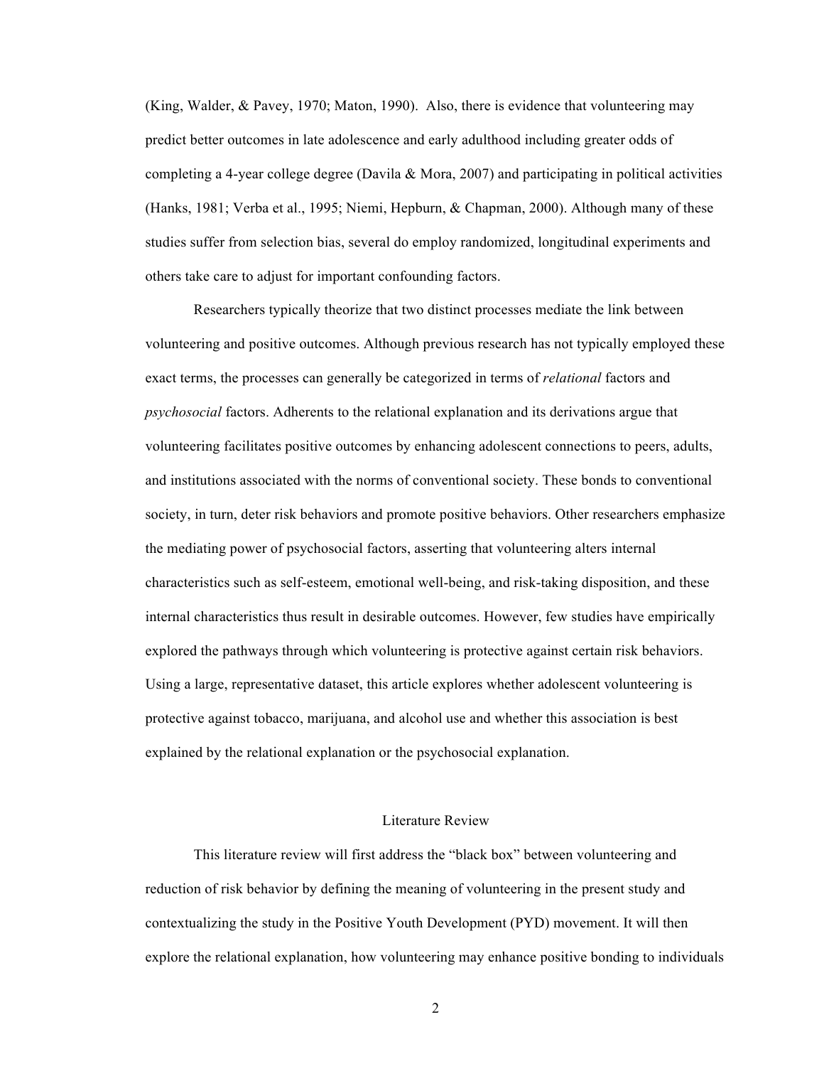(King, Walder, & Pavey, 1970; Maton, 1990). Also, there is evidence that volunteering may predict better outcomes in late adolescence and early adulthood including greater odds of completing a 4-year college degree (Davila & Mora, 2007) and participating in political activities (Hanks, 1981; Verba et al., 1995; Niemi, Hepburn, & Chapman, 2000). Although many of these studies suffer from selection bias, several do employ randomized, longitudinal experiments and others take care to adjust for important confounding factors.

Researchers typically theorize that two distinct processes mediate the link between volunteering and positive outcomes. Although previous research has not typically employed these exact terms, the processes can generally be categorized in terms of *relational* factors and *psychosocial* factors. Adherents to the relational explanation and its derivations argue that volunteering facilitates positive outcomes by enhancing adolescent connections to peers, adults, and institutions associated with the norms of conventional society. These bonds to conventional society, in turn, deter risk behaviors and promote positive behaviors. Other researchers emphasize the mediating power of psychosocial factors, asserting that volunteering alters internal characteristics such as self-esteem, emotional well-being, and risk-taking disposition, and these internal characteristics thus result in desirable outcomes. However, few studies have empirically explored the pathways through which volunteering is protective against certain risk behaviors. Using a large, representative dataset, this article explores whether adolescent volunteering is protective against tobacco, marijuana, and alcohol use and whether this association is best explained by the relational explanation or the psychosocial explanation.

## Literature Review

This literature review will first address the "black box" between volunteering and reduction of risk behavior by defining the meaning of volunteering in the present study and contextualizing the study in the Positive Youth Development (PYD) movement. It will then explore the relational explanation, how volunteering may enhance positive bonding to individuals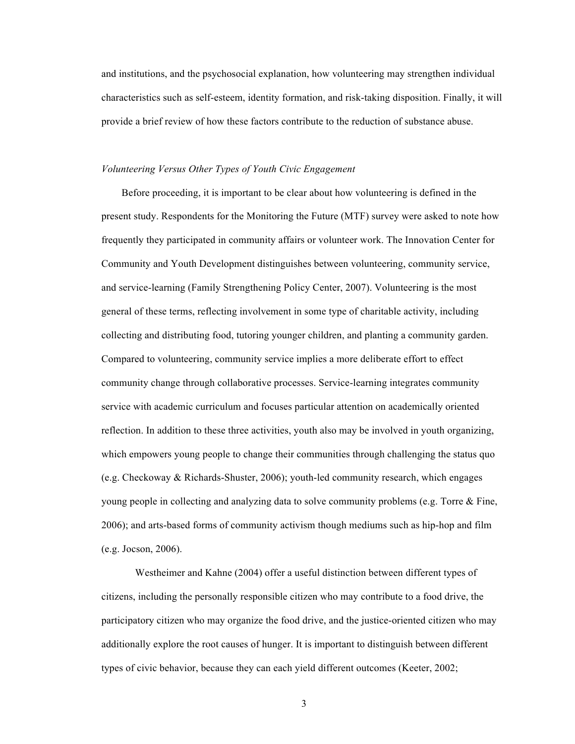and institutions, and the psychosocial explanation, how volunteering may strengthen individual characteristics such as self-esteem, identity formation, and risk-taking disposition. Finally, it will provide a brief review of how these factors contribute to the reduction of substance abuse.

### *Volunteering Versus Other Types of Youth Civic Engagement*

Before proceeding, it is important to be clear about how volunteering is defined in the present study. Respondents for the Monitoring the Future (MTF) survey were asked to note how frequently they participated in community affairs or volunteer work. The Innovation Center for Community and Youth Development distinguishes between volunteering, community service, and service-learning (Family Strengthening Policy Center, 2007). Volunteering is the most general of these terms, reflecting involvement in some type of charitable activity, including collecting and distributing food, tutoring younger children, and planting a community garden. Compared to volunteering, community service implies a more deliberate effort to effect community change through collaborative processes. Service-learning integrates community service with academic curriculum and focuses particular attention on academically oriented reflection. In addition to these three activities, youth also may be involved in youth organizing, which empowers young people to change their communities through challenging the status quo (e.g. Checkoway & Richards-Shuster, 2006); youth-led community research, which engages young people in collecting and analyzing data to solve community problems (e.g. Torre & Fine, 2006); and arts-based forms of community activism though mediums such as hip-hop and film (e.g. Jocson, 2006).

Westheimer and Kahne (2004) offer a useful distinction between different types of citizens, including the personally responsible citizen who may contribute to a food drive, the participatory citizen who may organize the food drive, and the justice-oriented citizen who may additionally explore the root causes of hunger. It is important to distinguish between different types of civic behavior, because they can each yield different outcomes (Keeter, 2002;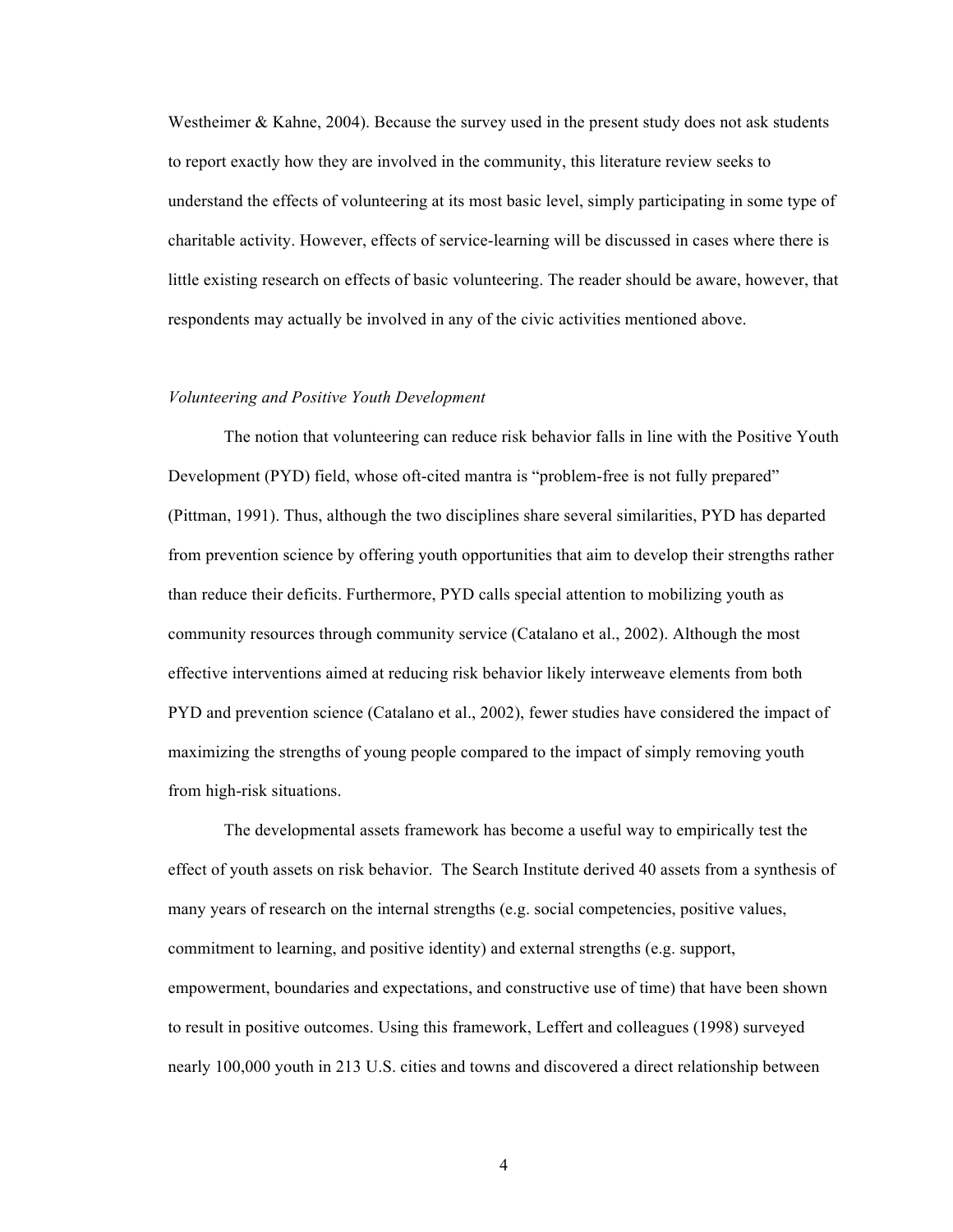Westheimer & Kahne, 2004). Because the survey used in the present study does not ask students to report exactly how they are involved in the community, this literature review seeks to understand the effects of volunteering at its most basic level, simply participating in some type of charitable activity. However, effects of service-learning will be discussed in cases where there is little existing research on effects of basic volunteering. The reader should be aware, however, that respondents may actually be involved in any of the civic activities mentioned above.

*Volunteering and Positive Youth Development*

The notion that volunteering can reduce risk behavior falls in line with the Positive Youth Development (PYD) field, whose oft-cited mantra is "problem-free is not fully prepared" (Pittman, 1991). Thus, although the two disciplines share several similarities, PYD has departed from prevention science by offering youth opportunities that aim to develop their strengths rather than reduce their deficits. Furthermore, PYD calls special attention to mobilizing youth as community resources through community service (Catalano et al., 2002). Although the most effective interventions aimed at reducing risk behavior likely interweave elements from both PYD and prevention science (Catalano et al., 2002), fewer studies have considered the impact of maximizing the strengths of young people compared to the impact of simply removing youth from high-risk situations.

The developmental assets framework has become a useful way to empirically test the effect of youth assets on risk behavior. The Search Institute derived 40 assets from a synthesis of many years of research on the internal strengths (e.g. social competencies, positive values, commitment to learning, and positive identity) and external strengths (e.g. support, empowerment, boundaries and expectations, and constructive use of time) that have been shown to result in positive outcomes. Using this framework, Leffert and colleagues (1998) surveyed nearly 100,000 youth in 213 U.S. cities and towns and discovered a direct relationship between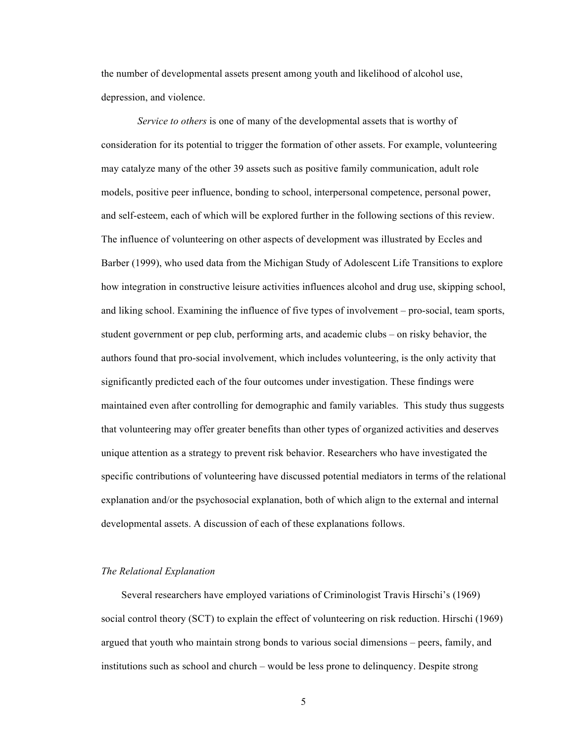the number of developmental assets present among youth and likelihood of alcohol use, depression, and violence.

*Service to others* is one of many of the developmental assets that is worthy of consideration for its potential to trigger the formation of other assets. For example, volunteering may catalyze many of the other 39 assets such as positive family communication, adult role models, positive peer influence, bonding to school, interpersonal competence, personal power, and self-esteem, each of which will be explored further in the following sections of this review. The influence of volunteering on other aspects of development was illustrated by Eccles and Barber (1999), who used data from the Michigan Study of Adolescent Life Transitions to explore how integration in constructive leisure activities influences alcohol and drug use, skipping school, and liking school. Examining the influence of five types of involvement – pro-social, team sports, student government or pep club, performing arts, and academic clubs – on risky behavior, the authors found that pro-social involvement, which includes volunteering, is the only activity that significantly predicted each of the four outcomes under investigation. These findings were maintained even after controlling for demographic and family variables.  This study thus suggests that volunteering may offer greater benefits than other types of organized activities and deserves unique attention as a strategy to prevent risk behavior. Researchers who have investigated the specific contributions of volunteering have discussed potential mediators in terms of the relational explanation and/or the psychosocial explanation, both of which align to the external and internal developmental assets. A discussion of each of these explanations follows.

### *The Relational Explanation*

Several researchers have employed variations of Criminologist Travis Hirschi's (1969) social control theory (SCT) to explain the effect of volunteering on risk reduction. Hirschi (1969) argued that youth who maintain strong bonds to various social dimensions – peers, family, and institutions such as school and church – would be less prone to delinquency. Despite strong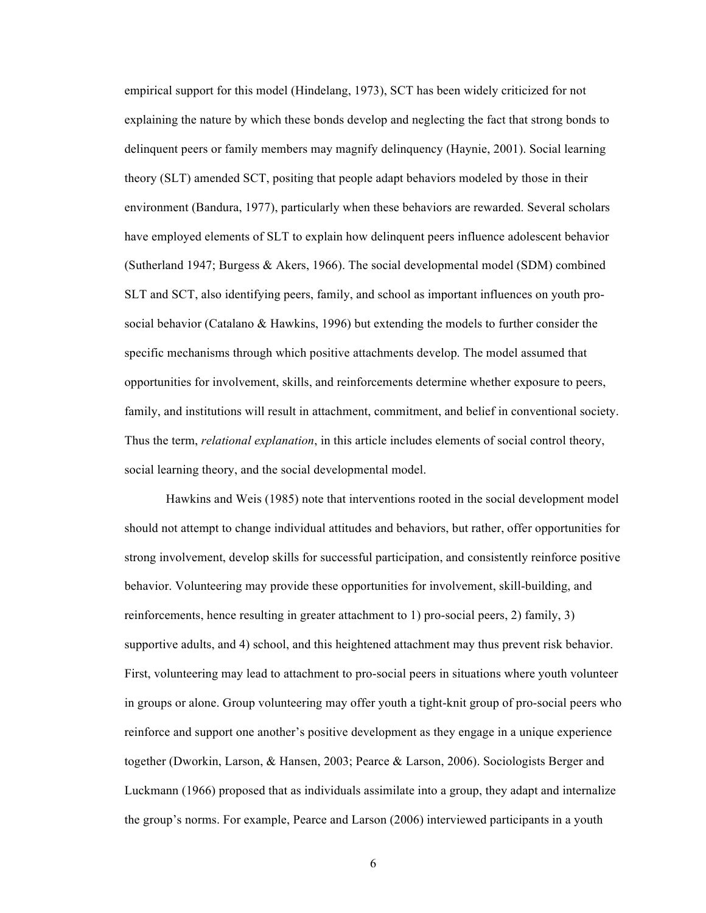empirical support for this model (Hindelang, 1973), SCT has been widely criticized for not explaining the nature by which these bonds develop and neglecting the fact that strong bonds to delinquent peers or family members may magnify delinquency (Haynie, 2001). Social learning theory (SLT) amended SCT, positing that people adapt behaviors modeled by those in their environment (Bandura, 1977), particularly when these behaviors are rewarded. Several scholars have employed elements of SLT to explain how delinquent peers influence adolescent behavior (Sutherland 1947; Burgess & Akers, 1966). The social developmental model (SDM) combined SLT and SCT, also identifying peers, family, and school as important influences on youth pro-social behavior (Catalano & Hawkins, 1996) but extending the models to further consider the specific mechanisms through which positive attachments develop. The model assumed that opportunities for involvement, skills, and reinforcements determine whether exposure to peers, family, and institutions will result in attachment, commitment, and belief in conventional society. Thus the term, *relational explanation*, in this article includes elements of social control theory, social learning theory, and the social developmental model.

Hawkins and Weis (1985) note that interventions rooted in the social development model should not attempt to change individual attitudes and behaviors, but rather, offer opportunities for strong involvement, develop skills for successful participation, and consistently reinforce positive behavior. Volunteering may provide these opportunities for involvement, skill-building, and reinforcements, hence resulting in greater attachment to 1) pro-social peers, 2) family, 3) supportive adults, and 4) school, and this heightened attachment may thus prevent risk behavior. First, volunteering may lead to attachment to pro-social peers in situations where youth volunteer in groups or alone. Group volunteering may offer youth a tight-knit group of pro-social peers who reinforce and support one another's positive development as they engage in a unique experience together (Dworkin, Larson, & Hansen, 2003; Pearce & Larson, 2006). Sociologists Berger and Luckmann (1966) proposed that as individuals assimilate into a group, they adapt and internalize the group's norms. For example, Pearce and Larson (2006) interviewed participants in a youth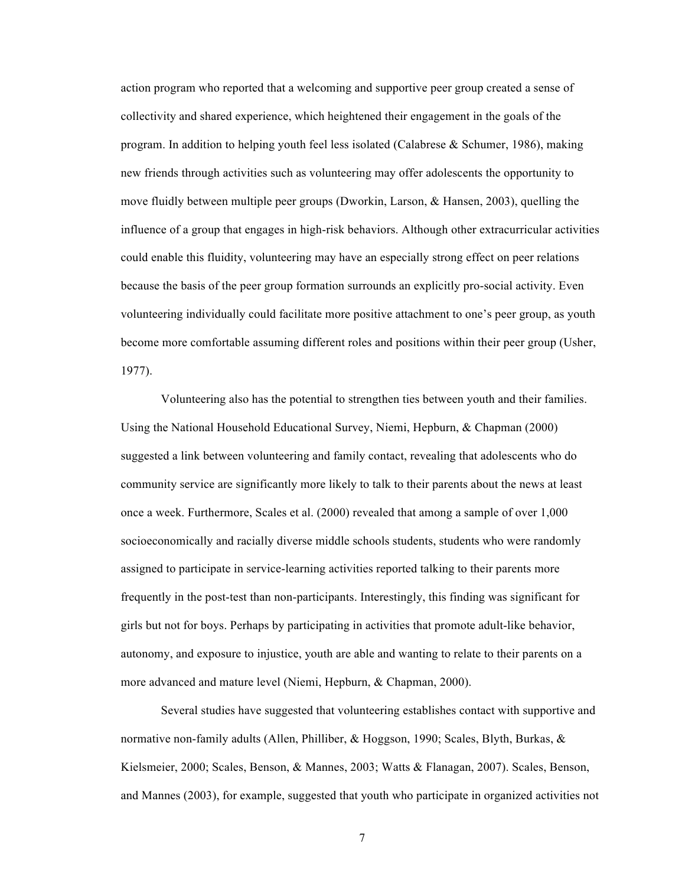action program who reported that a welcoming and supportive peer group created a sense of collectivity and shared experience, which heightened their engagement in the goals of the program. In addition to helping youth feel less isolated (Calabrese & Schumer, 1986), making new friends through activities such as volunteering may offer adolescents the opportunity to move fluidly between multiple peer groups (Dworkin, Larson, & Hansen, 2003), quelling the influence of a group that engages in high-risk behaviors. Although other extracurricular activities could enable this fluidity, volunteering may have an especially strong effect on peer relations because the basis of the peer group formation surrounds an explicitly pro-social activity. Even volunteering individually could facilitate more positive attachment to one's peer group, as youth become more comfortable assuming different roles and positions within their peer group (Usher, 1977).

Volunteering also has the potential to strengthen ties between youth and their families. Using the National Household Educational Survey, Niemi, Hepburn, & Chapman (2000) suggested a link between volunteering and family contact, revealing that adolescents who do community service are significantly more likely to talk to their parents about the news at least once a week. Furthermore, Scales et al. (2000) revealed that among a sample of over 1,000 socioeconomically and racially diverse middle schools students, students who were randomly assigned to participate in service-learning activities reported talking to their parents more frequently in the post-test than non-participants. Interestingly, this finding was significant for girls but not for boys. Perhaps by participating in activities that promote adult-like behavior, autonomy, and exposure to injustice, youth are able and wanting to relate to their parents on a more advanced and mature level (Niemi, Hepburn, & Chapman, 2000).

Several studies have suggested that volunteering establishes contact with supportive and normative non-family adults (Allen, Philliber, & Hoggson, 1990; Scales, Blyth, Burkas, & Kielsmeier, 2000; Scales, Benson, & Mannes, 2003; Watts & Flanagan, 2007). Scales, Benson, and Mannes (2003), for example, suggested that youth who participate in organized activities not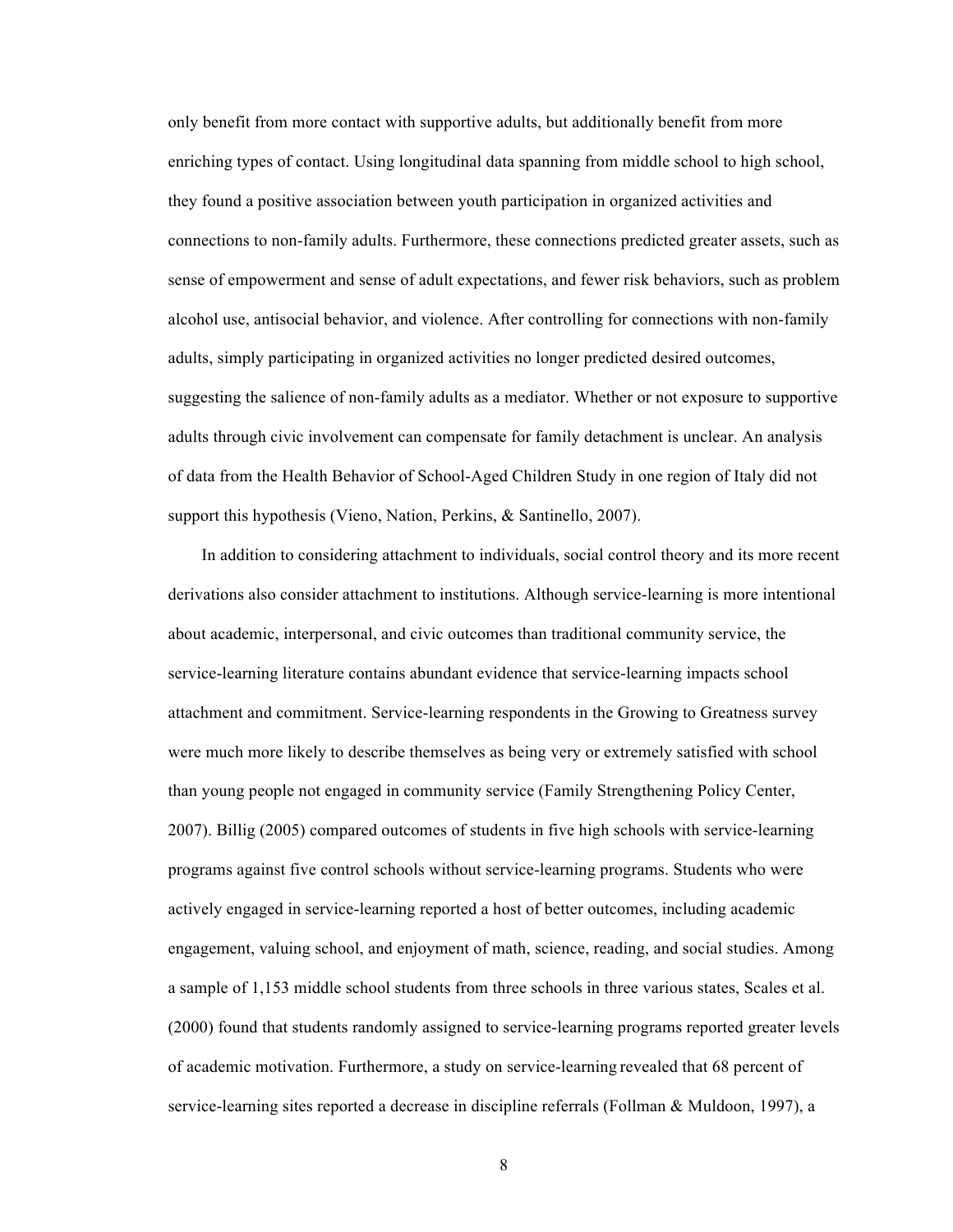only benefit from more contact with supportive adults, but additionally benefit from more enriching types of contact. Using longitudinal data spanning from middle school to high school, they found a positive association between youth participation in organized activities and connections to non-family adults. Furthermore, these connections predicted greater assets, such as sense of empowerment and sense of adult expectations, and fewer risk behaviors, such as problem alcohol use, antisocial behavior, and violence. After controlling for connections with non-family adults, simply participating in organized activities no longer predicted desired outcomes, suggesting the salience of non-family adults as a mediator. Whether or not exposure to supportive adults through civic involvement can compensate for family detachment is unclear. An analysis of data from the Health Behavior of School-Aged Children Study in one region of Italy did not support this hypothesis (Vieno, Nation, Perkins, & Santinello, 2007).

In addition to considering attachment to individuals, social control theory and its more recent derivations also consider attachment to institutions. Although service-learning is more intentional about academic, interpersonal, and civic outcomes than traditional community service, the service-learning literature contains abundant evidence that service-learning impacts school attachment and commitment. Service-learning respondents in the Growing to Greatness survey were much more likely to describe themselves as being very or extremely satisfied with school than young people not engaged in community service (Family Strengthening Policy Center, 2007). Billig (2005) compared outcomes of students in five high schools with service-learning programs against five control schools without service-learning programs. Students who were actively engaged in service-learning reported a host of better outcomes, including academic engagement, valuing school, and enjoyment of math, science, reading, and social studies. Among a sample of 1,153 middle school students from three schools in three various states, Scales et al. (2000) found that students randomly assigned to service-learning programs reported greater levels of academic motivation. Furthermore, a study on service-learning revealed that 68 percent of service-learning sites reported a decrease in discipline referrals (Follman & Muldoon, 1997), a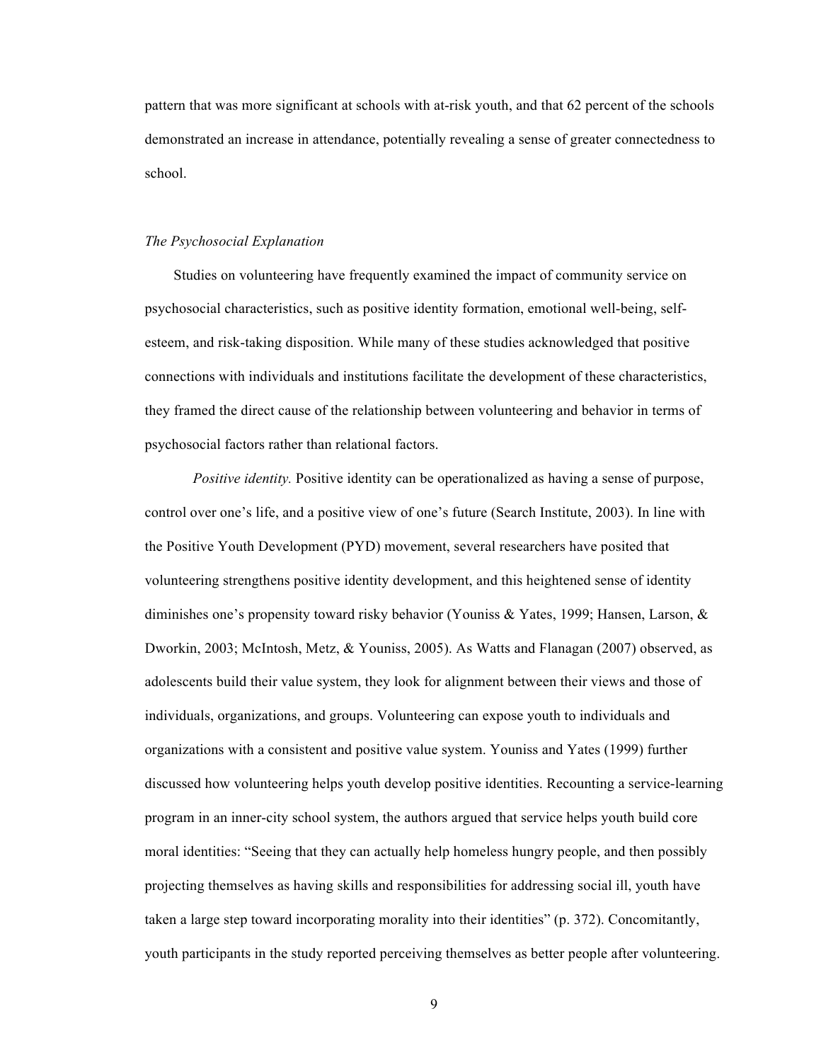pattern that was more significant at schools with at-risk youth, and that 62 percent of the schools demonstrated an increase in attendance, potentially revealing a sense of greater connectedness to school.

### *The Psychosocial Explanation*

Studies on volunteering have frequently examined the impact of community service on psychosocial characteristics, such as positive identity formation, emotional well-being, self-esteem, and risk-taking disposition. While many of these studies acknowledged that positive connections with individuals and institutions facilitate the development of these characteristics, they framed the direct cause of the relationship between volunteering and behavior in terms of psychosocial factors rather than relational factors.

*Positive identity.* Positive identity can be operationalized as having a sense of purpose, control over one's life, and a positive view of one's future (Search Institute, 2003). In line with the Positive Youth Development (PYD) movement, several researchers have posited that volunteering strengthens positive identity development, and this heightened sense of identity diminishes one's propensity toward risky behavior (Youniss & Yates, 1999; Hansen, Larson, & Dworkin, 2003; McIntosh, Metz, & Youniss, 2005). As Watts and Flanagan (2007) observed, as adolescents build their value system, they look for alignment between their views and those of individuals, organizations, and groups. Volunteering can expose youth to individuals and organizations with a consistent and positive value system. Youniss and Yates (1999) further discussed how volunteering helps youth develop positive identities. Recounting a service-learning program in an inner-city school system, the authors argued that service helps youth build core moral identities: "Seeing that they can actually help homeless hungry people, and then possibly projecting themselves as having skills and responsibilities for addressing social ill, youth have taken a large step toward incorporating morality into their identities" (p. 372). Concomitantly, youth participants in the study reported perceiving themselves as better people after volunteering.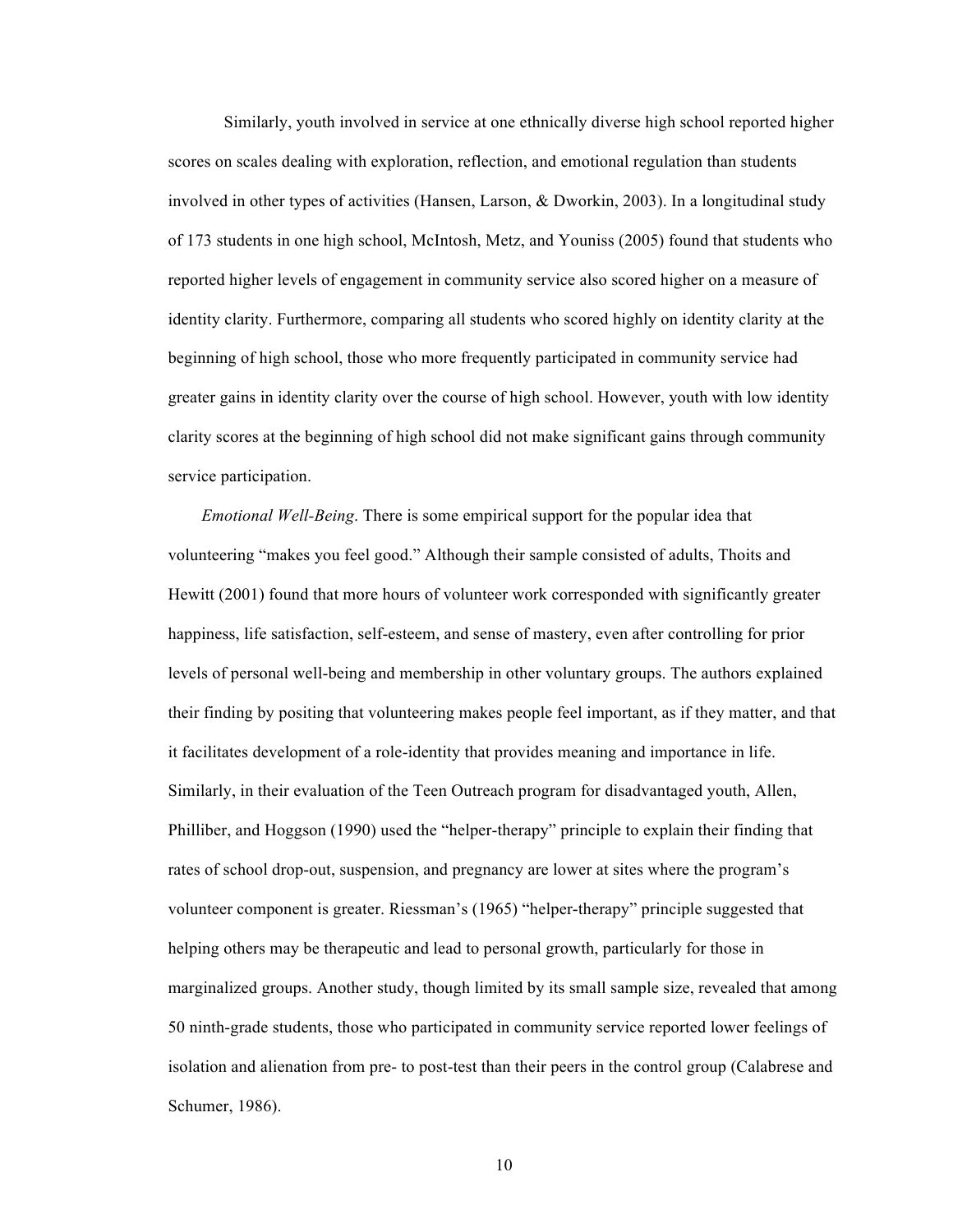Similarly, youth involved in service at one ethnically diverse high school reported higher scores on scales dealing with exploration, reflection, and emotional regulation than students involved in other types of activities (Hansen, Larson, & Dworkin, 2003). In a longitudinal study of 173 students in one high school, McIntosh, Metz, and Youniss (2005) found that students who reported higher levels of engagement in community service also scored higher on a measure of identity clarity. Furthermore, comparing all students who scored highly on identity clarity at the beginning of high school, those who more frequently participated in community service had greater gains in identity clarity over the course of high school. However, youth with low identity clarity scores at the beginning of high school did not make significant gains through community service participation.

*Emotional Well-Being*. There is some empirical support for the popular idea that volunteering "makes you feel good." Although their sample consisted of adults, Thoits and Hewitt (2001) found that more hours of volunteer work corresponded with significantly greater happiness, life satisfaction, self-esteem, and sense of mastery, even after controlling for prior levels of personal well-being and membership in other voluntary groups. The authors explained their finding by positing that volunteering makes people feel important, as if they matter, and that it facilitates development of a role-identity that provides meaning and importance in life. Similarly, in their evaluation of the Teen Outreach program for disadvantaged youth, Allen, Philliber, and Hoggson (1990) used the "helper-therapy" principle to explain their finding that rates of school drop-out, suspension, and pregnancy are lower at sites where the program's volunteer component is greater. Riessman's (1965) "helper-therapy" principle suggested that helping others may be therapeutic and lead to personal growth, particularly for those in marginalized groups. Another study, though limited by its small sample size, revealed that among 50 ninth-grade students, those who participated in community service reported lower feelings of isolation and alienation from pre- to post-test than their peers in the control group (Calabrese and Schumer, 1986).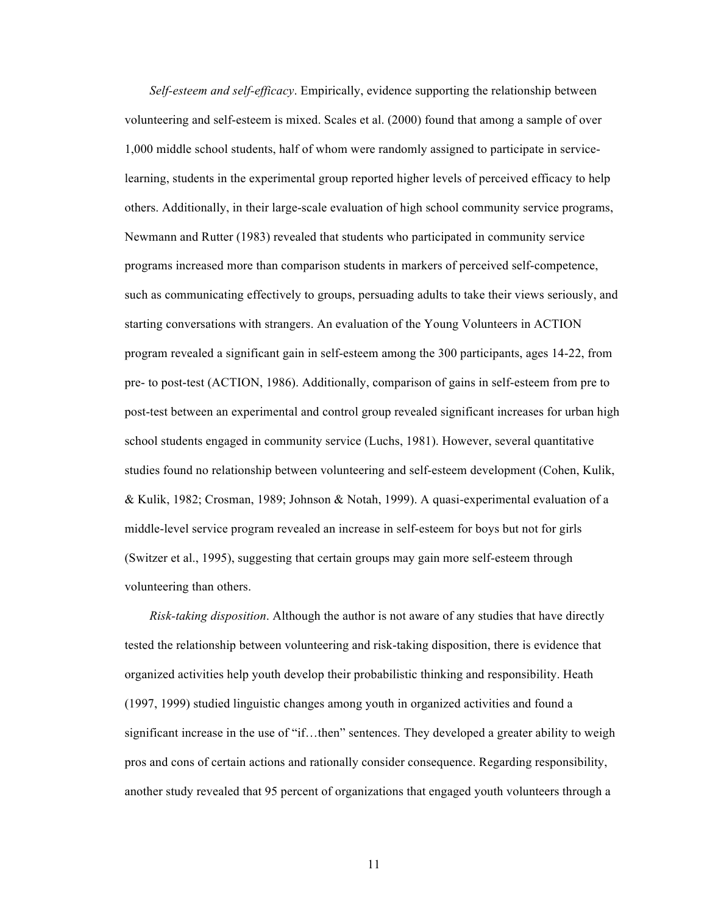*Self-esteem and self-efficacy*. Empirically, evidence supporting the relationship between volunteering and self-esteem is mixed. Scales et al. (2000) found that among a sample of over 1,000 middle school students, half of whom were randomly assigned to participate in service-learning, students in the experimental group reported higher levels of perceived efficacy to help others. Additionally, in their large-scale evaluation of high school community service programs, Newmann and Rutter (1983) revealed that students who participated in community service programs increased more than comparison students in markers of perceived self-competence, such as communicating effectively to groups, persuading adults to take their views seriously, and starting conversations with strangers. An evaluation of the Young Volunteers in ACTION program revealed a significant gain in self-esteem among the 300 participants, ages 14-22, from pre- to post-test (ACTION, 1986). Additionally, comparison of gains in self-esteem from pre to post-test between an experimental and control group revealed significant increases for urban high school students engaged in community service (Luchs, 1981). However, several quantitative studies found no relationship between volunteering and self-esteem development (Cohen, Kulik, & Kulik, 1982; Crosman, 1989; Johnson & Notah, 1999). A quasi-experimental evaluation of a middle-level service program revealed an increase in self-esteem for boys but not for girls (Switzer et al., 1995), suggesting that certain groups may gain more self-esteem through volunteering than others.

*Risk-taking disposition*. Although the author is not aware of any studies that have directly tested the relationship between volunteering and risk-taking disposition, there is evidence that organized activities help youth develop their probabilistic thinking and responsibility. Heath (1997, 1999) studied linguistic changes among youth in organized activities and found a significant increase in the use of "if…then" sentences. They developed a greater ability to weigh pros and cons of certain actions and rationally consider consequence. Regarding responsibility, another study revealed that 95 percent of organizations that engaged youth volunteers through a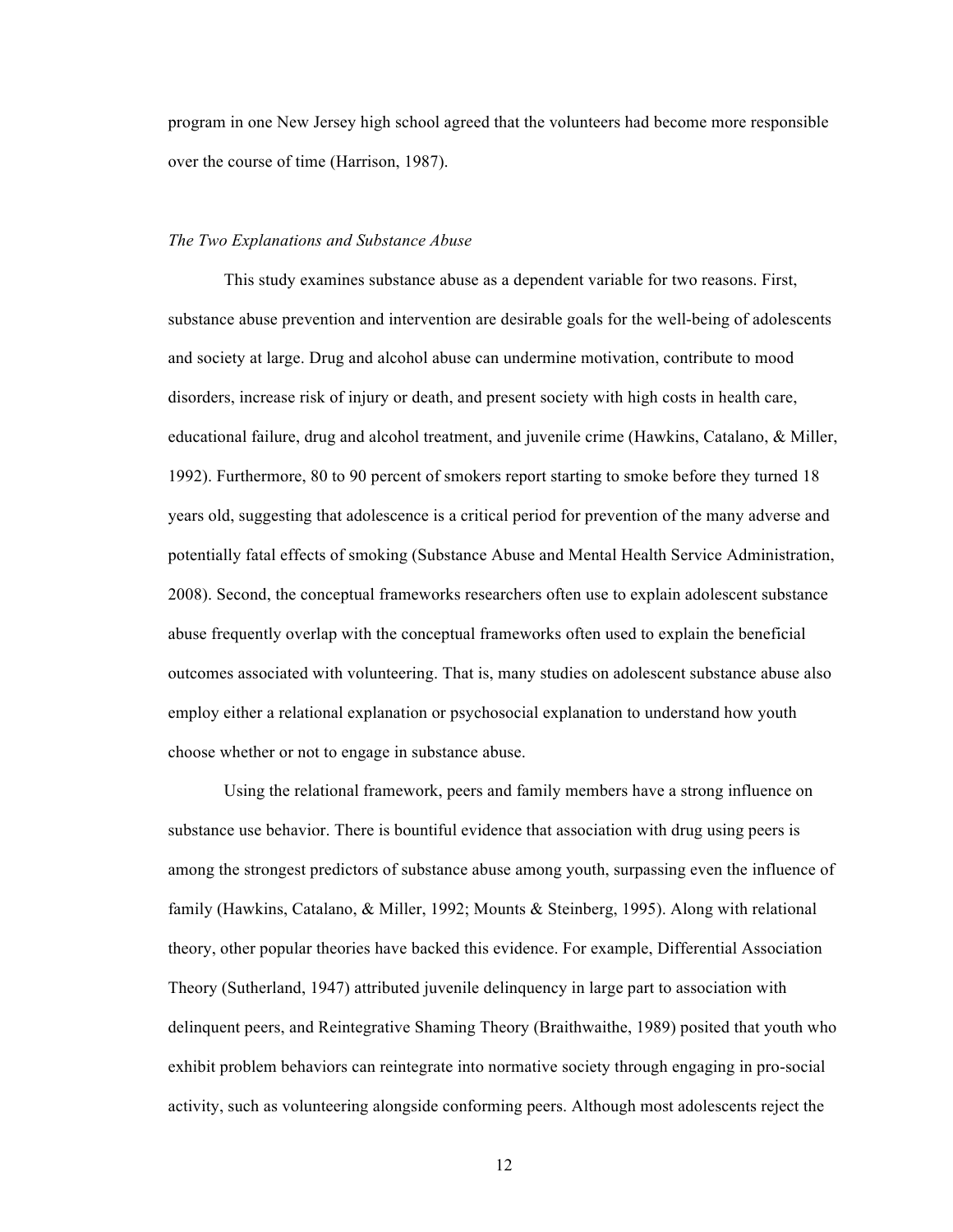program in one New Jersey high school agreed that the volunteers had become more responsible over the course of time (Harrison, 1987).

### *The Two Explanations and Substance Abuse*

This study examines substance abuse as a dependent variable for two reasons. First, substance abuse prevention and intervention are desirable goals for the well-being of adolescents and society at large. Drug and alcohol abuse can undermine motivation, contribute to mood disorders, increase risk of injury or death, and present society with high costs in health care, educational failure, drug and alcohol treatment, and juvenile crime (Hawkins, Catalano, & Miller, 1992). Furthermore, 80 to 90 percent of smokers report starting to smoke before they turned 18 years old, suggesting that adolescence is a critical period for prevention of the many adverse and potentially fatal effects of smoking (Substance Abuse and Mental Health Service Administration, 2008). Second, the conceptual frameworks researchers often use to explain adolescent substance abuse frequently overlap with the conceptual frameworks often used to explain the beneficial outcomes associated with volunteering. That is, many studies on adolescent substance abuse also employ either a relational explanation or psychosocial explanation to understand how youth choose whether or not to engage in substance abuse.

Using the relational framework, peers and family members have a strong influence on substance use behavior. There is bountiful evidence that association with drug using peers is among the strongest predictors of substance abuse among youth, surpassing even the influence of family (Hawkins, Catalano, & Miller, 1992; Mounts & Steinberg, 1995). Along with relational theory, other popular theories have backed this evidence. For example, Differential Association Theory (Sutherland, 1947) attributed juvenile delinquency in large part to association with delinquent peers, and Reintegrative Shaming Theory (Braithwaithe, 1989) posited that youth who exhibit problem behaviors can reintegrate into normative society through engaging in pro-social activity, such as volunteering alongside conforming peers. Although most adolescents reject the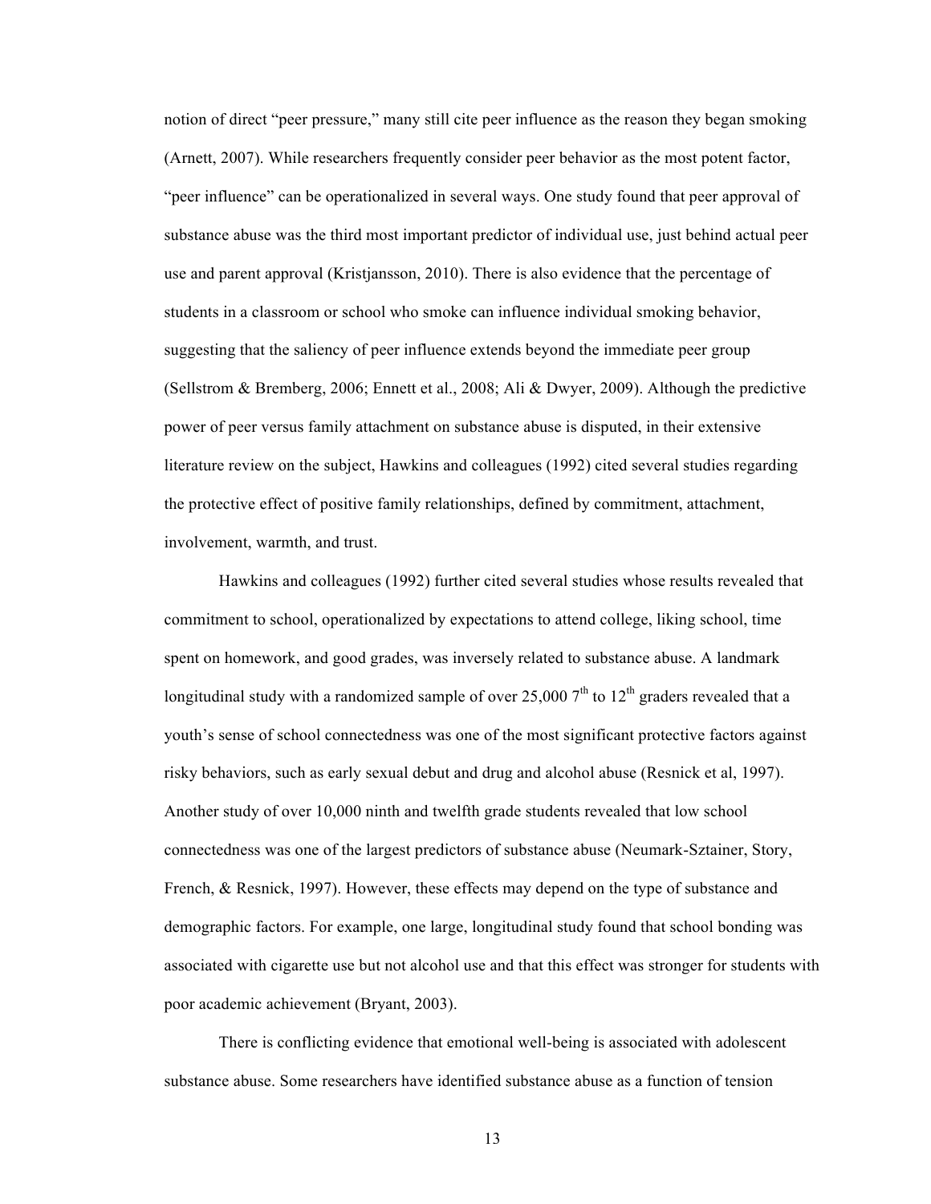notion of direct "peer pressure," many still cite peer influence as the reason they began smoking (Arnett, 2007). While researchers frequently consider peer behavior as the most potent factor, "peer influence" can be operationalized in several ways. One study found that peer approval of substance abuse was the third most important predictor of individual use, just behind actual peer use and parent approval (Kristjansson, 2010). There is also evidence that the percentage of students in a classroom or school who smoke can influence individual smoking behavior, suggesting that the saliency of peer influence extends beyond the immediate peer group (Sellstrom & Bremberg, 2006; Ennett et al., 2008; Ali & Dwyer, 2009). Although the predictive power of peer versus family attachment on substance abuse is disputed, in their extensive literature review on the subject, Hawkins and colleagues (1992) cited several studies regarding the protective effect of positive family relationships, defined by commitment, attachment, involvement, warmth, and trust.

Hawkins and colleagues (1992) further cited several studies whose results revealed that commitment to school, operationalized by expectations to attend college, liking school, time spent on homework, and good grades, was inversely related to substance abuse. A landmark longitudinal study with a randomized sample of over 25,000 7th to 12th graders revealed that a youth's sense of school connectedness was one of the most significant protective factors against risky behaviors, such as early sexual debut and drug and alcohol abuse (Resnick et al, 1997). Another study of over 10,000 ninth and twelfth grade students revealed that low school connectedness was one of the largest predictors of substance abuse (Neumark-Sztainer, Story, French, & Resnick, 1997). However, these effects may depend on the type of substance and demographic factors. For example, one large, longitudinal study found that school bonding was associated with cigarette use but not alcohol use and that this effect was stronger for students with poor academic achievement (Bryant, 2003).

There is conflicting evidence that emotional well-being is associated with adolescent substance abuse. Some researchers have identified substance abuse as a function of tension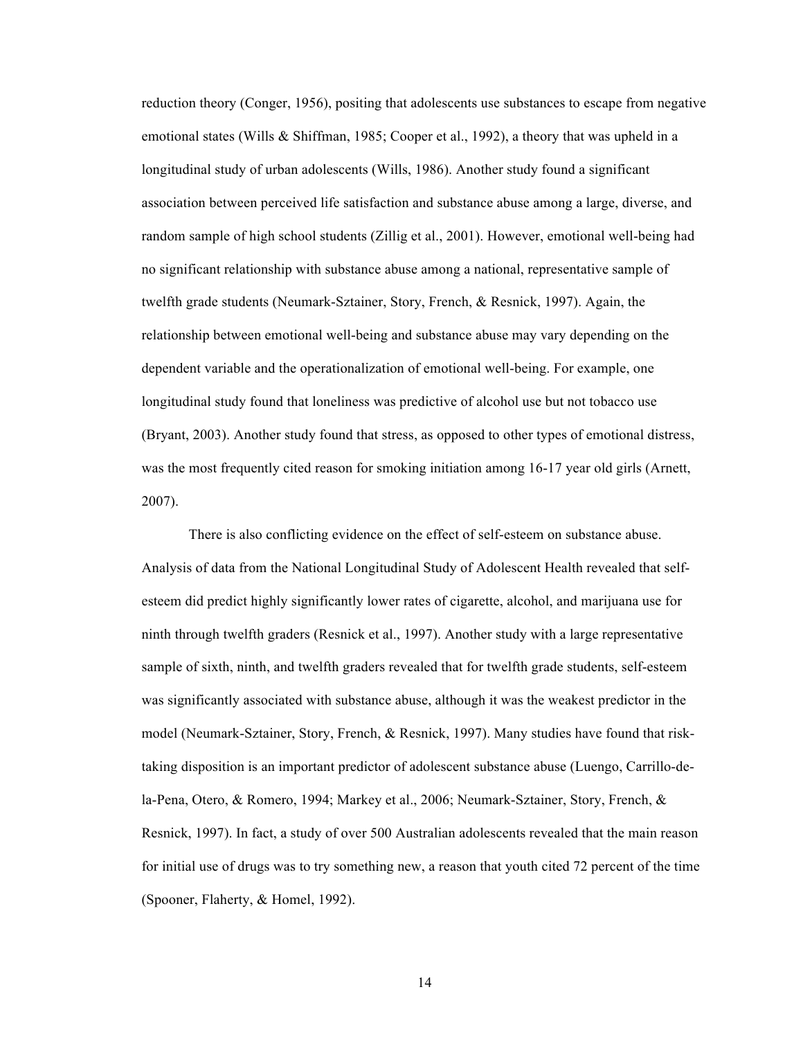reduction theory (Conger, 1956), positing that adolescents use substances to escape from negative emotional states (Wills & Shiffman, 1985; Cooper et al., 1992), a theory that was upheld in a longitudinal study of urban adolescents (Wills, 1986). Another study found a significant association between perceived life satisfaction and substance abuse among a large, diverse, and random sample of high school students (Zillig et al., 2001). However, emotional well-being had no significant relationship with substance abuse among a national, representative sample of twelfth grade students (Neumark-Sztainer, Story, French, & Resnick, 1997). Again, the relationship between emotional well-being and substance abuse may vary depending on the dependent variable and the operationalization of emotional well-being. For example, one longitudinal study found that loneliness was predictive of alcohol use but not tobacco use (Bryant, 2003). Another study found that stress, as opposed to other types of emotional distress, was the most frequently cited reason for smoking initiation among 16-17 year old girls (Arnett, 2007).

There is also conflicting evidence on the effect of self-esteem on substance abuse. Analysis of data from the National Longitudinal Study of Adolescent Health revealed that self-esteem did predict highly significantly lower rates of cigarette, alcohol, and marijuana use for ninth through twelfth graders (Resnick et al., 1997). Another study with a large representative sample of sixth, ninth, and twelfth graders revealed that for twelfth grade students, self-esteem was significantly associated with substance abuse, although it was the weakest predictor in the model (Neumark-Sztainer, Story, French, & Resnick, 1997). Many studies have found that risk-taking disposition is an important predictor of adolescent substance abuse (Luengo, Carrillo-de-la-Pena, Otero, & Romero, 1994; Markey et al., 2006; Neumark-Sztainer, Story, French, & Resnick, 1997). In fact, a study of over 500 Australian adolescents revealed that the main reason for initial use of drugs was to try something new, a reason that youth cited 72 percent of the time (Spooner, Flaherty, & Homel, 1992).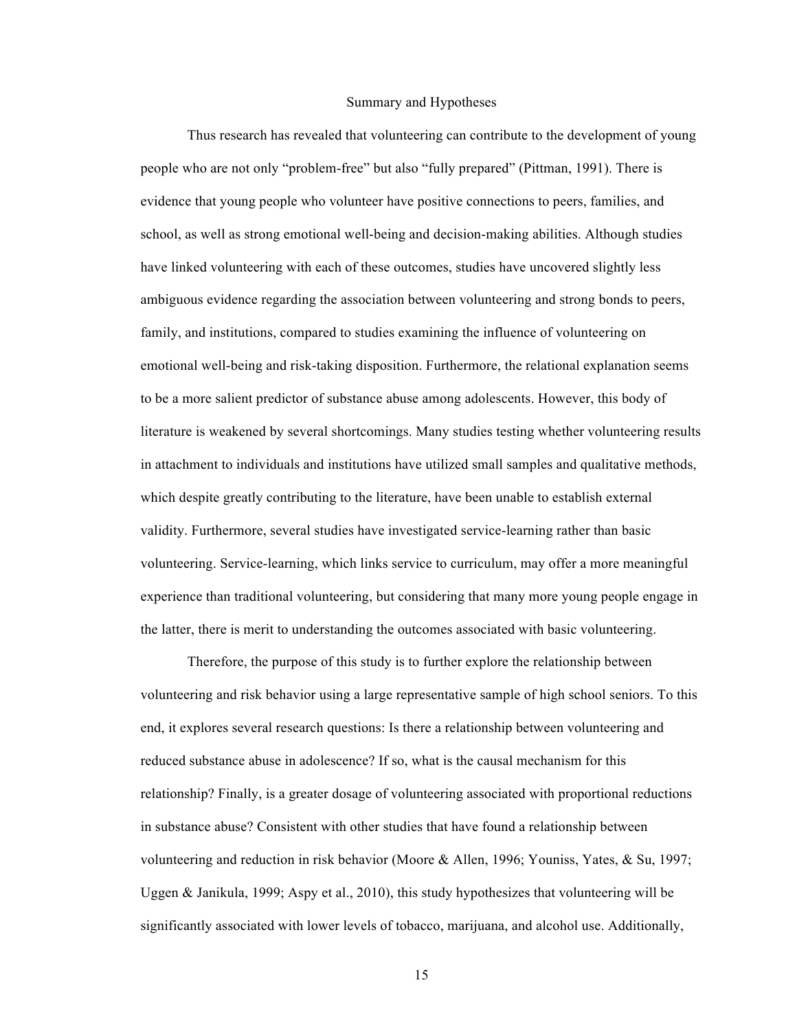## Summary and Hypotheses

Thus research has revealed that volunteering can contribute to the development of young people who are not only "problem-free" but also "fully prepared" (Pittman, 1991). There is evidence that young people who volunteer have positive connections to peers, families, and school, as well as strong emotional well-being and decision-making abilities. Although studies have linked volunteering with each of these outcomes, studies have uncovered slightly less ambiguous evidence regarding the association between volunteering and strong bonds to peers, family, and institutions, compared to studies examining the influence of volunteering on emotional well-being and risk-taking disposition. Furthermore, the relational explanation seems to be a more salient predictor of substance abuse among adolescents. However, this body of literature is weakened by several shortcomings. Many studies testing whether volunteering results in attachment to individuals and institutions have utilized small samples and qualitative methods, which despite greatly contributing to the literature, have been unable to establish external validity. Furthermore, several studies have investigated service-learning rather than basic volunteering. Service-learning, which links service to curriculum, may offer a more meaningful experience than traditional volunteering, but considering that many more young people engage in the latter, there is merit to understanding the outcomes associated with basic volunteering.

Therefore, the purpose of this study is to further explore the relationship between volunteering and risk behavior using a large representative sample of high school seniors. To this end, it explores several research questions: Is there a relationship between volunteering and reduced substance abuse in adolescence? If so, what is the causal mechanism for this relationship? Finally, is a greater dosage of volunteering associated with proportional reductions in substance abuse? Consistent with other studies that have found a relationship between volunteering and reduction in risk behavior (Moore & Allen, 1996; Youniss, Yates, & Su, 1997; Uggen & Janikula, 1999; Aspy et al., 2010), this study hypothesizes that volunteering will be significantly associated with lower levels of tobacco, marijuana, and alcohol use. Additionally,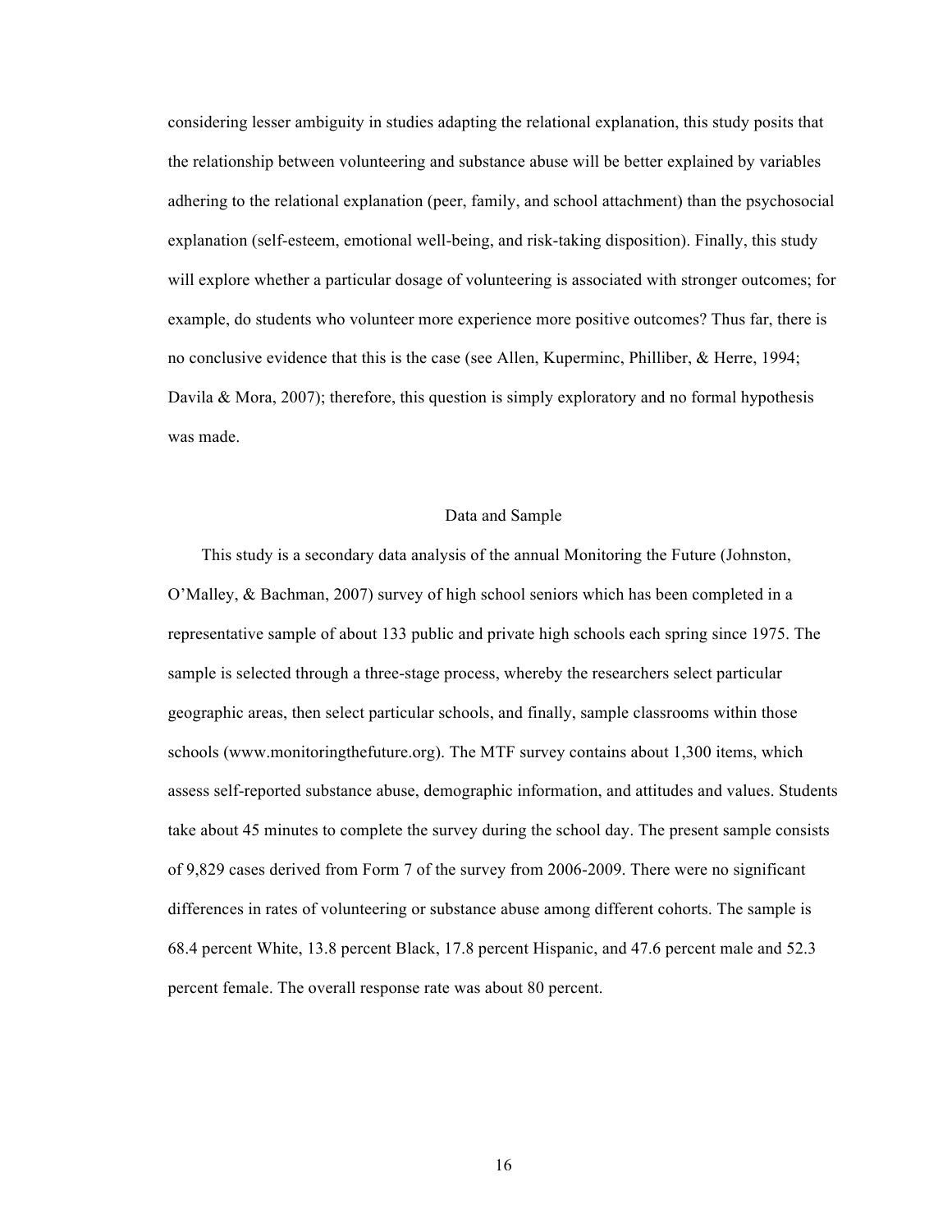considering lesser ambiguity in studies adapting the relational explanation, this study posits that the relationship between volunteering and substance abuse will be better explained by variables adhering to the relational explanation (peer, family, and school attachment) than the psychosocial explanation (self-esteem, emotional well-being, and risk-taking disposition). Finally, this study will explore whether a particular dosage of volunteering is associated with stronger outcomes; for example, do students who volunteer more experience more positive outcomes? Thus far, there is no conclusive evidence that this is the case (see Allen, Kuperminc, Philliber, & Herre, 1994; Davila & Mora, 2007); therefore, this question is simply exploratory and no formal hypothesis was made.

## Data and Sample

This study is a secondary data analysis of the annual Monitoring the Future (Johnston, O'Malley, & Bachman, 2007) survey of high school seniors which has been completed in a representative sample of about 133 public and private high schools each spring since 1975. The sample is selected through a three-stage process, whereby the researchers select particular geographic areas, then select particular schools, and finally, sample classrooms within those schools (www.monitoringthefuture.org). The MTF survey contains about 1,300 items, which assess self-reported substance abuse, demographic information, and attitudes and values. Students take about 45 minutes to complete the survey during the school day. The present sample consists of 9,829 cases derived from Form 7 of the survey from 2006-2009. There were no significant differences in rates of volunteering or substance abuse among different cohorts. The sample is 68.4 percent White, 13.8 percent Black, 17.8 percent Hispanic, and 47.6 percent male and 52.3 percent female. The overall response rate was about 80 percent.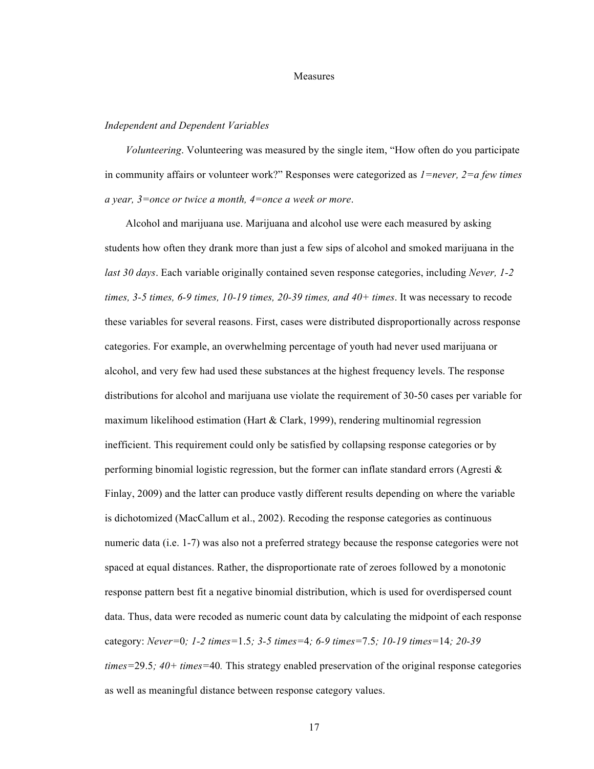# Measures

*Independent and Dependent Variables*

*Volunteering*. Volunteering was measured by the single item, "How often do you participate in community affairs or volunteer work?" Responses were categorized as *1=never, 2=a few times a year, 3=once or twice a month, 4=once a week or more*.

Alcohol and marijuana use. Marijuana and alcohol use were each measured by asking students how often they drank more than just a few sips of alcohol and smoked marijuana in the *last 30 days*. Each variable originally contained seven response categories, including *Never, 1-2 times, 3-5 times, 6-9 times, 10-19 times, 20-39 times, and 40+ times*. It was necessary to recode these variables for several reasons. First, cases were distributed disproportionally across response categories. For example, an overwhelming percentage of youth had never used marijuana or alcohol, and very few had used these substances at the highest frequency levels. The response distributions for alcohol and marijuana use violate the requirement of 30-50 cases per variable for maximum likelihood estimation (Hart & Clark, 1999), rendering multinomial regression inefficient. This requirement could only be satisfied by collapsing response categories or by performing binomial logistic regression, but the former can inflate standard errors (Agresti & Finlay, 2009) and the latter can produce vastly different results depending on where the variable is dichotomized (MacCallum et al., 2002). Recoding the response categories as continuous numeric data (i.e. 1-7) was also not a preferred strategy because the response categories were not spaced at equal distances. Rather, the disproportionate rate of zeroes followed by a monotonic response pattern best fit a negative binomial distribution, which is used for overdispersed count data. Thus, data were recoded as numeric count data by calculating the midpoint of each response category: *Never*=0*; 1-2 times*=1.5*; 3-5 times*=4*; 6-9 times*=7.5*; 10-19 times*=14*; 20-39 times*=29.5*; 40+ times*=40*.* This strategy enabled preservation of the original response categories as well as meaningful distance between response category values.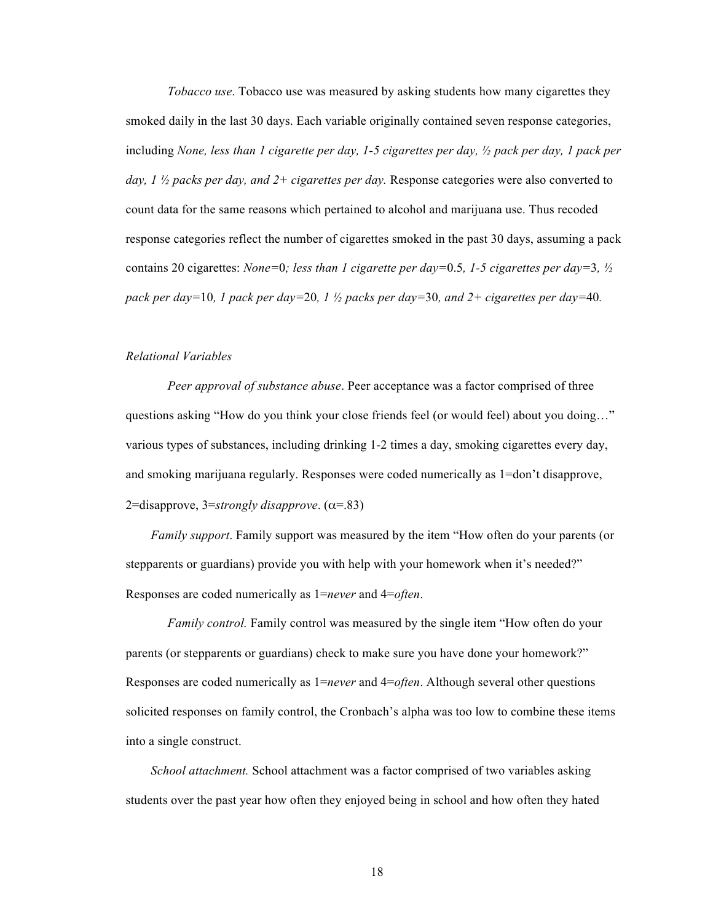*Tobacco use*. Tobacco use was measured by asking students how many cigarettes they smoked daily in the last 30 days. Each variable originally contained seven response categories, including *None, less than 1 cigarette per day, 1-5 cigarettes per day, ½ pack per day, 1 pack per day, 1 ½ packs per day, and 2+ cigarettes per day.* Response categories were also converted to count data for the same reasons which pertained to alcohol and marijuana use. Thus recoded response categories reflect the number of cigarettes smoked in the past 30 days, assuming a pack contains 20 cigarettes: *None*=0*; less than 1 cigarette per day*=0.5*, 1-5 cigarettes per day*=3*, ½ pack per day*=10*, 1 pack per day*=20*, 1 ½ packs per day*=30*, and 2+ cigarettes per day*=40*.*

*Relational Variables*

*Peer approval of substance abuse*. Peer acceptance was a factor comprised of three questions asking "How do you think your close friends feel (or would feel) about you doing…" various types of substances, including drinking 1-2 times a day, smoking cigarettes every day, and smoking marijuana regularly. Responses were coded numerically as 1=don't disapprove, 2=disapprove, 3=*strongly disapprove*. ($\alpha$=.83)

*Family support*. Family support was measured by the item "How often do your parents (or stepparents or guardians) provide you with help with your homework when it's needed?" Responses are coded numerically as 1=*never* and 4=*often*.

*Family control.* Family control was measured by the single item "How often do your parents (or stepparents or guardians) check to make sure you have done your homework?" Responses are coded numerically as 1=*never* and 4=*often*. Although several other questions solicited responses on family control, the Cronbach's alpha was too low to combine these items into a single construct.

*School attachment.* School attachment was a factor comprised of two variables asking students over the past year how often they enjoyed being in school and how often they hated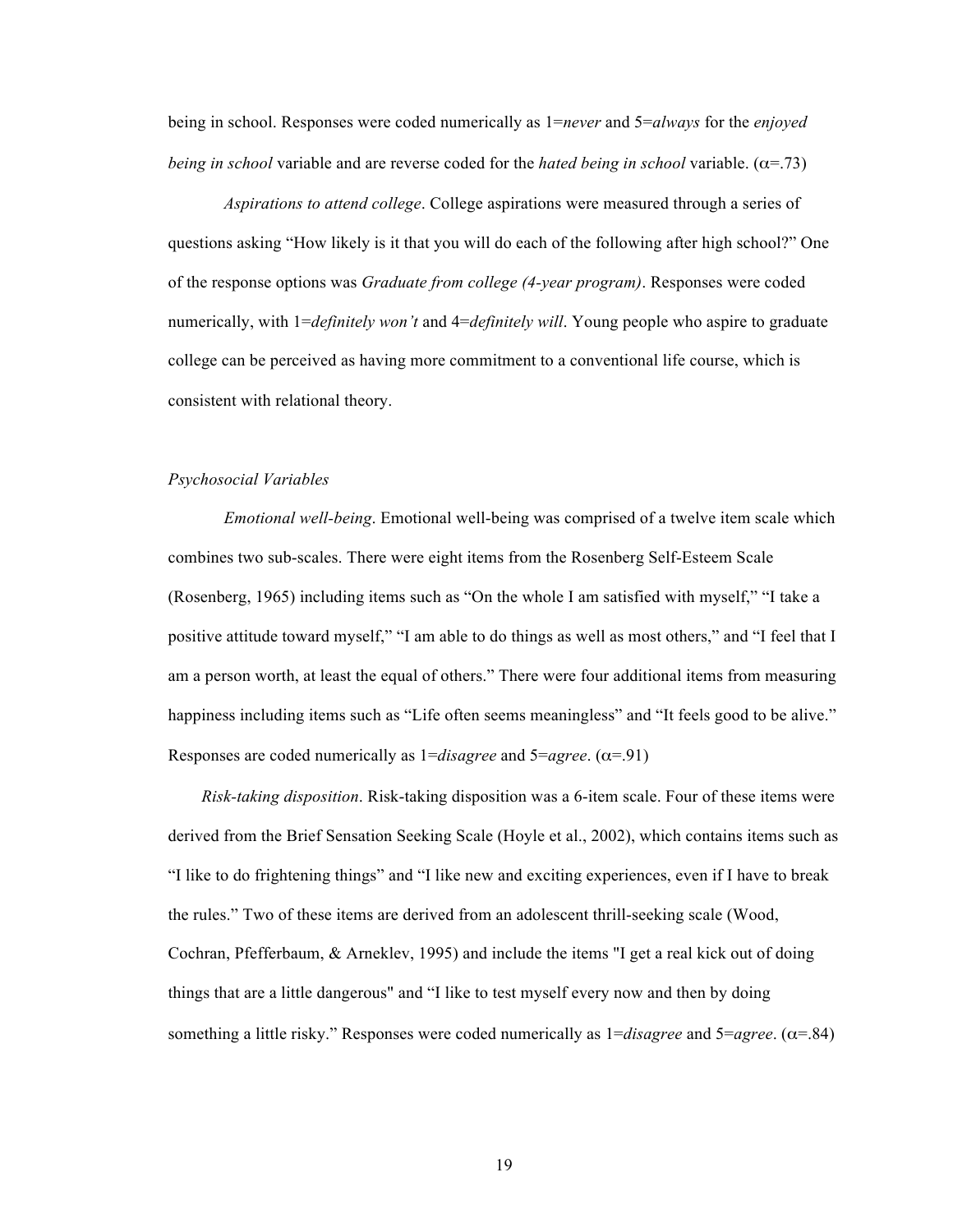being in school. Responses were coded numerically as 1=*never* and 5=*always* for the *enjoyed being in school* variable and are reverse coded for the *hated being in school* variable. ($\alpha$=.73)

*Aspirations to attend college*. College aspirations were measured through a series of questions asking "How likely is it that you will do each of the following after high school?" One of the response options was *Graduate from college (4-year program)*. Responses were coded numerically, with 1=*definitely won't* and 4=*definitely will*. Young people who aspire to graduate college can be perceived as having more commitment to a conventional life course, which is consistent with relational theory.

*Psychosocial Variables*

*Emotional well-being*. Emotional well-being was comprised of a twelve item scale which combines two sub-scales. There were eight items from the Rosenberg Self-Esteem Scale (Rosenberg, 1965) including items such as "On the whole I am satisfied with myself," "I take a positive attitude toward myself," "I am able to do things as well as most others," and "I feel that I am a person worth, at least the equal of others." There were four additional items from measuring happiness including items such as "Life often seems meaningless" and "It feels good to be alive." Responses are coded numerically as 1=*disagree* and 5=*agree*. ($\alpha$=.91)

*Risk-taking disposition*. Risk-taking disposition was a 6-item scale. Four of these items were derived from the Brief Sensation Seeking Scale (Hoyle et al., 2002), which contains items such as "I like to do frightening things" and "I like new and exciting experiences, even if I have to break the rules." Two of these items are derived from an adolescent thrill-seeking scale (Wood, Cochran, Pfefferbaum, & Arneklev, 1995) and include the items "I get a real kick out of doing things that are a little dangerous" and "I like to test myself every now and then by doing something a little risky." Responses were coded numerically as 1=*disagree* and 5=*agree*. ($\alpha$=.84)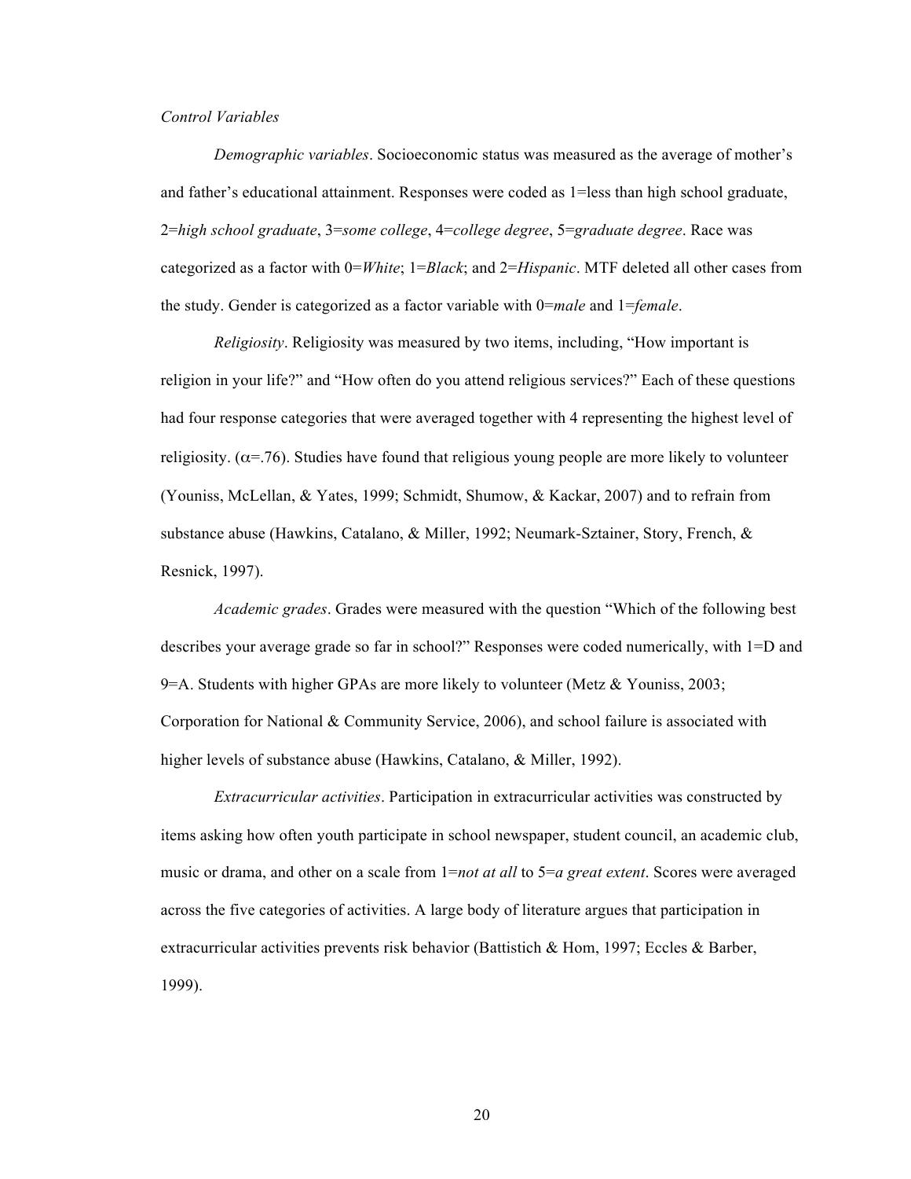*Control Variables*

*Demographic variables*. Socioeconomic status was measured as the average of mother's and father's educational attainment. Responses were coded as 1=less than high school graduate, 2=*high school graduate*, 3=*some college*, 4=*college degree*, 5=*graduate degree*. Race was categorized as a factor with 0=*White*; 1=*Black*; and 2=*Hispanic*. MTF deleted all other cases from the study. Gender is categorized as a factor variable with 0=*male* and 1=*female*.

*Religiosity*. Religiosity was measured by two items, including, "How important is religion in your life?" and "How often do you attend religious services?" Each of these questions had four response categories that were averaged together with 4 representing the highest level of religiosity. ($\alpha$=.76). Studies have found that religious young people are more likely to volunteer (Youniss, McLellan, & Yates, 1999; Schmidt, Shumow, & Kackar, 2007) and to refrain from substance abuse (Hawkins, Catalano, & Miller, 1992; Neumark-Sztainer, Story, French, & Resnick, 1997).

*Academic grades*. Grades were measured with the question "Which of the following best describes your average grade so far in school?" Responses were coded numerically, with 1=D and 9=A. Students with higher GPAs are more likely to volunteer (Metz & Youniss, 2003; Corporation for National & Community Service, 2006), and school failure is associated with higher levels of substance abuse (Hawkins, Catalano, & Miller, 1992).

*Extracurricular activities*. Participation in extracurricular activities was constructed by items asking how often youth participate in school newspaper, student council, an academic club, music or drama, and other on a scale from 1=*not at all* to 5=*a great extent*. Scores were averaged across the five categories of activities. A large body of literature argues that participation in extracurricular activities prevents risk behavior (Battistich & Hom, 1997; Eccles & Barber, 1999).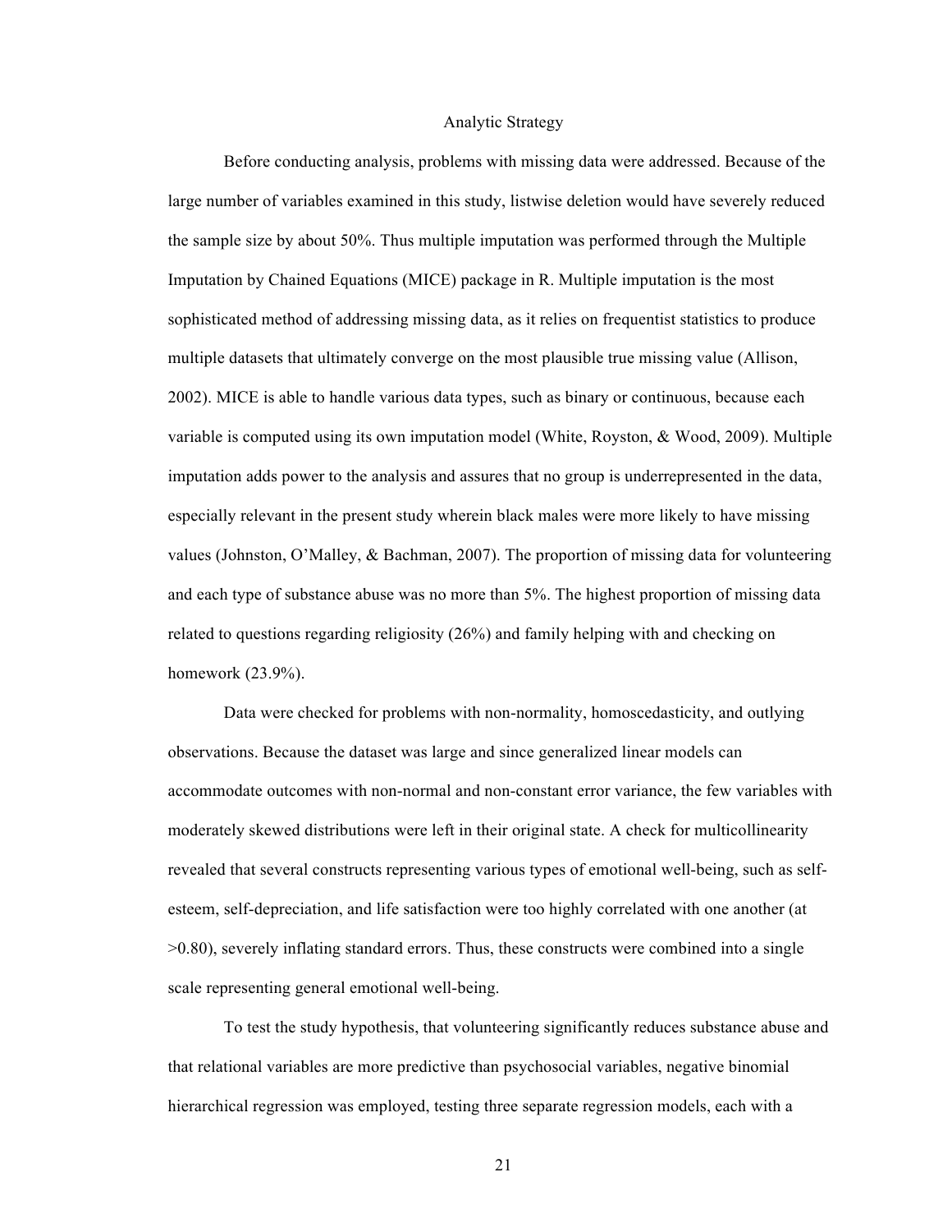## Analytic Strategy

Before conducting analysis, problems with missing data were addressed. Because of the large number of variables examined in this study, listwise deletion would have severely reduced the sample size by about 50%. Thus multiple imputation was performed through the Multiple Imputation by Chained Equations (MICE) package in R. Multiple imputation is the most sophisticated method of addressing missing data, as it relies on frequentist statistics to produce multiple datasets that ultimately converge on the most plausible true missing value (Allison, 2002). MICE is able to handle various data types, such as binary or continuous, because each variable is computed using its own imputation model (White, Royston, & Wood, 2009). Multiple imputation adds power to the analysis and assures that no group is underrepresented in the data, especially relevant in the present study wherein black males were more likely to have missing values (Johnston, O'Malley, & Bachman, 2007). The proportion of missing data for volunteering and each type of substance abuse was no more than 5%. The highest proportion of missing data related to questions regarding religiosity (26%) and family helping with and checking on homework (23.9%).

Data were checked for problems with non-normality, homoscedasticity, and outlying observations. Because the dataset was large and since generalized linear models can accommodate outcomes with non-normal and non-constant error variance, the few variables with moderately skewed distributions were left in their original state. A check for multicollinearity revealed that several constructs representing various types of emotional well-being, such as self-esteem, self-depreciation, and life satisfaction were too highly correlated with one another (at >0.80), severely inflating standard errors. Thus, these constructs were combined into a single scale representing general emotional well-being.

To test the study hypothesis, that volunteering significantly reduces substance abuse and that relational variables are more predictive than psychosocial variables, negative binomial hierarchical regression was employed, testing three separate regression models, each with a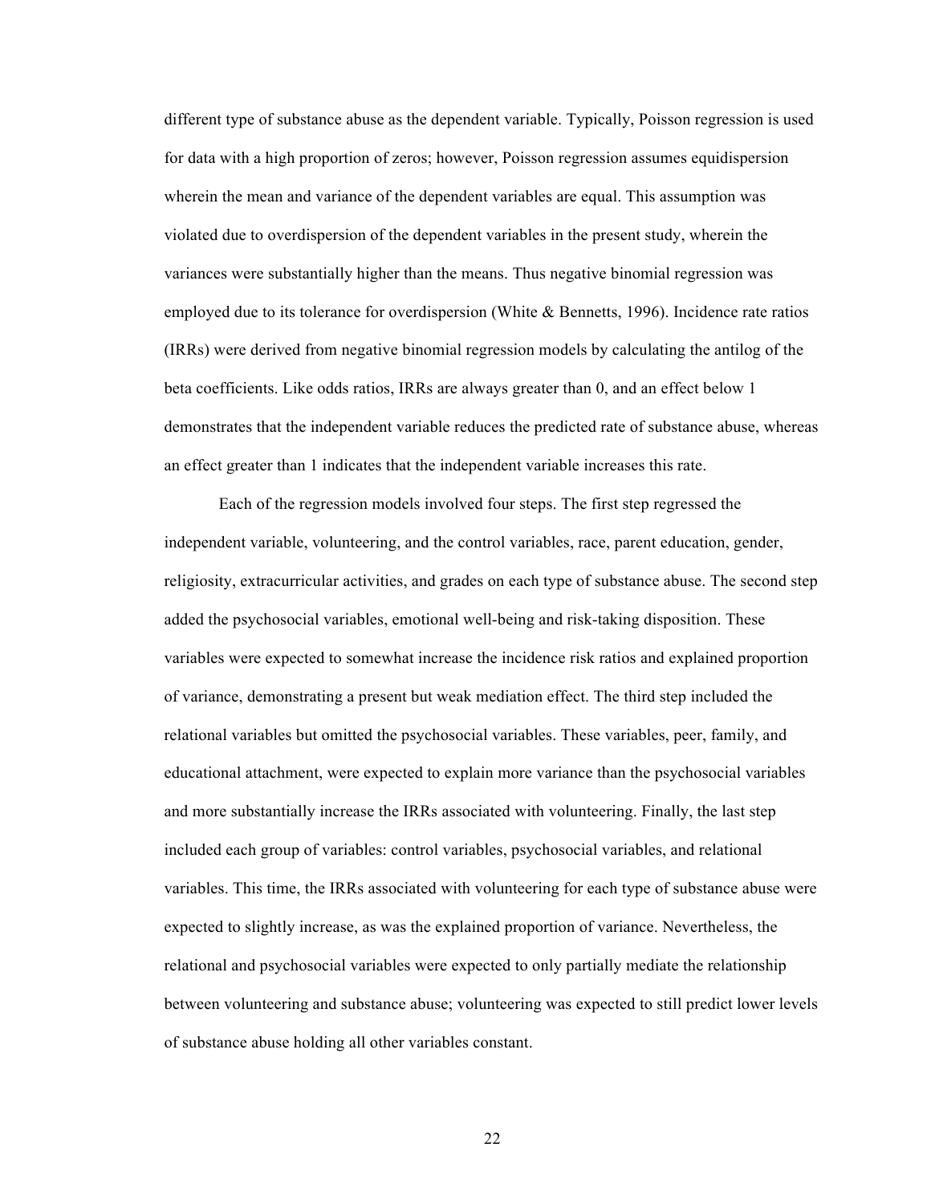different type of substance abuse as the dependent variable. Typically, Poisson regression is used for data with a high proportion of zeros; however, Poisson regression assumes equidispersion wherein the mean and variance of the dependent variables are equal. This assumption was violated due to overdispersion of the dependent variables in the present study, wherein the variances were substantially higher than the means. Thus negative binomial regression was employed due to its tolerance for overdispersion (White & Bennetts, 1996). Incidence rate ratios (IRRs) were derived from negative binomial regression models by calculating the antilog of the beta coefficients. Like odds ratios, IRRs are always greater than 0, and an effect below 1 demonstrates that the independent variable reduces the predicted rate of substance abuse, whereas an effect greater than 1 indicates that the independent variable increases this rate.

Each of the regression models involved four steps. The first step regressed the independent variable, volunteering, and the control variables, race, parent education, gender, religiosity, extracurricular activities, and grades on each type of substance abuse. The second step added the psychosocial variables, emotional well-being and risk-taking disposition. These variables were expected to somewhat increase the incidence risk ratios and explained proportion of variance, demonstrating a present but weak mediation effect. The third step included the relational variables but omitted the psychosocial variables. These variables, peer, family, and educational attachment, were expected to explain more variance than the psychosocial variables and more substantially increase the IRRs associated with volunteering. Finally, the last step included each group of variables: control variables, psychosocial variables, and relational variables. This time, the IRRs associated with volunteering for each type of substance abuse were expected to slightly increase, as was the explained proportion of variance. Nevertheless, the relational and psychosocial variables were expected to only partially mediate the relationship between volunteering and substance abuse; volunteering was expected to still predict lower levels of substance abuse holding all other variables constant.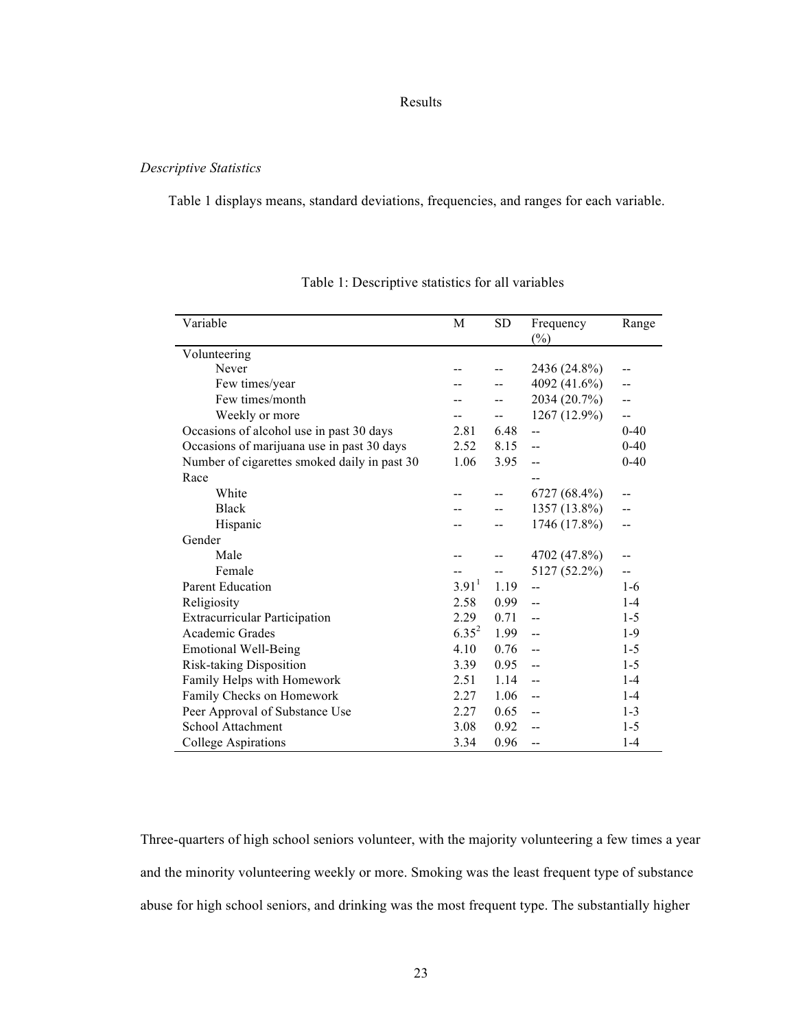# Results

*Descriptive Statistics*

Table 1 displays means, standard deviations, frequencies, and ranges for each variable.

Table 1: Descriptive statistics for all variables

| Variable | M | SD | Frequency (%) | Range |
|---|---|---|---|---|
| Volunteering | | | | |
| Never | -- | -- | 2436 (24.8%) | -- |
| Few times/year | -- | -- | 4092 (41.6%) | -- |
| Few times/month | -- | -- | 2034 (20.7%) | -- |
| Weekly or more | -- | -- | 1267 (12.9%) | -- |
| Occasions of alcohol use in past 30 days | 2.81 | 6.48 | -- | 0-40 |
| Occasions of marijuana use in past 30 days | 2.52 | 8.15 | -- | 0-40 |
| Number of cigarettes smoked daily in past 30 | 1.06 | 3.95 | -- | 0-40 |
| Race | | | -- | |
| White | -- | -- | 6727 (68.4%) | -- |
| Black | -- | -- | 1357 (13.8%) | -- |
| Hispanic | -- | -- | 1746 (17.8%) | -- |
| Gender | | | | |
| Male | -- | -- | 4702 (47.8%) | -- |
| Female | -- | -- | 5127 (52.2%) | -- |
| Parent Education | 3.91[1] | 1.19 | -- | 1-6 |
| Religiosity | 2.58 | 0.99 | -- | 1-4 |
| Extracurricular Participation | 2.29 | 0.71 | -- | 1-5 |
| Academic Grades | 6.35[2] | 1.99 | -- | 1-9 |
| Emotional Well-Being | 4.10 | 0.76 | -- | 1-5 |
| Risk-taking Disposition | 3.39 | 0.95 | -- | 1-5 |
| Family Helps with Homework | 2.51 | 1.14 | -- | 1-4 |
| Family Checks on Homework | 2.27 | 1.06 | -- | 1-4 |
| Peer Approval of Substance Use | 2.27 | 0.65 | -- | 1-3 |
| School Attachment | 3.08 | 0.92 | -- | 1-5 |
| College Aspirations | 3.34 | 0.96 | -- | 1-4 |

Three-quarters of high school seniors volunteer, with the majority volunteering a few times a year and the minority volunteering weekly or more. Smoking was the least frequent type of substance abuse for high school seniors, and drinking was the most frequent type. The substantially higher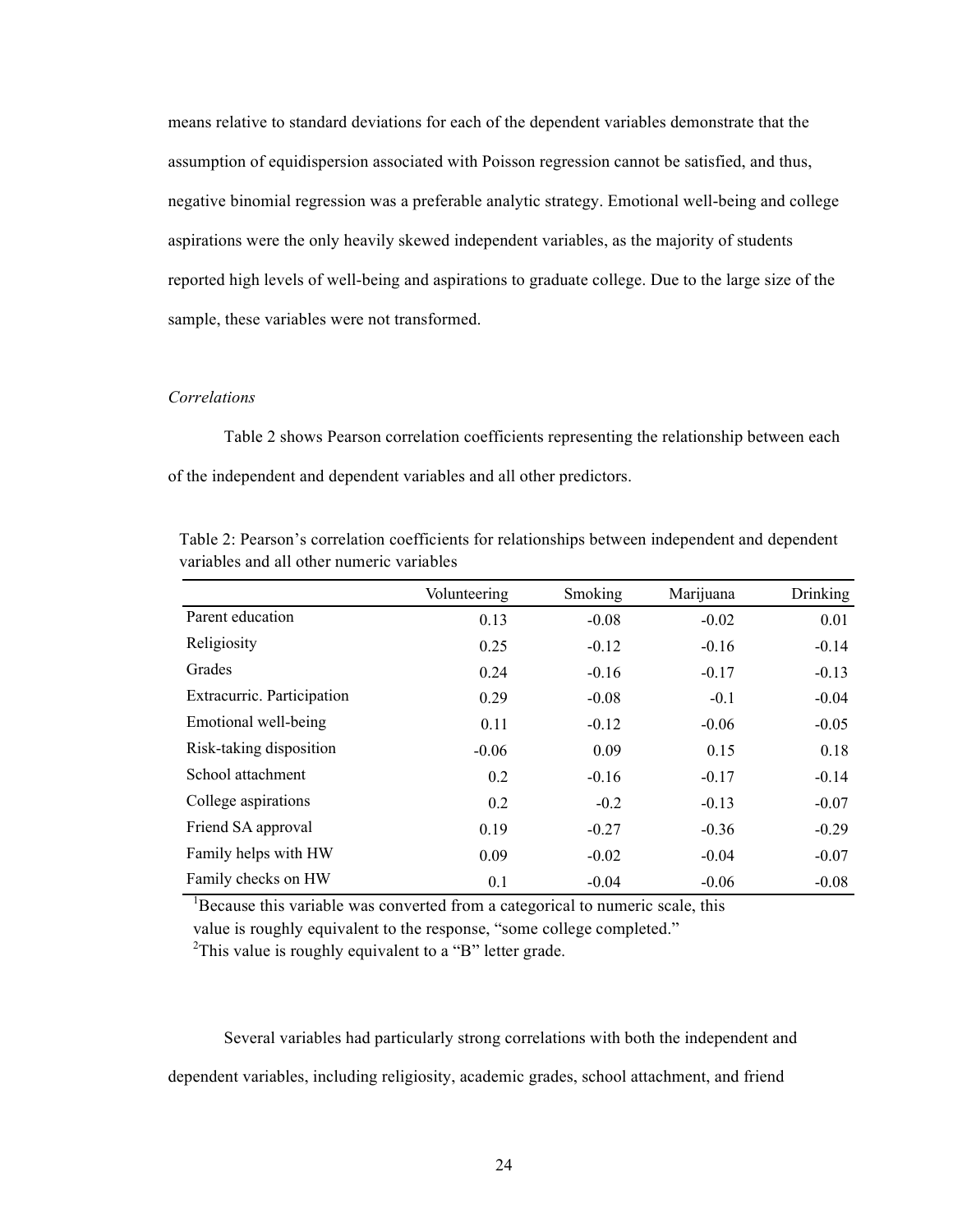means relative to standard deviations for each of the dependent variables demonstrate that the assumption of equidispersion associated with Poisson regression cannot be satisfied, and thus, negative binomial regression was a preferable analytic strategy. Emotional well-being and college aspirations were the only heavily skewed independent variables, as the majority of students reported high levels of well-being and aspirations to graduate college. Due to the large size of the sample, these variables were not transformed.

*Correlations*

Table 2 shows Pearson correlation coefficients representing the relationship between each of the independent and dependent variables and all other predictors.

Table 2: Pearson's correlation coefficients for relationships between independent and dependent variables and all other numeric variables

| | Volunteering | Smoking | Marijuana | Drinking |
|---|---|---|---|---|
| Parent education | 0.13 | -0.08 | -0.02 | 0.01 |
| Religiosity | 0.25 | -0.12 | -0.16 | -0.14 |
| Grades | 0.24 | -0.16 | -0.17 | -0.13 |
| Extracurric. Participation | 0.29 | -0.08 | -0.1 | -0.04 |
| Emotional well-being | 0.11 | -0.12 | -0.06 | -0.05 |
| Risk-taking disposition | -0.06 | 0.09 | 0.15 | 0.18 |
| School attachment | 0.2 | -0.16 | -0.17 | -0.14 |
| College aspirations | 0.2 | -0.2 | -0.13 | -0.07 |
| Friend SA approval | 0.19 | -0.27 | -0.36 | -0.29 |
| Family helps with HW | 0.09 | -0.02 | -0.04 | -0.07 |
| Family checks on HW | 0.1 | -0.04 | -0.06 | -0.08 |

[1]Because this variable was converted from a categorical to numeric scale, this value is roughly equivalent to the response, "some college completed."
[2]This value is roughly equivalent to a "B" letter grade.

Several variables had particularly strong correlations with both the independent and dependent variables, including religiosity, academic grades, school attachment, and friend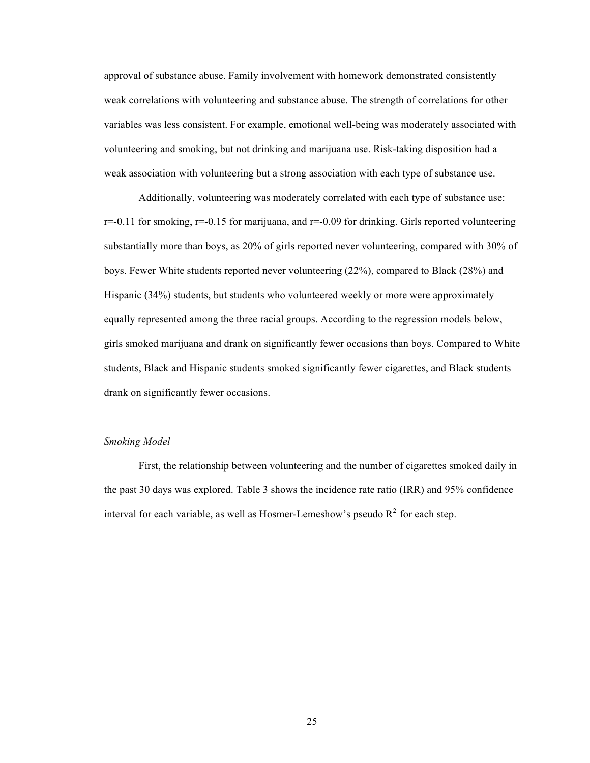approval of substance abuse. Family involvement with homework demonstrated consistently weak correlations with volunteering and substance abuse. The strength of correlations for other variables was less consistent. For example, emotional well-being was moderately associated with volunteering and smoking, but not drinking and marijuana use. Risk-taking disposition had a weak association with volunteering but a strong association with each type of substance use.

Additionally, volunteering was moderately correlated with each type of substance use: $r=-0.11$ for smoking, $r=-0.15$ for marijuana, and $r=-0.09$ for drinking. Girls reported volunteering substantially more than boys, as 20% of girls reported never volunteering, compared with 30% of boys. Fewer White students reported never volunteering (22%), compared to Black (28%) and Hispanic (34%) students, but students who volunteered weekly or more were approximately equally represented among the three racial groups. According to the regression models below, girls smoked marijuana and drank on significantly fewer occasions than boys. Compared to White students, Black and Hispanic students smoked significantly fewer cigarettes, and Black students drank on significantly fewer occasions.

*Smoking Model*

First, the relationship between volunteering and the number of cigarettes smoked daily in the past 30 days was explored. Table 3 shows the incidence rate ratio (IRR) and 95% confidence interval for each variable, as well as Hosmer-Lemeshow's pseudo $R^2$ for each step.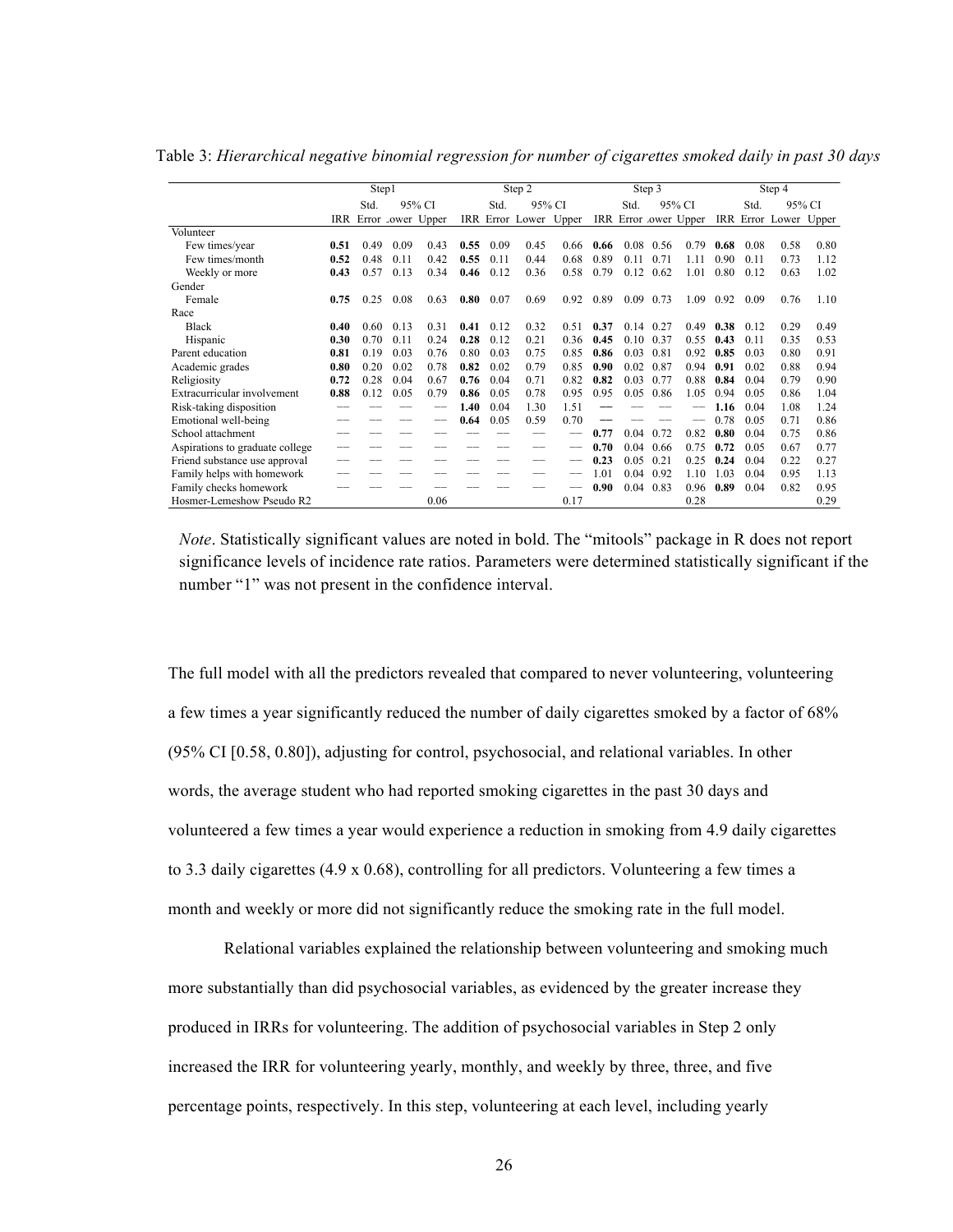Table 3: *Hierarchical negative binomial regression for number of cigarettes smoked daily in past 30 days*

| | Step1 | | | | Step 2 | | | | Step 3 | | | | Step 4 | | | |
|---|---|---|---|---|---|---|---|---|---|---|---|---|---|---|---|---|
| | | Std. | 95% CI | | | Std. | 95% CI | | | Std. | 95% CI | | | Std. | 95% CI | |
| | IRR | Error | Lower | Upper | IRR | Error | Lower | Upper | IRR | Error | Lower | Upper | IRR | Error | Lower | Upper |
| Volunteer | | | | | | | | | | | | | | | | |
| Few times/year | **0.51** | 0.49 | 0.09 | 0.43 | **0.55** | 0.09 | 0.45 | 0.66 | **0.66** | 0.08 | 0.56 | 0.79 | **0.68** | 0.08 | 0.58 | 0.80 |
| Few times/month | **0.52** | 0.48 | 0.11 | 0.42 | **0.55** | 0.11 | 0.44 | 0.68 | 0.89 | 0.11 | 0.71 | 1.11 | 0.90 | 0.11 | 0.73 | 1.12 |
| Weekly or more | **0.43** | 0.57 | 0.13 | 0.34 | **0.46** | 0.12 | 0.36 | 0.58 | 0.79 | 0.12 | 0.62 | 1.01 | 0.80 | 0.12 | 0.63 | 1.02 |
| Gender | | | | | | | | | | | | | | | | |
| Female | **0.75** | 0.25 | 0.08 | 0.63 | **0.80** | 0.07 | 0.69 | 0.92 | 0.89 | 0.09 | 0.73 | 1.09 | 0.92 | 0.09 | 0.76 | 1.10 |
| Race | | | | | | | | | | | | | | | | |
| Black | **0.40** | 0.60 | 0.13 | 0.31 | **0.41** | 0.12 | 0.32 | 0.51 | **0.37** | 0.14 | 0.27 | 0.49 | **0.38** | 0.12 | 0.29 | 0.49 |
| Hispanic | **0.30** | 0.70 | 0.11 | 0.24 | **0.28** | 0.12 | 0.21 | 0.36 | **0.45** | 0.10 | 0.37 | 0.55 | **0.43** | 0.11 | 0.35 | 0.53 |
| Parent education | **0.81** | 0.19 | 0.03 | 0.76 | 0.80 | 0.03 | 0.75 | 0.85 | **0.86** | 0.03 | 0.81 | 0.92 | **0.85** | 0.03 | 0.80 | 0.91 |
| Academic grades | **0.80** | 0.20 | 0.02 | 0.78 | **0.82** | 0.02 | 0.79 | 0.85 | **0.90** | 0.02 | 0.87 | 0.94 | **0.91** | 0.02 | 0.88 | 0.94 |
| Religiosity | **0.72** | 0.28 | 0.04 | 0.67 | **0.76** | 0.04 | 0.71 | 0.82 | **0.82** | 0.03 | 0.77 | 0.88 | **0.84** | 0.04 | 0.79 | 0.90 |
| Extracurricular involvement | **0.88** | 0.12 | 0.05 | 0.79 | **0.86** | 0.05 | 0.78 | 0.95 | 0.95 | 0.05 | 0.86 | 1.05 | 0.94 | 0.05 | 0.86 | 1.04 |
| Risk-taking disposition | — | — | — | — | **1.40** | 0.04 | 1.30 | 1.51 | — | — | — | — | **1.16** | 0.04 | 1.08 | 1.24 |
| Emotional well-being | — | — | — | — | **0.64** | 0.05 | 0.59 | 0.70 | — | — | — | — | 0.78 | 0.05 | 0.71 | 0.86 |
| School attachment | — | — | — | — | — | — | — | — | **0.77** | 0.04 | 0.72 | 0.82 | **0.80** | 0.04 | 0.75 | 0.86 |
| Aspirations to graduate college | — | — | — | — | — | — | — | — | **0.70** | 0.04 | 0.66 | 0.75 | **0.72** | 0.05 | 0.67 | 0.77 |
| Friend substance use approval | — | — | — | — | — | — | — | — | **0.23** | 0.05 | 0.21 | 0.25 | **0.24** | 0.04 | 0.22 | 0.27 |
| Family helps with homework | — | — | — | — | — | — | — | — | 1.01 | 0.04 | 0.92 | 1.10 | 1.03 | 0.04 | 0.95 | 1.13 |
| Family checks homework | — | — | — | — | — | — | — | — | **0.90** | 0.04 | 0.83 | 0.96 | **0.89** | 0.04 | 0.82 | 0.95 |
| Hosmer-Lemeshow Pseudo R2 | | | | 0.06 | | | | 0.17 | | | | 0.28 | | | | 0.29 |

*Note*. Statistically significant values are noted in bold. The "mitools" package in R does not report significance levels of incidence rate ratios. Parameters were determined statistically significant if the number "1" was not present in the confidence interval.

The full model with all the predictors revealed that compared to never volunteering, volunteering a few times a year significantly reduced the number of daily cigarettes smoked by a factor of 68% (95% CI [0.58, 0.80]), adjusting for control, psychosocial, and relational variables. In other words, the average student who had reported smoking cigarettes in the past 30 days and volunteered a few times a year would experience a reduction in smoking from 4.9 daily cigarettes to 3.3 daily cigarettes (4.9 x 0.68), controlling for all predictors. Volunteering a few times a month and weekly or more did not significantly reduce the smoking rate in the full model.

Relational variables explained the relationship between volunteering and smoking much more substantially than did psychosocial variables, as evidenced by the greater increase they produced in IRRs for volunteering. The addition of psychosocial variables in Step 2 only increased the IRR for volunteering yearly, monthly, and weekly by three, three, and five percentage points, respectively. In this step, volunteering at each level, including yearly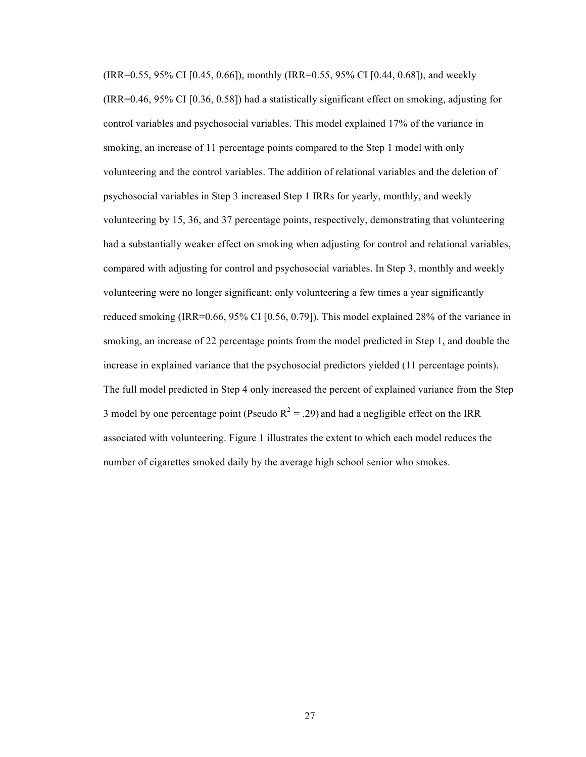(IRR=0.55, 95% CI [0.45, 0.66]), monthly (IRR=0.55, 95% CI [0.44, 0.68]), and weekly (IRR=0.46, 95% CI [0.36, 0.58]) had a statistically significant effect on smoking, adjusting for control variables and psychosocial variables. This model explained 17% of the variance in smoking, an increase of 11 percentage points compared to the Step 1 model with only volunteering and the control variables. The addition of relational variables and the deletion of psychosocial variables in Step 3 increased Step 1 IRRs for yearly, monthly, and weekly volunteering by 15, 36, and 37 percentage points, respectively, demonstrating that volunteering had a substantially weaker effect on smoking when adjusting for control and relational variables, compared with adjusting for control and psychosocial variables. In Step 3, monthly and weekly volunteering were no longer significant; only volunteering a few times a year significantly reduced smoking (IRR=0.66, 95% CI [0.56, 0.79]). This model explained 28% of the variance in smoking, an increase of 22 percentage points from the model predicted in Step 1, and double the increase in explained variance that the psychosocial predictors yielded (11 percentage points). The full model predicted in Step 4 only increased the percent of explained variance from the Step 3 model by one percentage point (Pseudo $R^2 = .29$) and had a negligible effect on the IRR associated with volunteering. Figure 1 illustrates the extent to which each model reduces the number of cigarettes smoked daily by the average high school senior who smokes.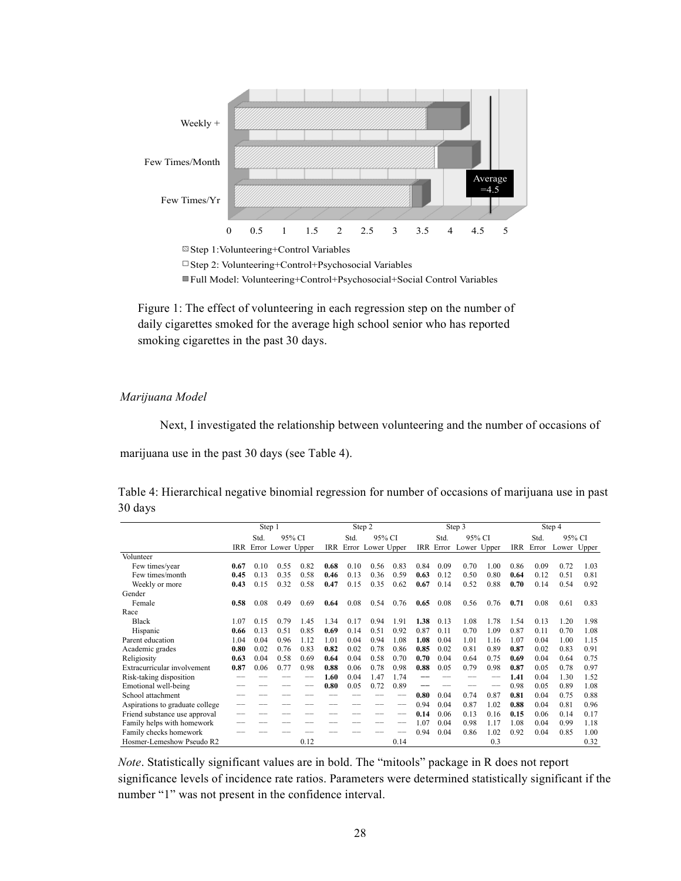Weekly +

Few Times/Month

Few Times/Yr

Average =4.5

0 0.5 1 1.5 2 2.5 3 3.5 4 4.5 5

Step 1:Volunteering+Control Variables

Step 2: Volunteering+Control+Psychosocial Variables

Full Model: Volunteering+Control+Psychosocial+Social Control Variables

Figure 1: The effect of volunteering in each regression step on the number of daily cigarettes smoked for the average high school senior who has reported smoking cigarettes in the past 30 days.

*Marijuana Model*

Next, I investigated the relationship between volunteering and the number of occasions of marijuana use in the past 30 days (see Table 4).

Table 4: Hierarchical negative binomial regression for number of occasions of marijuana use in past 30 days

| | Step 1 | | | | Step 2 | | | | Step 3 | | | | Step 4 | | | |
|---|---|---|---|---|---|---|---|---|---|---|---|---|---|---|---|---|
| | IRR | Std. Error | 95% CI Lower | 95% CI Upper | IRR | Std. Error | 95% CI Lower | 95% CI Upper | IRR | Std. Error | 95% CI Lower | 95% CI Upper | IRR | Std. Error | 95% CI Lower | 95% CI Upper |
| Volunteer | | | | | | | | | | | | | | | | |
| Few times/year | **0.67** | 0.10 | 0.55 | 0.82 | **0.68** | 0.10 | 0.56 | 0.83 | 0.84 | 0.09 | 0.70 | 1.00 | 0.86 | 0.09 | 0.72 | 1.03 |
| Few times/month | **0.45** | 0.13 | 0.35 | 0.58 | **0.46** | 0.13 | 0.36 | 0.59 | **0.63** | 0.12 | 0.50 | 0.80 | **0.64** | 0.12 | 0.51 | 0.81 |
| Weekly or more | **0.43** | 0.15 | 0.32 | 0.58 | **0.47** | 0.15 | 0.35 | 0.62 | **0.67** | 0.14 | 0.52 | 0.88 | **0.70** | 0.14 | 0.54 | 0.92 |
| Gender | | | | | | | | | | | | | | | | |
| Female | **0.58** | 0.08 | 0.49 | 0.69 | **0.64** | 0.08 | 0.54 | 0.76 | **0.65** | 0.08 | 0.56 | 0.76 | **0.71** | 0.08 | 0.61 | 0.83 |
| Race | | | | | | | | | | | | | | | | |
| Black | 1.07 | 0.15 | 0.79 | 1.45 | 1.34 | 0.17 | 0.94 | 1.91 | **1.38** | 0.13 | 1.08 | 1.78 | 1.54 | 0.13 | 1.20 | 1.98 |
| Hispanic | **0.66** | 0.13 | 0.51 | 0.85 | **0.69** | 0.14 | 0.51 | 0.92 | 0.87 | 0.11 | 0.70 | 1.09 | 0.87 | 0.11 | 0.70 | 1.08 |
| Parent education | 1.04 | 0.04 | 0.96 | 1.12 | 1.01 | 0.04 | 0.94 | 1.08 | **1.08** | 0.04 | 1.01 | 1.16 | 1.07 | 0.04 | 1.00 | 1.15 |
| Academic grades | **0.80** | 0.02 | 0.76 | 0.83 | **0.82** | 0.02 | 0.78 | 0.86 | **0.85** | 0.02 | 0.81 | 0.89 | **0.87** | 0.02 | 0.83 | 0.91 |
| Religiosity | **0.63** | 0.04 | 0.58 | 0.69 | **0.64** | 0.04 | 0.58 | 0.70 | **0.70** | 0.04 | 0.64 | 0.75 | **0.69** | 0.04 | 0.64 | 0.75 |
| Extracurricular involvement | **0.87** | 0.06 | 0.77 | 0.98 | **0.88** | 0.06 | 0.78 | 0.98 | **0.88** | 0.05 | 0.79 | 0.98 | **0.87** | 0.05 | 0.78 | 0.97 |
| Risk-taking disposition | — | — | — | — | **1.60** | 0.04 | 1.47 | 1.74 | — | — | — | — | **1.41** | 0.04 | 1.30 | 1.52 |
| Emotional well-being | — | — | — | — | **0.80** | 0.05 | 0.72 | 0.89 | — | — | — | — | 0.98 | 0.05 | 0.89 | 1.08 |
| School attachment | — | — | — | — | — | — | — | — | **0.80** | 0.04 | 0.74 | 0.87 | **0.81** | 0.04 | 0.75 | 0.88 |
| Aspirations to graduate college | — | — | — | — | — | — | — | — | 0.94 | 0.04 | 0.87 | 1.02 | **0.88** | 0.04 | 0.81 | 0.96 |
| Friend substance use approval | — | — | — | — | — | — | — | — | **0.14** | 0.06 | 0.13 | 0.16 | **0.15** | 0.06 | 0.14 | 0.17 |
| Family helps with homework | — | — | — | — | — | — | — | — | 1.07 | 0.04 | 0.98 | 1.17 | 1.08 | 0.04 | 0.99 | 1.18 |
| Family checks homework | — | — | — | — | — | — | — | — | 0.94 | 0.04 | 0.86 | 1.02 | 0.92 | 0.04 | 0.85 | 1.00 |
| Hosmer-Lemeshow Pseudo R2 | | | | 0.12 | | | | 0.14 | | | | 0.3 | | | | 0.32 |

*Note*. Statistically significant values are in bold. The "mitools" package in R does not report significance levels of incidence rate ratios. Parameters were determined statistically significant if the number "1" was not present in the confidence interval.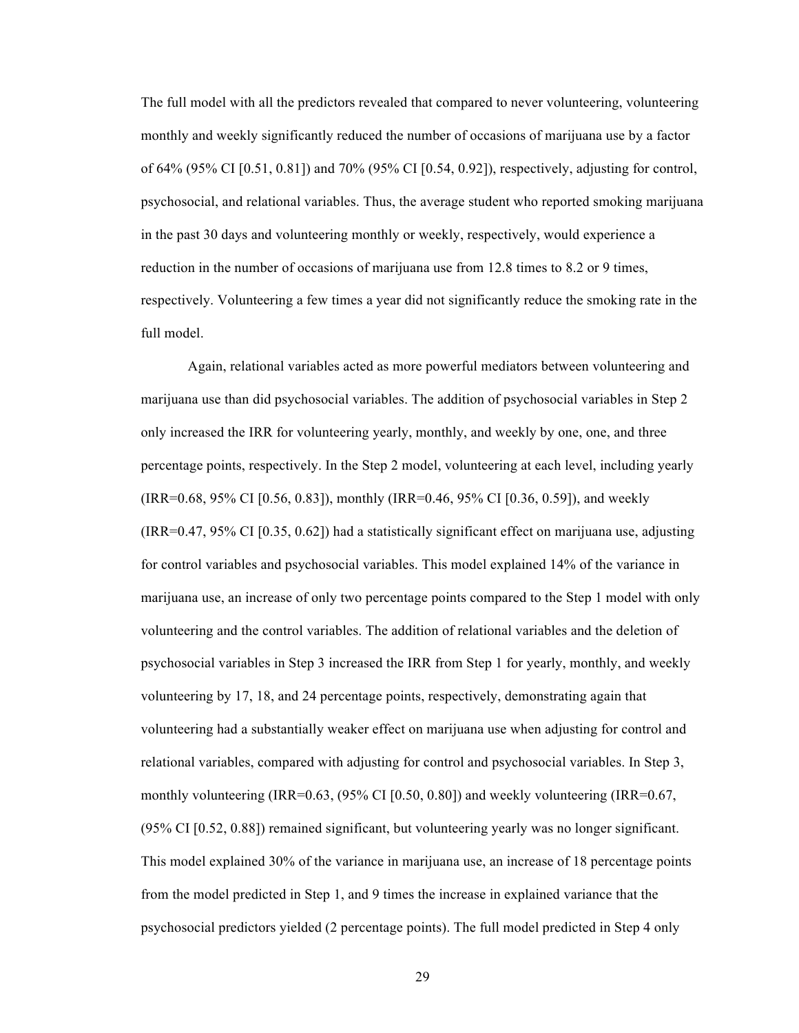The full model with all the predictors revealed that compared to never volunteering, volunteering monthly and weekly significantly reduced the number of occasions of marijuana use by a factor of 64% (95% CI [0.51, 0.81]) and 70% (95% CI [0.54, 0.92]), respectively, adjusting for control, psychosocial, and relational variables. Thus, the average student who reported smoking marijuana in the past 30 days and volunteering monthly or weekly, respectively, would experience a reduction in the number of occasions of marijuana use from 12.8 times to 8.2 or 9 times, respectively. Volunteering a few times a year did not significantly reduce the smoking rate in the full model.

Again, relational variables acted as more powerful mediators between volunteering and marijuana use than did psychosocial variables. The addition of psychosocial variables in Step 2 only increased the IRR for volunteering yearly, monthly, and weekly by one, one, and three percentage points, respectively. In the Step 2 model, volunteering at each level, including yearly (IRR=0.68, 95% CI [0.56, 0.83]), monthly (IRR=0.46, 95% CI [0.36, 0.59]), and weekly (IRR=0.47, 95% CI [0.35, 0.62]) had a statistically significant effect on marijuana use, adjusting for control variables and psychosocial variables. This model explained 14% of the variance in marijuana use, an increase of only two percentage points compared to the Step 1 model with only volunteering and the control variables. The addition of relational variables and the deletion of psychosocial variables in Step 3 increased the IRR from Step 1 for yearly, monthly, and weekly volunteering by 17, 18, and 24 percentage points, respectively, demonstrating again that volunteering had a substantially weaker effect on marijuana use when adjusting for control and relational variables, compared with adjusting for control and psychosocial variables. In Step 3, monthly volunteering (IRR=0.63, (95% CI [0.50, 0.80]) and weekly volunteering (IRR=0.67, (95% CI [0.52, 0.88]) remained significant, but volunteering yearly was no longer significant. This model explained 30% of the variance in marijuana use, an increase of 18 percentage points from the model predicted in Step 1, and 9 times the increase in explained variance that the psychosocial predictors yielded (2 percentage points). The full model predicted in Step 4 only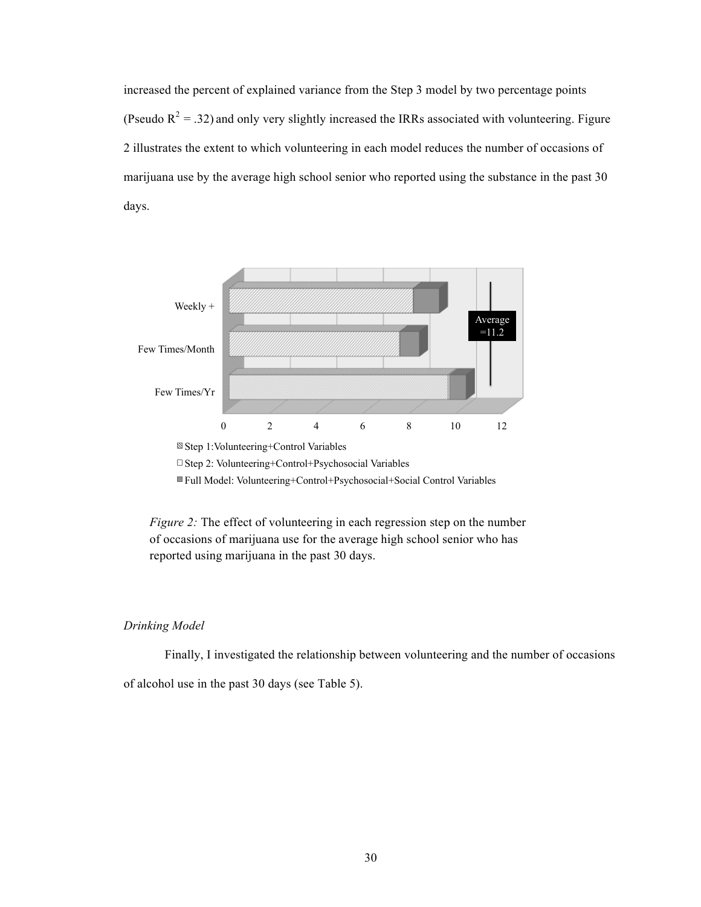increased the percent of explained variance from the Step 3 model by two percentage points (Pseudo $R^2 = .32$) and only very slightly increased the IRRs associated with volunteering. Figure 2 illustrates the extent to which volunteering in each model reduces the number of occasions of marijuana use by the average high school senior who reported using the substance in the past 30 days.

*Figure 2:* The effect of volunteering in each regression step on the number of occasions of marijuana use for the average high school senior who has reported using marijuana in the past 30 days.

*Drinking Model*

Finally, I investigated the relationship between volunteering and the number of occasions of alcohol use in the past 30 days (see Table 5).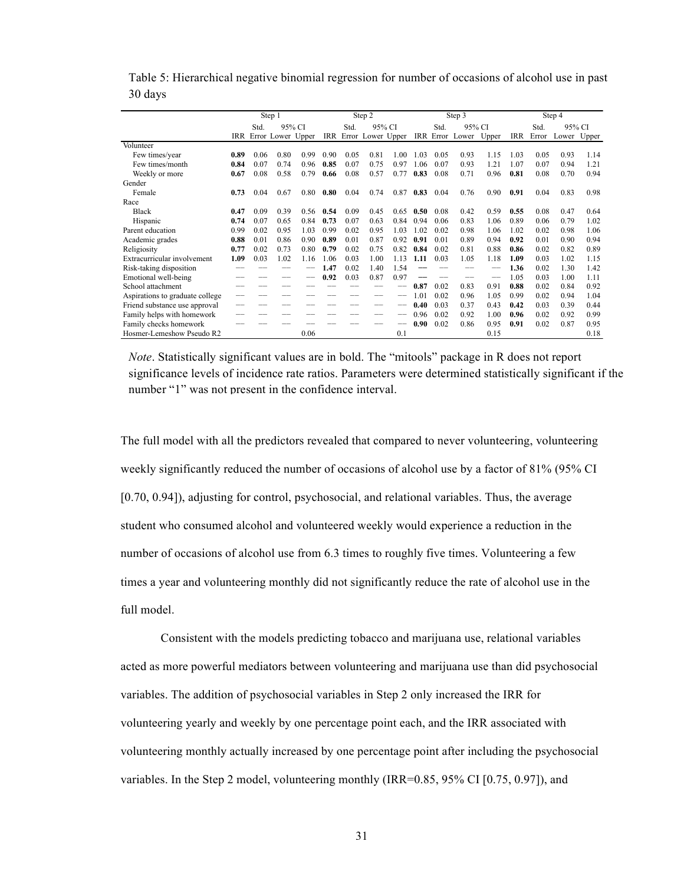Table 5: Hierarchical negative binomial regression for number of occasions of alcohol use in past 30 days

| | Step 1 | | | | Step 2 | | | | Step 3 | | | | Step 4 | | | |
|---|---|---|---|---|---|---|---|---|---|---|---|---|---|---|---|---|
| | | Std. | 95% CI | | | Std. | 95% CI | | | Std. | 95% CI | | | Std. | 95% CI | |
| | IRR | Error | Lower | Upper | IRR | Error | Lower | Upper | IRR | Error | Lower | Upper | IRR | Error | Lower | Upper |
| Volunteer | | | | | | | | | | | | | | | | |
| Few times/year | **0.89** | 0.06 | 0.80 | 0.99 | 0.90 | 0.05 | 0.81 | 1.00 | 1.03 | 0.05 | 0.93 | 1.15 | 1.03 | 0.05 | 0.93 | 1.14 |
| Few times/month | **0.84** | 0.07 | 0.74 | 0.96 | **0.85** | 0.07 | 0.75 | 0.97 | 1.06 | 0.07 | 0.93 | 1.21 | 1.07 | 0.07 | 0.94 | 1.21 |
| Weekly or more | **0.67** | 0.08 | 0.58 | 0.79 | **0.66** | 0.08 | 0.57 | 0.77 | **0.83** | 0.08 | 0.71 | 0.96 | **0.81** | 0.08 | 0.70 | 0.94 |
| Gender | | | | | | | | | | | | | | | | |
| Female | **0.73** | 0.04 | 0.67 | 0.80 | **0.80** | 0.04 | 0.74 | 0.87 | **0.83** | 0.04 | 0.76 | 0.90 | **0.91** | 0.04 | 0.83 | 0.98 |
| Race | | | | | | | | | | | | | | | | |
| Black | **0.47** | 0.09 | 0.39 | 0.56 | **0.54** | 0.09 | 0.45 | 0.65 | **0.50** | 0.08 | 0.42 | 0.59 | **0.55** | 0.08 | 0.47 | 0.64 |
| Hispanic | **0.74** | 0.07 | 0.65 | 0.84 | **0.73** | 0.07 | 0.63 | 0.84 | 0.94 | 0.06 | 0.83 | 1.06 | 0.89 | 0.06 | 0.79 | 1.02 |
| Parent education | 0.99 | 0.02 | 0.95 | 1.03 | 0.99 | 0.02 | 0.95 | 1.03 | 1.02 | 0.02 | 0.98 | 1.06 | 1.02 | 0.02 | 0.98 | 1.06 |
| Academic grades | **0.88** | 0.01 | 0.86 | 0.90 | **0.89** | 0.01 | 0.87 | 0.92 | **0.91** | 0.01 | 0.89 | 0.94 | **0.92** | 0.01 | 0.90 | 0.94 |
| Religiosity | **0.77** | 0.02 | 0.73 | 0.80 | **0.79** | 0.02 | 0.75 | 0.82 | **0.84** | 0.02 | 0.81 | 0.88 | **0.86** | 0.02 | 0.82 | 0.89 |
| Extracurricular involvement | **1.09** | 0.03 | 1.02 | 1.16 | 1.06 | 0.03 | 1.00 | 1.13 | **1.11** | 0.03 | 1.05 | 1.18 | **1.09** | 0.03 | 1.02 | 1.15 |
| Risk-taking disposition | — | — | — | — | **1.47** | 0.02 | 1.40 | 1.54 | — | — | — | — | **1.36** | 0.02 | 1.30 | 1.42 |
| Emotional well-being | — | — | — | — | **0.92** | 0.03 | 0.87 | 0.97 | — | — | — | — | 1.05 | 0.03 | 1.00 | 1.11 |
| School attachment | — | — | — | — | — | — | — | — | **0.87** | 0.02 | 0.83 | 0.91 | **0.88** | 0.02 | 0.84 | 0.92 |
| Aspirations to graduate college | — | — | — | — | — | — | — | — | 1.01 | 0.02 | 0.96 | 1.05 | 0.99 | 0.02 | 0.94 | 1.04 |
| Friend substance use approval | — | — | — | — | — | — | — | — | **0.40** | 0.03 | 0.37 | 0.43 | **0.42** | 0.03 | 0.39 | 0.44 |
| Family helps with homework | — | — | — | — | — | — | — | — | 0.96 | 0.02 | 0.92 | 1.00 | **0.96** | 0.02 | 0.92 | 0.99 |
| Family checks homework | — | — | — | — | — | — | — | — | **0.90** | 0.02 | 0.86 | 0.95 | **0.91** | 0.02 | 0.87 | 0.95 |
| Hosmer-Lemeshow Pseudo R2 | | | | 0.06 | | | | 0.1 | | | | 0.15 | | | | 0.18 |

*Note*. Statistically significant values are in bold. The "mitools" package in R does not report significance levels of incidence rate ratios. Parameters were determined statistically significant if the number "1" was not present in the confidence interval.

The full model with all the predictors revealed that compared to never volunteering, volunteering weekly significantly reduced the number of occasions of alcohol use by a factor of 81% (95% CI [0.70, 0.94]), adjusting for control, psychosocial, and relational variables. Thus, the average student who consumed alcohol and volunteered weekly would experience a reduction in the number of occasions of alcohol use from 6.3 times to roughly five times. Volunteering a few times a year and volunteering monthly did not significantly reduce the rate of alcohol use in the full model.

Consistent with the models predicting tobacco and marijuana use, relational variables acted as more powerful mediators between volunteering and marijuana use than did psychosocial variables. The addition of psychosocial variables in Step 2 only increased the IRR for volunteering yearly and weekly by one percentage point each, and the IRR associated with volunteering monthly actually increased by one percentage point after including the psychosocial variables. In the Step 2 model, volunteering monthly (IRR=0.85, 95% CI [0.75, 0.97]), and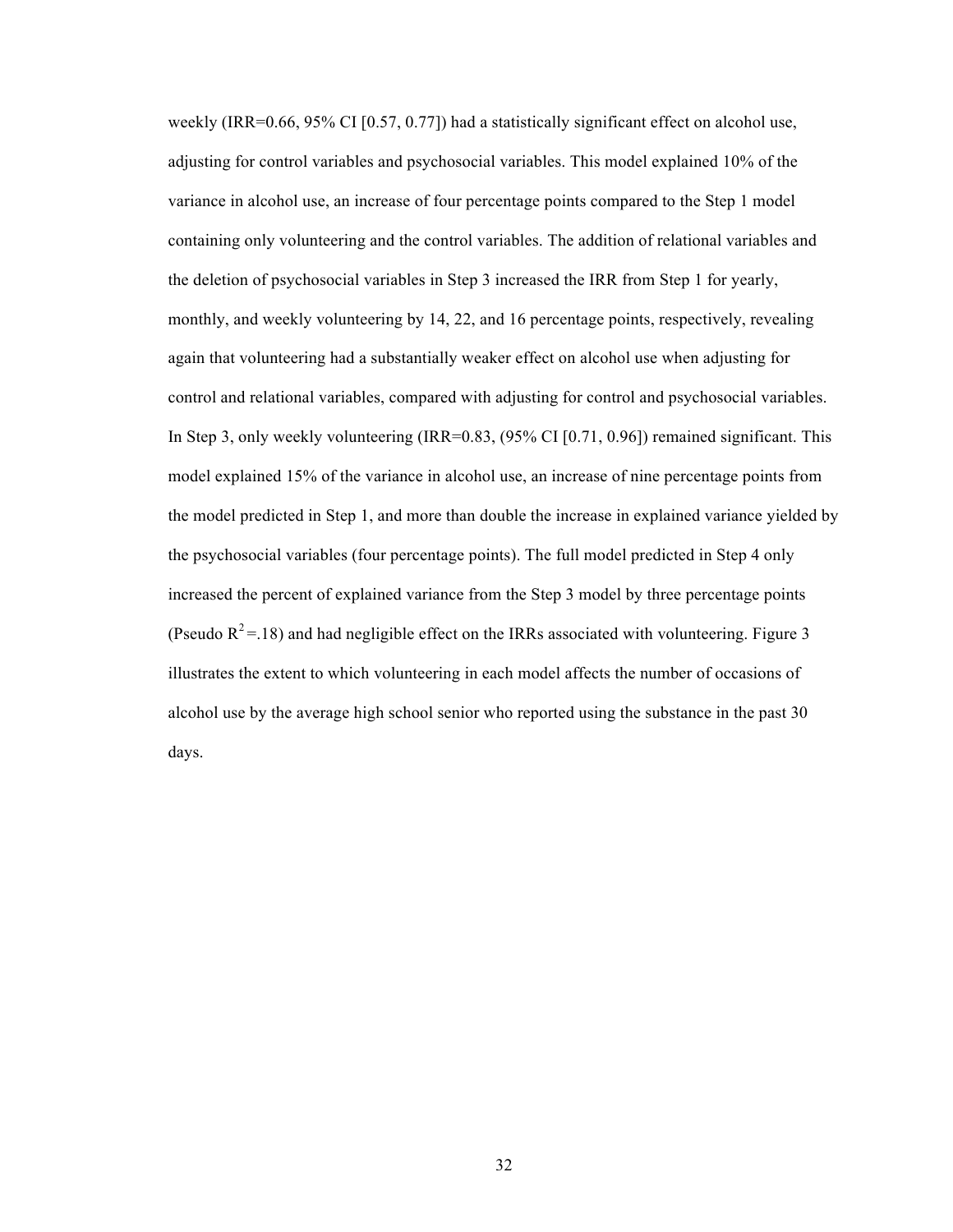weekly (IRR=0.66, 95% CI [0.57, 0.77]) had a statistically significant effect on alcohol use, adjusting for control variables and psychosocial variables. This model explained 10% of the variance in alcohol use, an increase of four percentage points compared to the Step 1 model containing only volunteering and the control variables. The addition of relational variables and the deletion of psychosocial variables in Step 3 increased the IRR from Step 1 for yearly, monthly, and weekly volunteering by 14, 22, and 16 percentage points, respectively, revealing again that volunteering had a substantially weaker effect on alcohol use when adjusting for control and relational variables, compared with adjusting for control and psychosocial variables. In Step 3, only weekly volunteering (IRR=0.83, (95% CI [0.71, 0.96]) remained significant. This model explained 15% of the variance in alcohol use, an increase of nine percentage points from the model predicted in Step 1, and more than double the increase in explained variance yielded by the psychosocial variables (four percentage points). The full model predicted in Step 4 only increased the percent of explained variance from the Step 3 model by three percentage points (Pseudo $R^2$=.18) and had negligible effect on the IRRs associated with volunteering. Figure 3 illustrates the extent to which volunteering in each model affects the number of occasions of alcohol use by the average high school senior who reported using the substance in the past 30 days.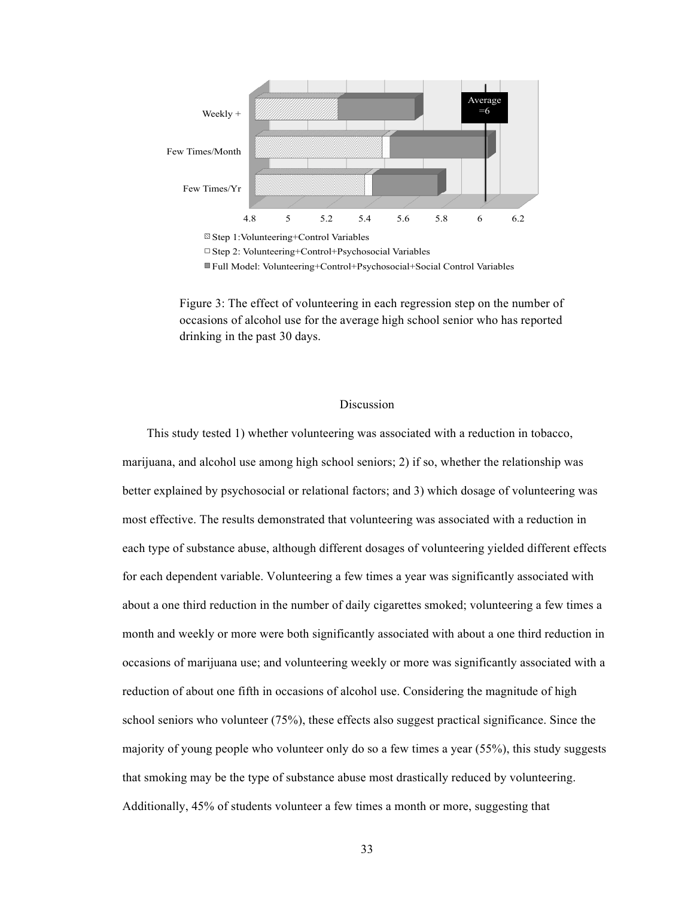Figure 3: The effect of volunteering in each regression step on the number of occasions of alcohol use for the average high school senior who has reported drinking in the past 30 days.

## Discussion

This study tested 1) whether volunteering was associated with a reduction in tobacco, marijuana, and alcohol use among high school seniors; 2) if so, whether the relationship was better explained by psychosocial or relational factors; and 3) which dosage of volunteering was most effective. The results demonstrated that volunteering was associated with a reduction in each type of substance abuse, although different dosages of volunteering yielded different effects for each dependent variable. Volunteering a few times a year was significantly associated with about a one third reduction in the number of daily cigarettes smoked; volunteering a few times a month and weekly or more were both significantly associated with about a one third reduction in occasions of marijuana use; and volunteering weekly or more was significantly associated with a reduction of about one fifth in occasions of alcohol use. Considering the magnitude of high school seniors who volunteer (75%), these effects also suggest practical significance. Since the majority of young people who volunteer only do so a few times a year (55%), this study suggests that smoking may be the type of substance abuse most drastically reduced by volunteering. Additionally, 45% of students volunteer a few times a month or more, suggesting that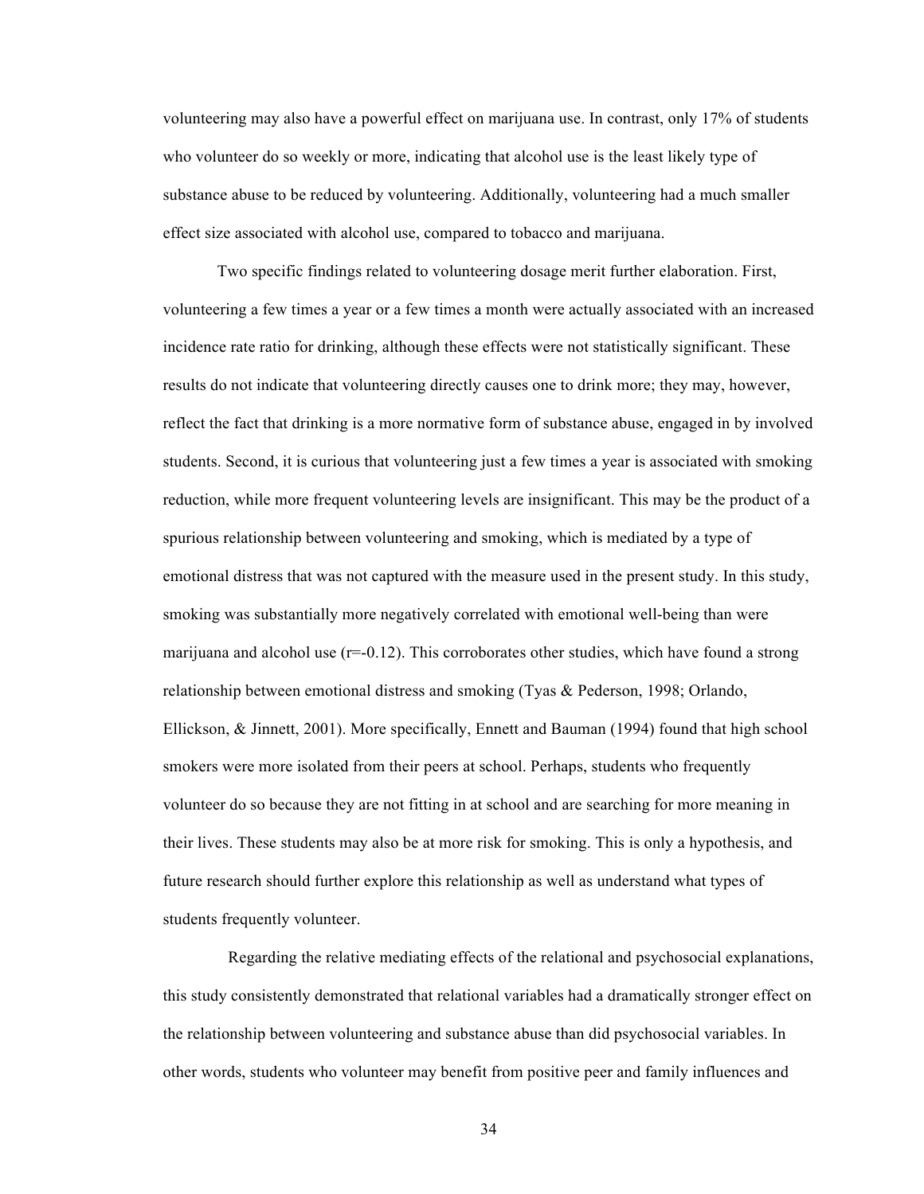volunteering may also have a powerful effect on marijuana use. In contrast, only 17% of students who volunteer do so weekly or more, indicating that alcohol use is the least likely type of substance abuse to be reduced by volunteering. Additionally, volunteering had a much smaller effect size associated with alcohol use, compared to tobacco and marijuana.

Two specific findings related to volunteering dosage merit further elaboration. First, volunteering a few times a year or a few times a month were actually associated with an increased incidence rate ratio for drinking, although these effects were not statistically significant. These results do not indicate that volunteering directly causes one to drink more; they may, however, reflect the fact that drinking is a more normative form of substance abuse, engaged in by involved students. Second, it is curious that volunteering just a few times a year is associated with smoking reduction, while more frequent volunteering levels are insignificant. This may be the product of a spurious relationship between volunteering and smoking, which is mediated by a type of emotional distress that was not captured with the measure used in the present study. In this study, smoking was substantially more negatively correlated with emotional well-being than were marijuana and alcohol use ($r=-0.12$). This corroborates other studies, which have found a strong relationship between emotional distress and smoking (Tyas & Pederson, 1998; Orlando, Ellickson, & Jinnett, 2001). More specifically, Ennett and Bauman (1994) found that high school smokers were more isolated from their peers at school. Perhaps, students who frequently volunteer do so because they are not fitting in at school and are searching for more meaning in their lives. These students may also be at more risk for smoking. This is only a hypothesis, and future research should further explore this relationship as well as understand what types of students frequently volunteer.

Regarding the relative mediating effects of the relational and psychosocial explanations, this study consistently demonstrated that relational variables had a dramatically stronger effect on the relationship between volunteering and substance abuse than did psychosocial variables. In other words, students who volunteer may benefit from positive peer and family influences and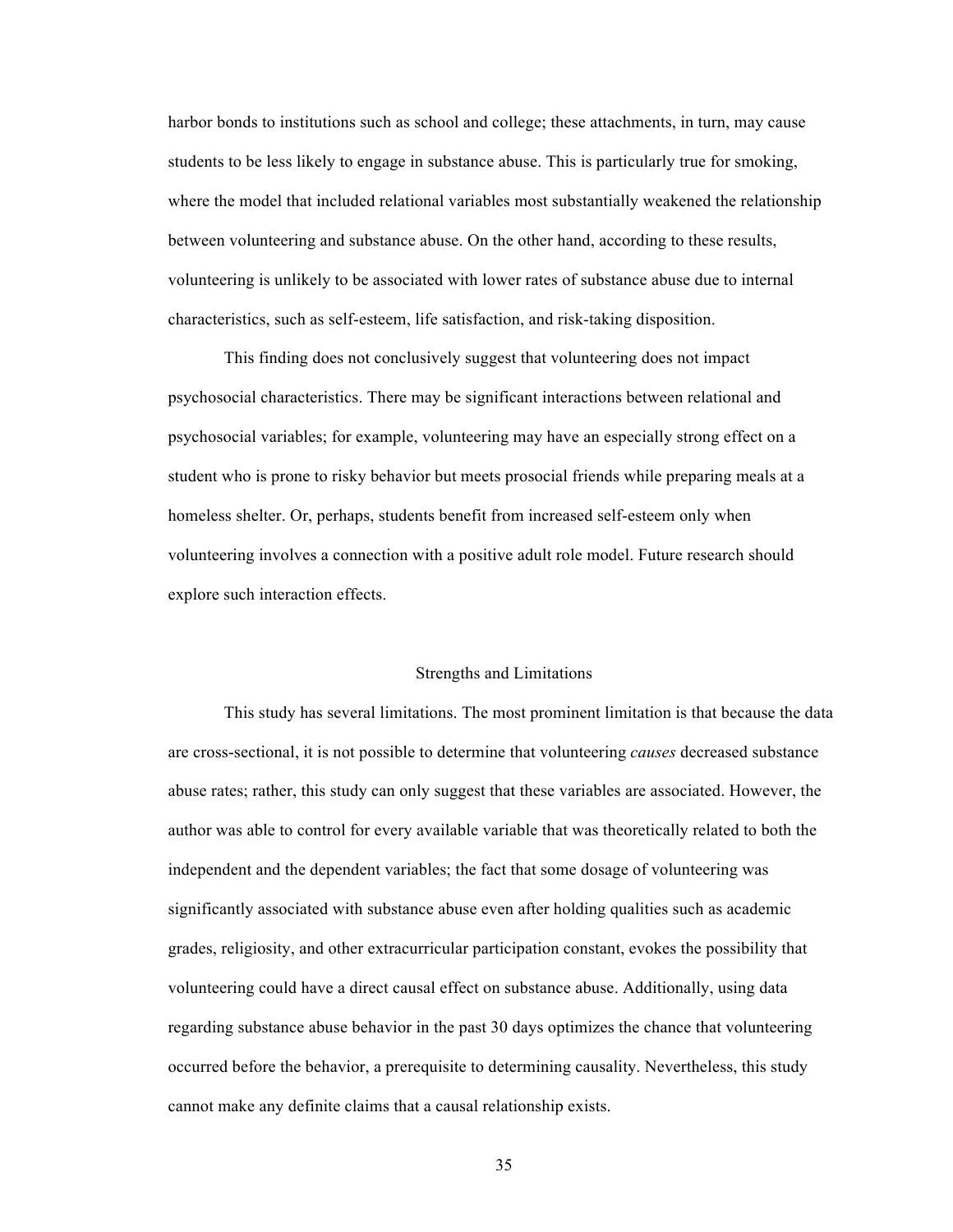harbor bonds to institutions such as school and college; these attachments, in turn, may cause students to be less likely to engage in substance abuse. This is particularly true for smoking, where the model that included relational variables most substantially weakened the relationship between volunteering and substance abuse. On the other hand, according to these results, volunteering is unlikely to be associated with lower rates of substance abuse due to internal characteristics, such as self-esteem, life satisfaction, and risk-taking disposition.

This finding does not conclusively suggest that volunteering does not impact psychosocial characteristics. There may be significant interactions between relational and psychosocial variables; for example, volunteering may have an especially strong effect on a student who is prone to risky behavior but meets prosocial friends while preparing meals at a homeless shelter. Or, perhaps, students benefit from increased self-esteem only when volunteering involves a connection with a positive adult role model. Future research should explore such interaction effects.

## Strengths and Limitations

This study has several limitations. The most prominent limitation is that because the data are cross-sectional, it is not possible to determine that volunteering *causes* decreased substance abuse rates; rather, this study can only suggest that these variables are associated. However, the author was able to control for every available variable that was theoretically related to both the independent and the dependent variables; the fact that some dosage of volunteering was significantly associated with substance abuse even after holding qualities such as academic grades, religiosity, and other extracurricular participation constant, evokes the possibility that volunteering could have a direct causal effect on substance abuse. Additionally, using data regarding substance abuse behavior in the past 30 days optimizes the chance that volunteering occurred before the behavior, a prerequisite to determining causality. Nevertheless, this study cannot make any definite claims that a causal relationship exists.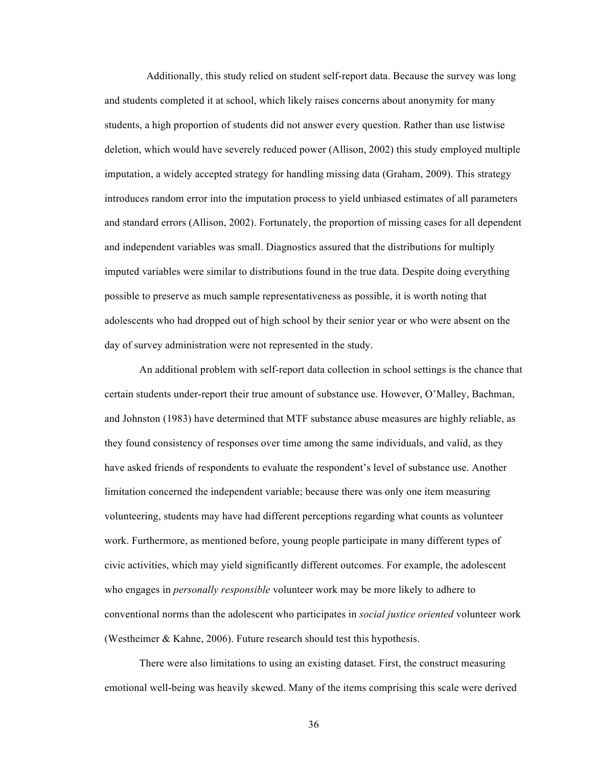Additionally, this study relied on student self-report data. Because the survey was long and students completed it at school, which likely raises concerns about anonymity for many students, a high proportion of students did not answer every question. Rather than use listwise deletion, which would have severely reduced power (Allison, 2002) this study employed multiple imputation, a widely accepted strategy for handling missing data (Graham, 2009). This strategy introduces random error into the imputation process to yield unbiased estimates of all parameters and standard errors (Allison, 2002). Fortunately, the proportion of missing cases for all dependent and independent variables was small. Diagnostics assured that the distributions for multiply imputed variables were similar to distributions found in the true data. Despite doing everything possible to preserve as much sample representativeness as possible, it is worth noting that adolescents who had dropped out of high school by their senior year or who were absent on the day of survey administration were not represented in the study.

An additional problem with self-report data collection in school settings is the chance that certain students under-report their true amount of substance use. However, O'Malley, Bachman, and Johnston (1983) have determined that MTF substance abuse measures are highly reliable, as they found consistency of responses over time among the same individuals, and valid, as they have asked friends of respondents to evaluate the respondent's level of substance use. Another limitation concerned the independent variable; because there was only one item measuring volunteering, students may have had different perceptions regarding what counts as volunteer work. Furthermore, as mentioned before, young people participate in many different types of civic activities, which may yield significantly different outcomes. For example, the adolescent who engages in *personally responsible* volunteer work may be more likely to adhere to conventional norms than the adolescent who participates in *social justice oriented* volunteer work (Westheimer & Kahne, 2006). Future research should test this hypothesis.

There were also limitations to using an existing dataset. First, the construct measuring emotional well-being was heavily skewed. Many of the items comprising this scale were derived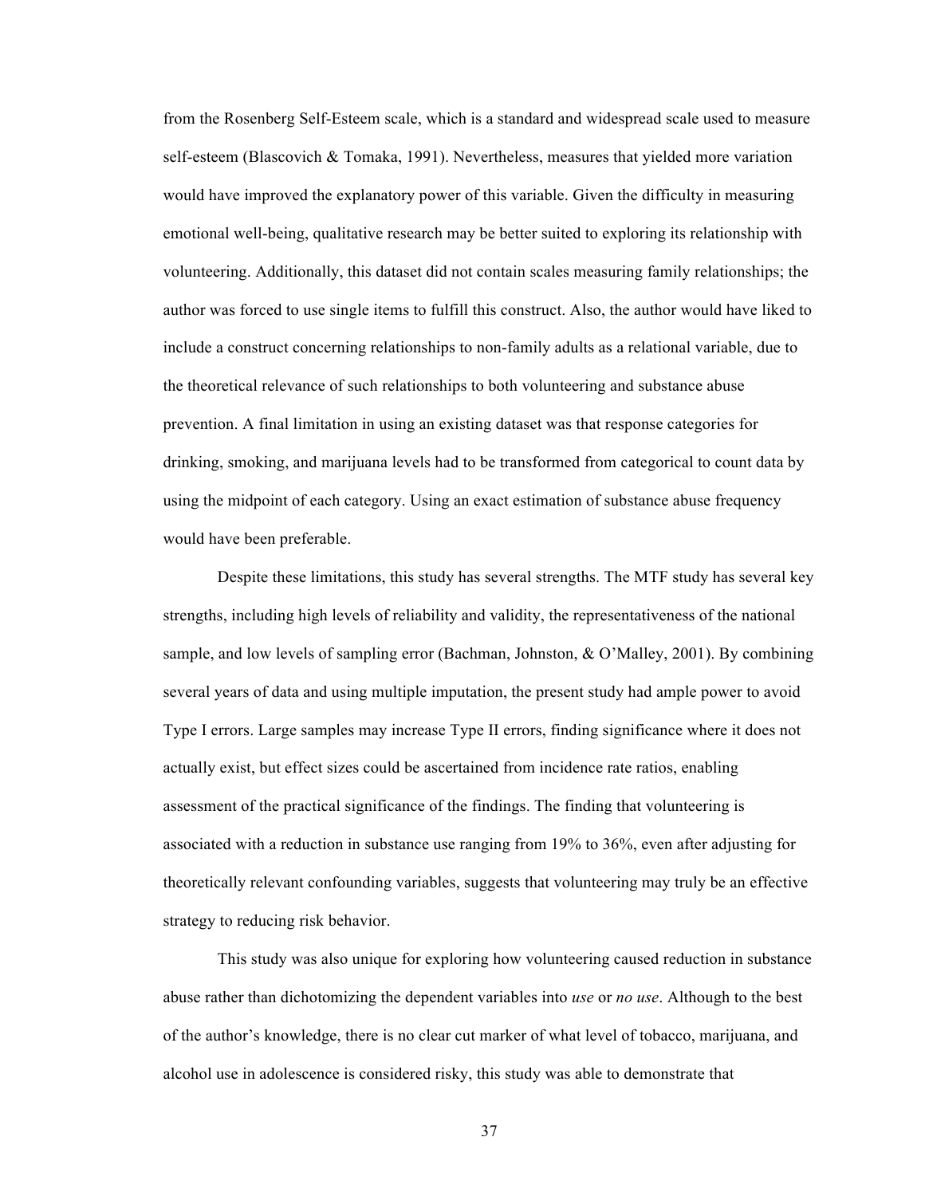from the Rosenberg Self-Esteem scale, which is a standard and widespread scale used to measure self-esteem (Blascovich & Tomaka, 1991). Nevertheless, measures that yielded more variation would have improved the explanatory power of this variable. Given the difficulty in measuring emotional well-being, qualitative research may be better suited to exploring its relationship with volunteering. Additionally, this dataset did not contain scales measuring family relationships; the author was forced to use single items to fulfill this construct. Also, the author would have liked to include a construct concerning relationships to non-family adults as a relational variable, due to the theoretical relevance of such relationships to both volunteering and substance abuse prevention. A final limitation in using an existing dataset was that response categories for drinking, smoking, and marijuana levels had to be transformed from categorical to count data by using the midpoint of each category. Using an exact estimation of substance abuse frequency would have been preferable.

Despite these limitations, this study has several strengths. The MTF study has several key strengths, including high levels of reliability and validity, the representativeness of the national sample, and low levels of sampling error (Bachman, Johnston, & O'Malley, 2001). By combining several years of data and using multiple imputation, the present study had ample power to avoid Type I errors. Large samples may increase Type II errors, finding significance where it does not actually exist, but effect sizes could be ascertained from incidence rate ratios, enabling assessment of the practical significance of the findings. The finding that volunteering is associated with a reduction in substance use ranging from 19% to 36%, even after adjusting for theoretically relevant confounding variables, suggests that volunteering may truly be an effective strategy to reducing risk behavior.

This study was also unique for exploring how volunteering caused reduction in substance abuse rather than dichotomizing the dependent variables into *use* or *no use*. Although to the best of the author's knowledge, there is no clear cut marker of what level of tobacco, marijuana, and alcohol use in adolescence is considered risky, this study was able to demonstrate that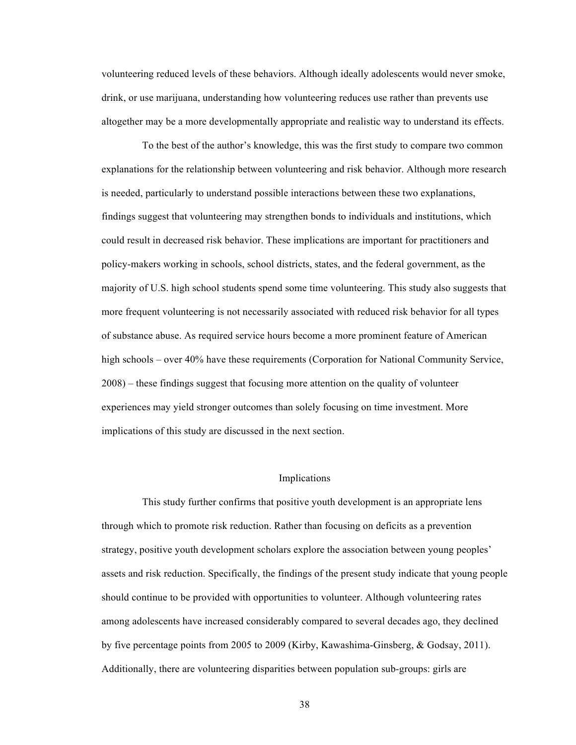volunteering reduced levels of these behaviors. Although ideally adolescents would never smoke, drink, or use marijuana, understanding how volunteering reduces use rather than prevents use altogether may be a more developmentally appropriate and realistic way to understand its effects.

To the best of the author's knowledge, this was the first study to compare two common explanations for the relationship between volunteering and risk behavior. Although more research is needed, particularly to understand possible interactions between these two explanations, findings suggest that volunteering may strengthen bonds to individuals and institutions, which could result in decreased risk behavior. These implications are important for practitioners and policy-makers working in schools, school districts, states, and the federal government, as the majority of U.S. high school students spend some time volunteering. This study also suggests that more frequent volunteering is not necessarily associated with reduced risk behavior for all types of substance abuse. As required service hours become a more prominent feature of American high schools – over 40% have these requirements (Corporation for National Community Service, 2008) – these findings suggest that focusing more attention on the quality of volunteer experiences may yield stronger outcomes than solely focusing on time investment. More implications of this study are discussed in the next section.

## Implications

This study further confirms that positive youth development is an appropriate lens through which to promote risk reduction. Rather than focusing on deficits as a prevention strategy, positive youth development scholars explore the association between young peoples' assets and risk reduction. Specifically, the findings of the present study indicate that young people should continue to be provided with opportunities to volunteer. Although volunteering rates among adolescents have increased considerably compared to several decades ago, they declined by five percentage points from 2005 to 2009 (Kirby, Kawashima-Ginsberg, & Godsay, 2011). Additionally, there are volunteering disparities between population sub-groups: girls are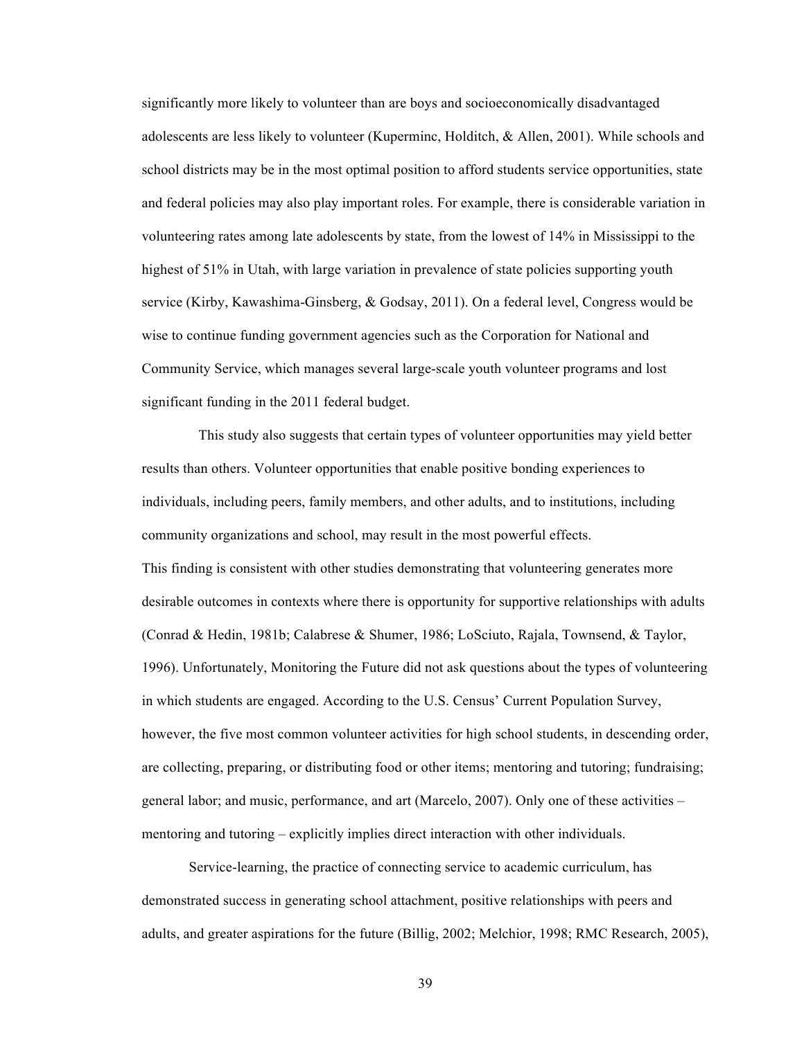significantly more likely to volunteer than are boys and socioeconomically disadvantaged adolescents are less likely to volunteer (Kuperminc, Holditch, & Allen, 2001). While schools and school districts may be in the most optimal position to afford students service opportunities, state and federal policies may also play important roles. For example, there is considerable variation in volunteering rates among late adolescents by state, from the lowest of 14% in Mississippi to the highest of 51% in Utah, with large variation in prevalence of state policies supporting youth service (Kirby, Kawashima-Ginsberg, & Godsay, 2011). On a federal level, Congress would be wise to continue funding government agencies such as the Corporation for National and Community Service, which manages several large-scale youth volunteer programs and lost significant funding in the 2011 federal budget.

This study also suggests that certain types of volunteer opportunities may yield better results than others. Volunteer opportunities that enable positive bonding experiences to individuals, including peers, family members, and other adults, and to institutions, including community organizations and school, may result in the most powerful effects.
This finding is consistent with other studies demonstrating that volunteering generates more desirable outcomes in contexts where there is opportunity for supportive relationships with adults (Conrad & Hedin, 1981b; Calabrese & Shumer, 1986; LoSciuto, Rajala, Townsend, & Taylor, 1996). Unfortunately, Monitoring the Future did not ask questions about the types of volunteering in which students are engaged. According to the U.S. Census' Current Population Survey, however, the five most common volunteer activities for high school students, in descending order, are collecting, preparing, or distributing food or other items; mentoring and tutoring; fundraising; general labor; and music, performance, and art (Marcelo, 2007). Only one of these activities – mentoring and tutoring – explicitly implies direct interaction with other individuals.

Service-learning, the practice of connecting service to academic curriculum, has demonstrated success in generating school attachment, positive relationships with peers and adults, and greater aspirations for the future (Billig, 2002; Melchior, 1998; RMC Research, 2005),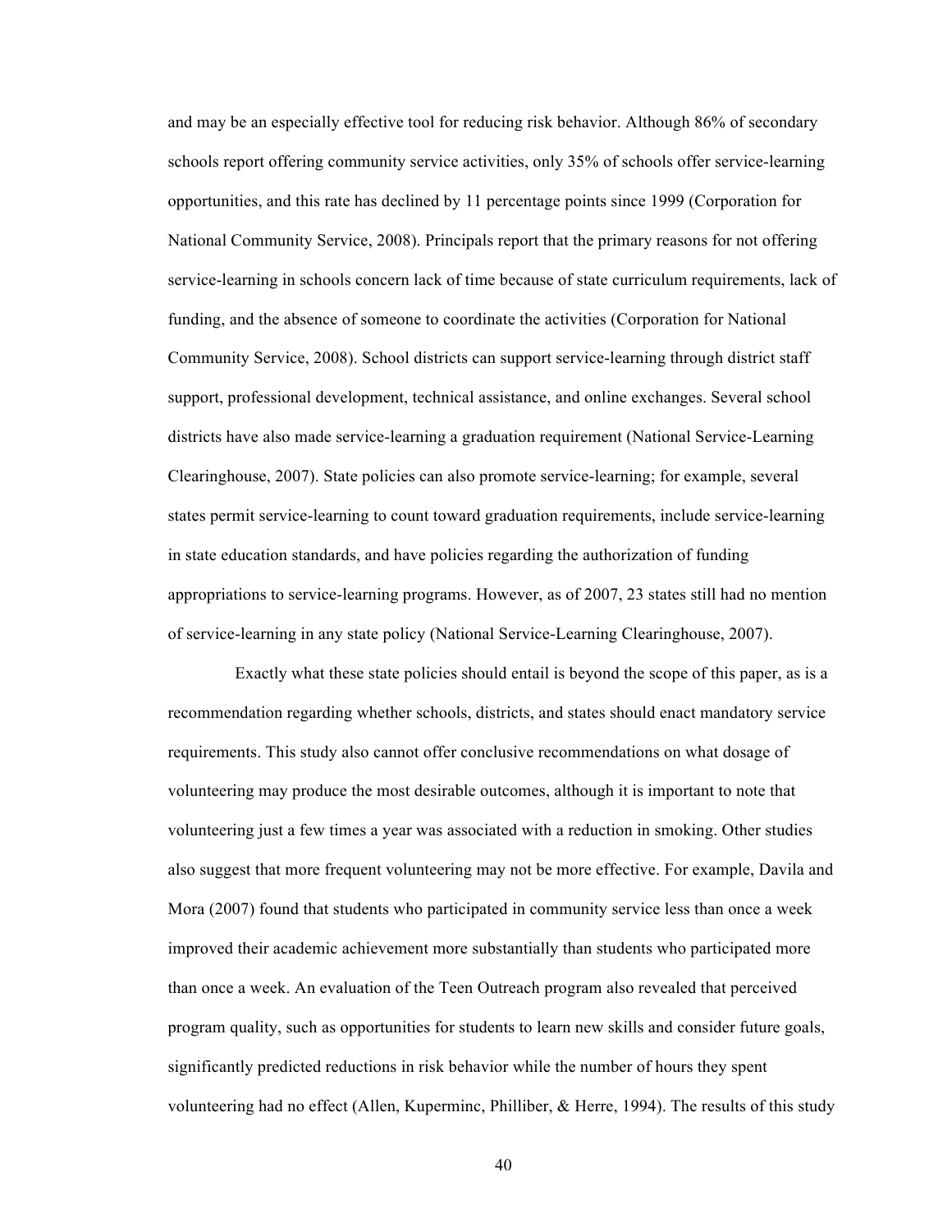and may be an especially effective tool for reducing risk behavior. Although 86% of secondary schools report offering community service activities, only 35% of schools offer service-learning opportunities, and this rate has declined by 11 percentage points since 1999 (Corporation for National Community Service, 2008). Principals report that the primary reasons for not offering service-learning in schools concern lack of time because of state curriculum requirements, lack of funding, and the absence of someone to coordinate the activities (Corporation for National Community Service, 2008). School districts can support service-learning through district staff support, professional development, technical assistance, and online exchanges. Several school districts have also made service-learning a graduation requirement (National Service-Learning Clearinghouse, 2007). State policies can also promote service-learning; for example, several states permit service-learning to count toward graduation requirements, include service-learning in state education standards, and have policies regarding the authorization of funding appropriations to service-learning programs. However, as of 2007, 23 states still had no mention of service-learning in any state policy (National Service-Learning Clearinghouse, 2007).

Exactly what these state policies should entail is beyond the scope of this paper, as is a recommendation regarding whether schools, districts, and states should enact mandatory service requirements. This study also cannot offer conclusive recommendations on what dosage of volunteering may produce the most desirable outcomes, although it is important to note that volunteering just a few times a year was associated with a reduction in smoking. Other studies also suggest that more frequent volunteering may not be more effective. For example, Davila and Mora (2007) found that students who participated in community service less than once a week improved their academic achievement more substantially than students who participated more than once a week. An evaluation of the Teen Outreach program also revealed that perceived program quality, such as opportunities for students to learn new skills and consider future goals, significantly predicted reductions in risk behavior while the number of hours they spent volunteering had no effect (Allen, Kuperminc, Philliber, & Herre, 1994). The results of this study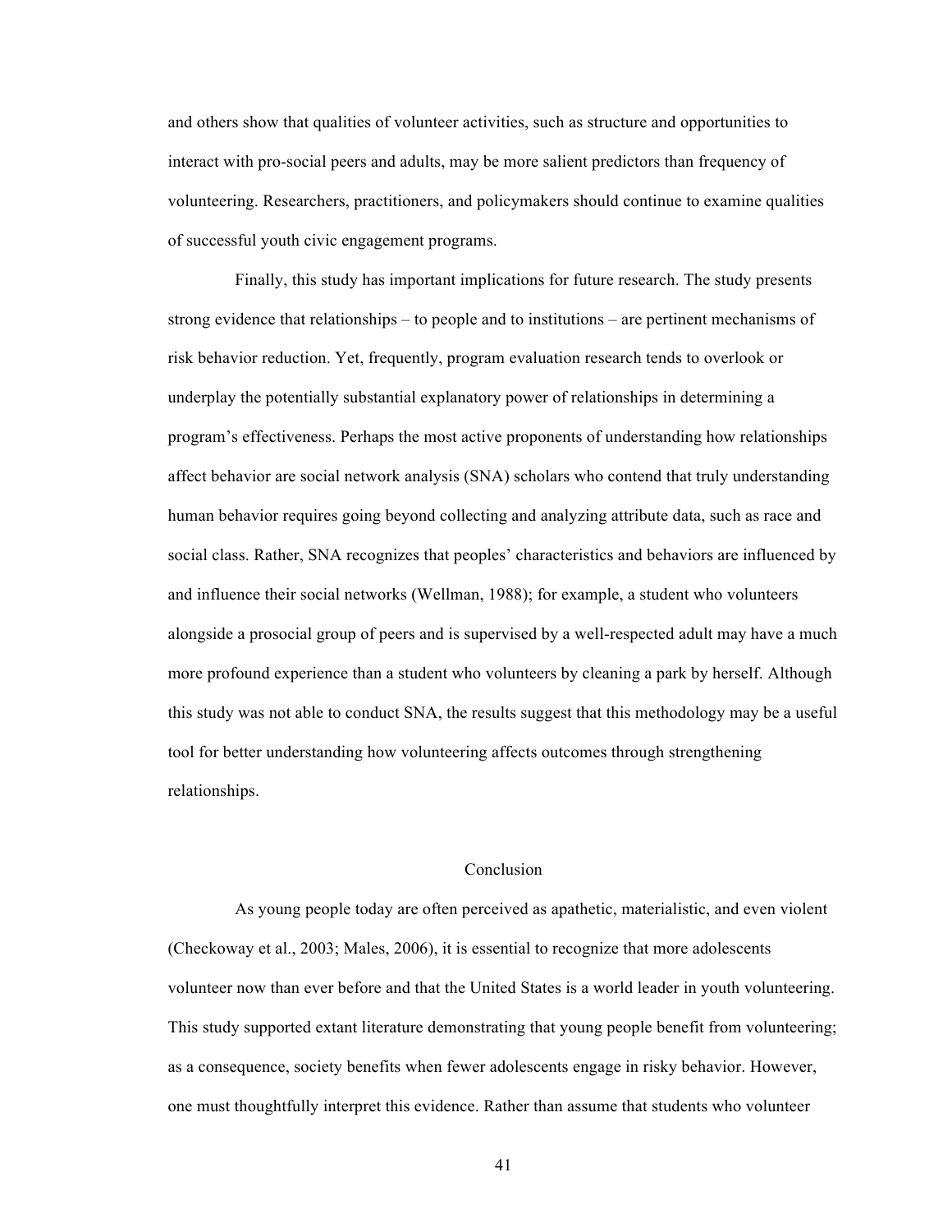and others show that qualities of volunteer activities, such as structure and opportunities to interact with pro-social peers and adults, may be more salient predictors than frequency of volunteering. Researchers, practitioners, and policymakers should continue to examine qualities of successful youth civic engagement programs.

Finally, this study has important implications for future research. The study presents strong evidence that relationships – to people and to institutions – are pertinent mechanisms of risk behavior reduction. Yet, frequently, program evaluation research tends to overlook or underplay the potentially substantial explanatory power of relationships in determining a program's effectiveness. Perhaps the most active proponents of understanding how relationships affect behavior are social network analysis (SNA) scholars who contend that truly understanding human behavior requires going beyond collecting and analyzing attribute data, such as race and social class. Rather, SNA recognizes that peoples' characteristics and behaviors are influenced by and influence their social networks (Wellman, 1988); for example, a student who volunteers alongside a prosocial group of peers and is supervised by a well-respected adult may have a much more profound experience than a student who volunteers by cleaning a park by herself. Although this study was not able to conduct SNA, the results suggest that this methodology may be a useful tool for better understanding how volunteering affects outcomes through strengthening relationships.

## Conclusion

As young people today are often perceived as apathetic, materialistic, and even violent (Checkoway et al., 2003; Males, 2006), it is essential to recognize that more adolescents volunteer now than ever before and that the United States is a world leader in youth volunteering. This study supported extant literature demonstrating that young people benefit from volunteering; as a consequence, society benefits when fewer adolescents engage in risky behavior. However, one must thoughtfully interpret this evidence. Rather than assume that students who volunteer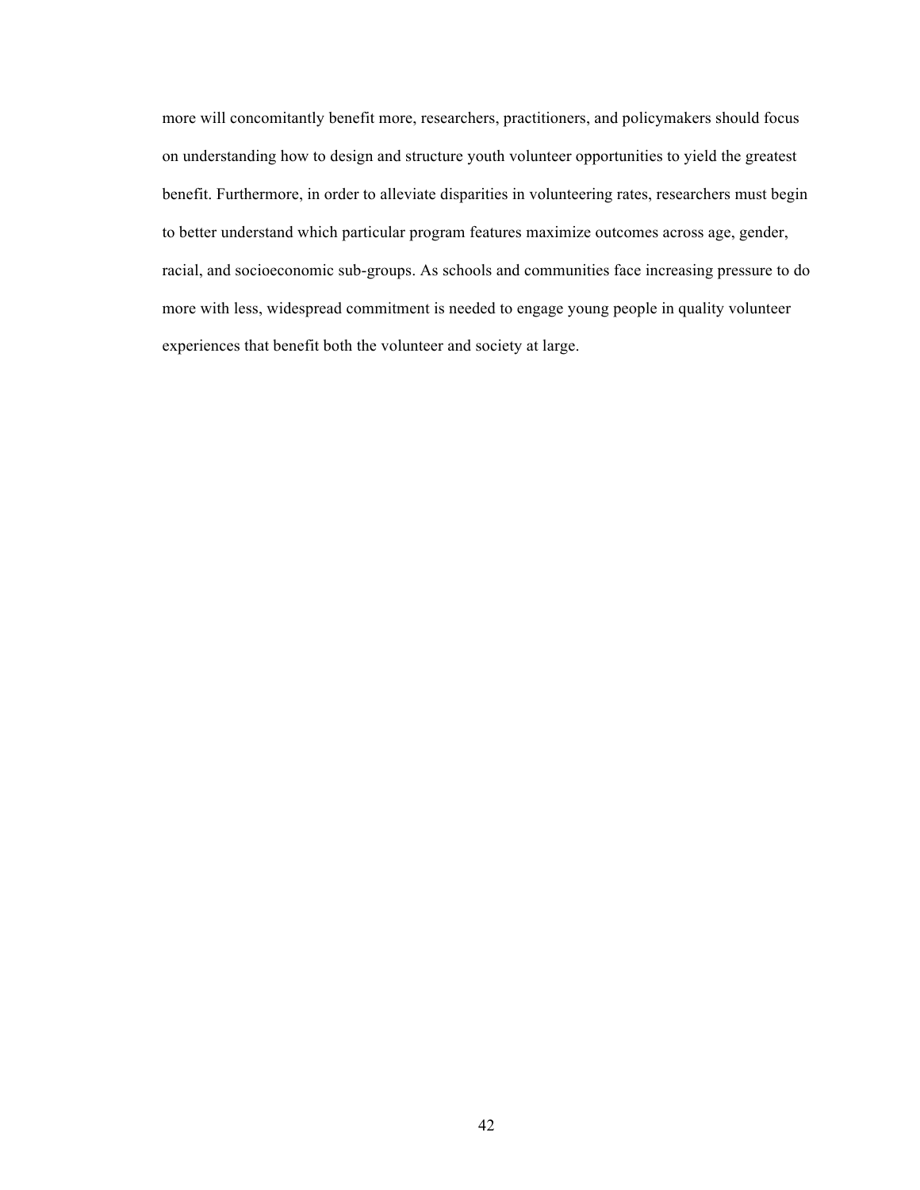more will concomitantly benefit more, researchers, practitioners, and policymakers should focus on understanding how to design and structure youth volunteer opportunities to yield the greatest benefit. Furthermore, in order to alleviate disparities in volunteering rates, researchers must begin to better understand which particular program features maximize outcomes across age, gender, racial, and socioeconomic sub-groups. As schools and communities face increasing pressure to do more with less, widespread commitment is needed to engage young people in quality volunteer experiences that benefit both the volunteer and society at large.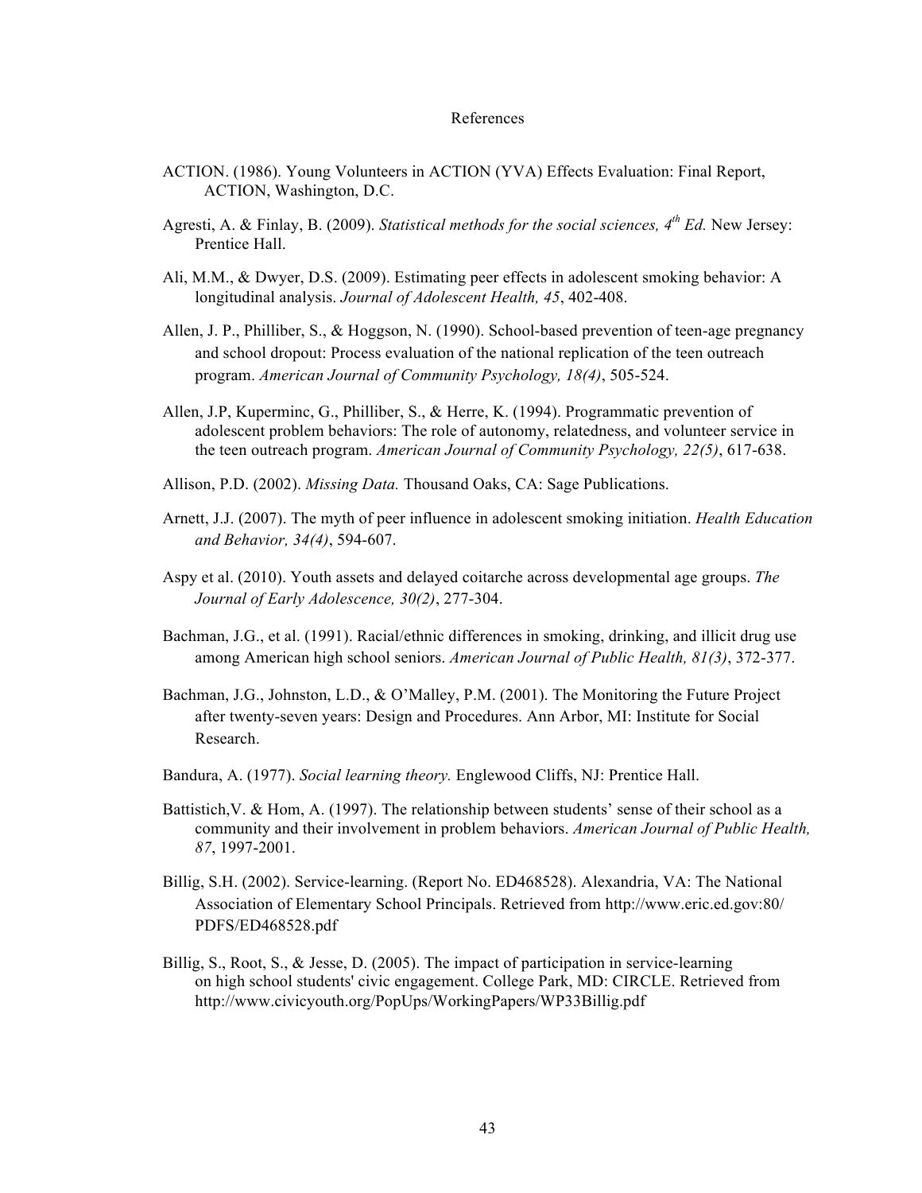# References

ACTION. (1986). Young Volunteers in ACTION (YVA) Effects Evaluation: Final Report, ACTION, Washington, D.C.

Agresti, A. & Finlay, B. (2009). *Statistical methods for the social sciences, 4th Ed.* New Jersey: Prentice Hall.

Ali, M.M., & Dwyer, D.S. (2009). Estimating peer effects in adolescent smoking behavior: A longitudinal analysis. *Journal of Adolescent Health, 45*, 402-408.

Allen, J. P., Philliber, S., & Hoggson, N. (1990). School-based prevention of teen-age pregnancy and school dropout: Process evaluation of the national replication of the teen outreach program. *American Journal of Community Psychology, 18(4)*, 505-524.

Allen, J.P, Kuperminc, G., Philliber, S., & Herre, K. (1994). Programmatic prevention of adolescent problem behaviors: The role of autonomy, relatedness, and volunteer service in the teen outreach program. *American Journal of Community Psychology, 22(5)*, 617-638.

Allison, P.D. (2002). *Missing Data.* Thousand Oaks, CA: Sage Publications.

Arnett, J.J. (2007). The myth of peer influence in adolescent smoking initiation. *Health Education and Behavior, 34(4)*, 594-607.

Aspy et al. (2010). Youth assets and delayed coitarche across developmental age groups. *The Journal of Early Adolescence, 30(2)*, 277-304.

Bachman, J.G., et al. (1991). Racial/ethnic differences in smoking, drinking, and illicit drug use among American high school seniors. *American Journal of Public Health, 81(3)*, 372-377.

Bachman, J.G., Johnston, L.D., & O'Malley, P.M. (2001). The Monitoring the Future Project after twenty-seven years: Design and Procedures. Ann Arbor, MI: Institute for Social Research.

Bandura, A. (1977). *Social learning theory.* Englewood Cliffs, NJ: Prentice Hall.

Battistich,V. & Hom, A. (1997). The relationship between students' sense of their school as a community and their involvement in problem behaviors. *American Journal of Public Health, 87*, 1997-2001.

Billig, S.H. (2002). Service-learning. (Report No. ED468528). Alexandria, VA: The National Association of Elementary School Principals. Retrieved from http://www.eric.ed.gov:80/PDFS/ED468528.pdf

Billig, S., Root, S., & Jesse, D. (2005). The impact of participation in service-learning on high school students' civic engagement. College Park, MD: CIRCLE. Retrieved from http://www.civicyouth.org/PopUps/WorkingPapers/WP33Billig.pdf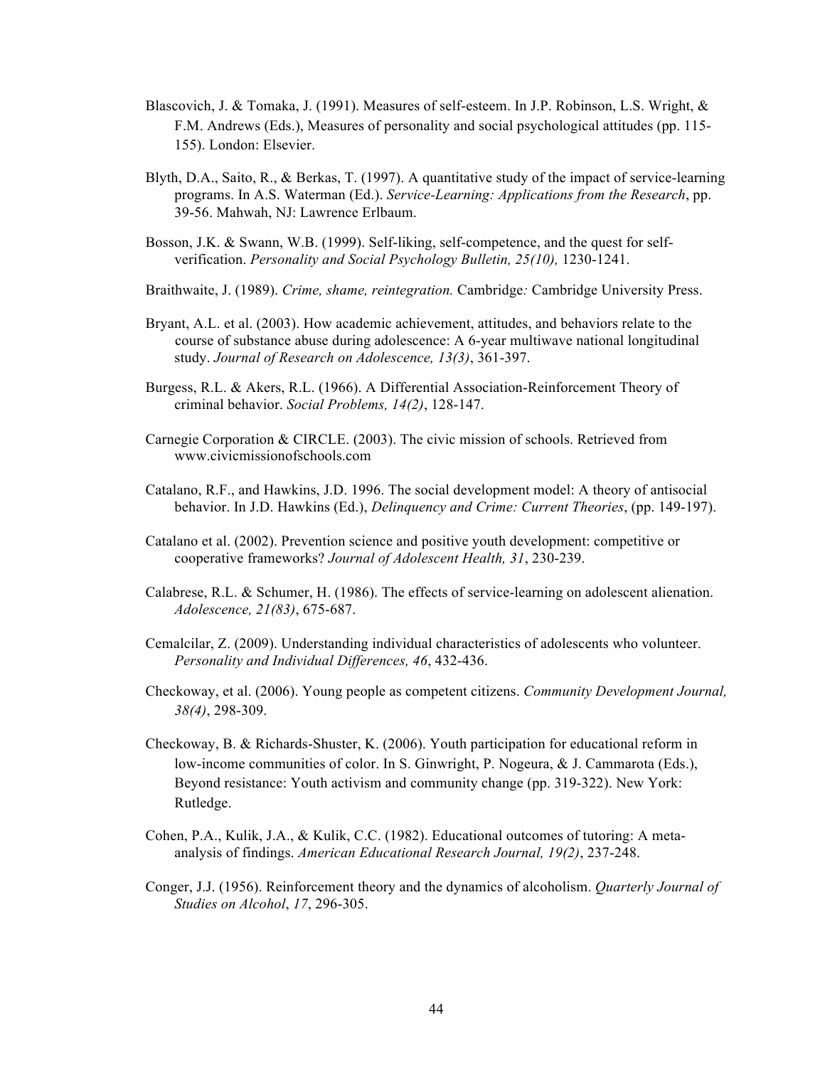Blascovich, J. & Tomaka, J. (1991). Measures of self-esteem. In J.P. Robinson, L.S. Wright, & F.M. Andrews (Eds.), Measures of personality and social psychological attitudes (pp. 115-155). London: Elsevier.

Blyth, D.A., Saito, R., & Berkas, T. (1997). A quantitative study of the impact of service-learning programs. In A.S. Waterman (Ed.). *Service-Learning: Applications from the Research*, pp. 39-56. Mahwah, NJ: Lawrence Erlbaum.

Bosson, J.K. & Swann, W.B. (1999). Self-liking, self-competence, and the quest for self-verification. *Personality and Social Psychology Bulletin, 25(10),* 1230-1241.

Braithwaite, J. (1989). *Crime, shame, reintegration.* Cambridge*:* Cambridge University Press.

Bryant, A.L. et al. (2003). How academic achievement, attitudes, and behaviors relate to the course of substance abuse during adolescence: A 6-year multiwave national longitudinal study. *Journal of Research on Adolescence, 13(3)*, 361-397.

Burgess, R.L. & Akers, R.L. (1966). A Differential Association-Reinforcement Theory of criminal behavior. *Social Problems, 14(2)*, 128-147.

Carnegie Corporation & CIRCLE. (2003). The civic mission of schools. Retrieved from www.civicmissionofschools.com

Catalano, R.F., and Hawkins, J.D. 1996. The social development model: A theory of antisocial behavior. In J.D. Hawkins (Ed.), *Delinquency and Crime: Current Theories*, (pp. 149-197).

Catalano et al. (2002). Prevention science and positive youth development: competitive or cooperative frameworks? *Journal of Adolescent Health, 31*, 230-239.

Calabrese, R.L. & Schumer, H. (1986). The effects of service-learning on adolescent alienation. *Adolescence, 21(83)*, 675-687.

Cemalcilar, Z. (2009). Understanding individual characteristics of adolescents who volunteer. *Personality and Individual Differences, 46*, 432-436.

Checkoway, et al. (2006). Young people as competent citizens. *Community Development Journal, 38(4)*, 298-309.

Checkoway, B. & Richards-Shuster, K. (2006). Youth participation for educational reform in low-income communities of color. In S. Ginwright, P. Nogeura, & J. Cammarota (Eds.), Beyond resistance: Youth activism and community change (pp. 319-322). New York: Rutledge.

Cohen, P.A., Kulik, J.A., & Kulik, C.C. (1982). Educational outcomes of tutoring: A meta-analysis of findings. *American Educational Research Journal, 19(2)*, 237-248.

Conger, J.J. (1956). Reinforcement theory and the dynamics of alcoholism. *Quarterly Journal of Studies on Alcohol*, *17*, 296-305.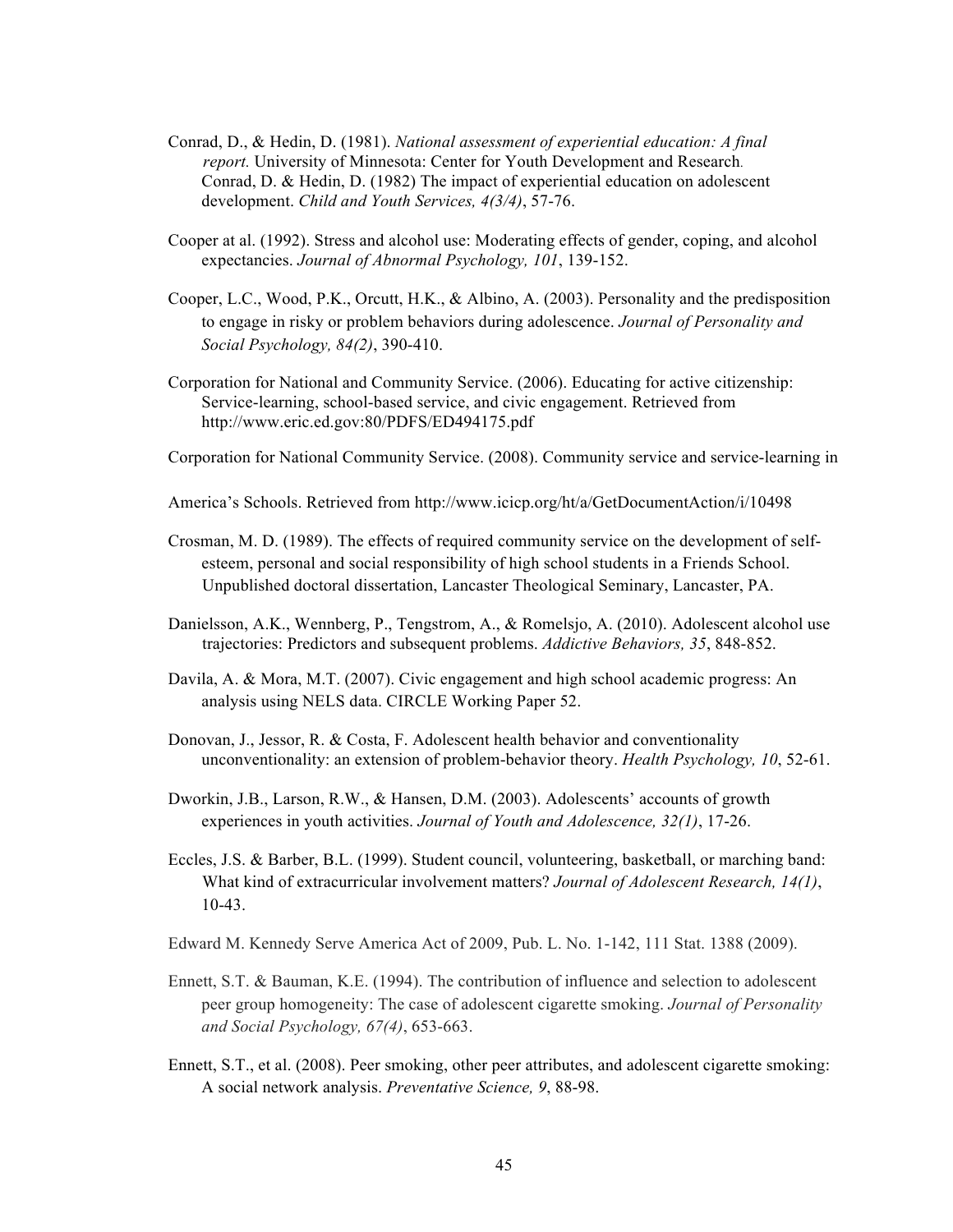Conrad, D., & Hedin, D. (1981). *National assessment of experiential education: A final report.* University of Minnesota: Center for Youth Development and Research.
Conrad, D. & Hedin, D. (1982) The impact of experiential education on adolescent development. *Child and Youth Services, 4(3/4)*, 57-76.

Cooper at al. (1992). Stress and alcohol use: Moderating effects of gender, coping, and alcohol expectancies. *Journal of Abnormal Psychology, 101*, 139-152.

Cooper, L.C., Wood, P.K., Orcutt, H.K., & Albino, A. (2003). Personality and the predisposition to engage in risky or problem behaviors during adolescence. *Journal of Personality and Social Psychology, 84(2)*, 390-410.

Corporation for National and Community Service. (2006). Educating for active citizenship: Service-learning, school-based service, and civic engagement. Retrieved from http://www.eric.ed.gov:80/PDFS/ED494175.pdf

Corporation for National Community Service. (2008). Community service and service-learning in

America's Schools. Retrieved from http://www.icicp.org/ht/a/GetDocumentAction/i/10498

Crosman, M. D. (1989). The effects of required community service on the development of self-esteem, personal and social responsibility of high school students in a Friends School. Unpublished doctoral dissertation, Lancaster Theological Seminary, Lancaster, PA.

Danielsson, A.K., Wennberg, P., Tengstrom, A., & Romelsjo, A. (2010). Adolescent alcohol use trajectories: Predictors and subsequent problems. *Addictive Behaviors, 35*, 848-852.

Davila, A. & Mora, M.T. (2007). Civic engagement and high school academic progress: An analysis using NELS data. CIRCLE Working Paper 52.

Donovan, J., Jessor, R. & Costa, F. Adolescent health behavior and conventionality unconventionality: an extension of problem-behavior theory. *Health Psychology, 10*, 52-61.

Dworkin, J.B., Larson, R.W., & Hansen, D.M. (2003). Adolescents' accounts of growth experiences in youth activities. *Journal of Youth and Adolescence, 32(1)*, 17-26.

Eccles, J.S. & Barber, B.L. (1999). Student council, volunteering, basketball, or marching band: What kind of extracurricular involvement matters? *Journal of Adolescent Research, 14(1)*, 10-43.

Edward M. Kennedy Serve America Act of 2009, Pub. L. No. 1-142, 111 Stat. 1388 (2009).

Ennett, S.T. & Bauman, K.E. (1994). The contribution of influence and selection to adolescent peer group homogeneity: The case of adolescent cigarette smoking. *Journal of Personality and Social Psychology, 67(4)*, 653-663.

Ennett, S.T., et al. (2008). Peer smoking, other peer attributes, and adolescent cigarette smoking: A social network analysis. *Preventative Science, 9*, 88-98.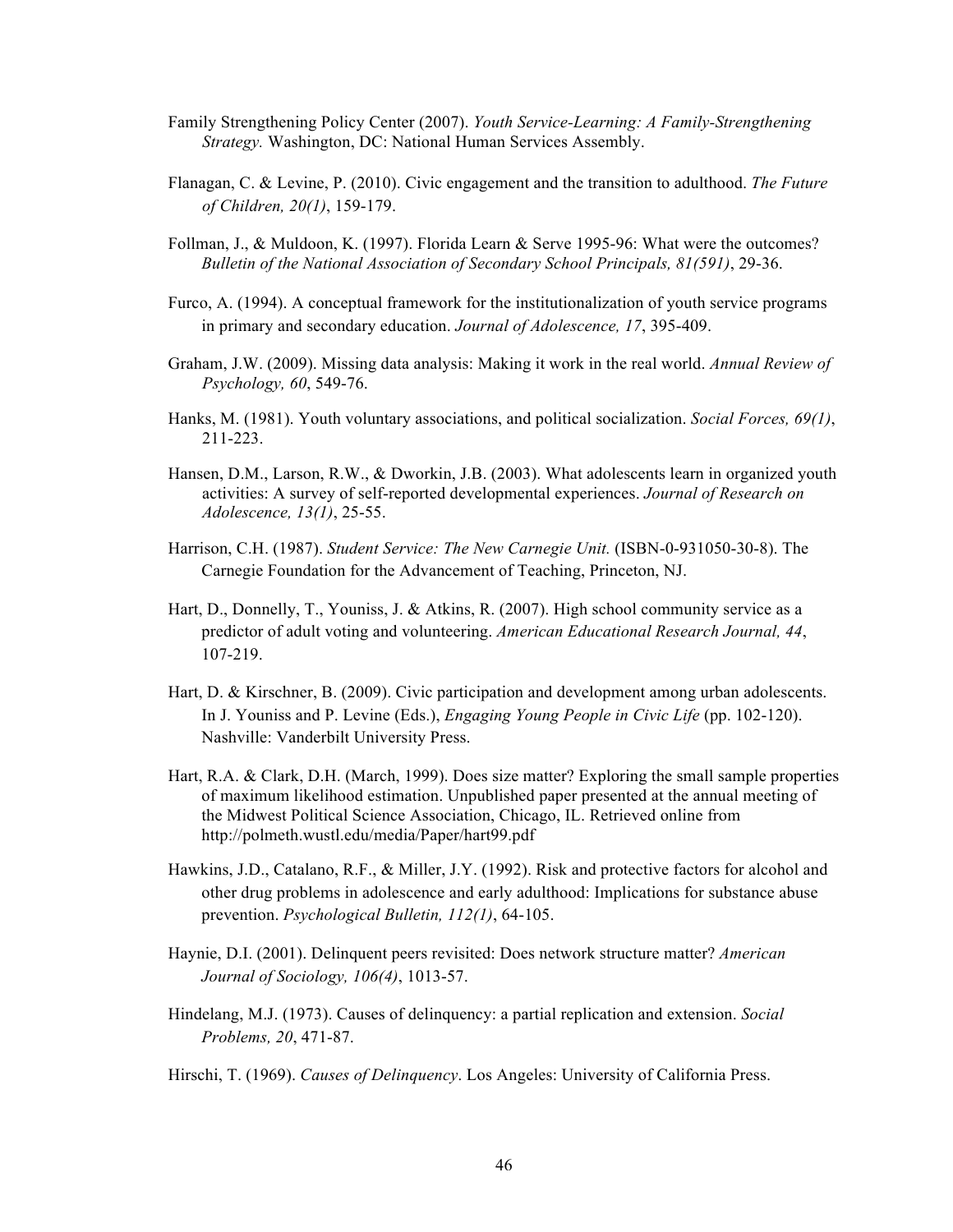Family Strengthening Policy Center (2007). *Youth Service-Learning: A Family-Strengthening Strategy.* Washington, DC: National Human Services Assembly.

Flanagan, C. & Levine, P. (2010). Civic engagement and the transition to adulthood. *The Future of Children, 20(1)*, 159-179.

Follman, J., & Muldoon, K. (1997). Florida Learn & Serve 1995-96: What were the outcomes? *Bulletin of the National Association of Secondary School Principals, 81(591)*, 29-36.

Furco, A. (1994). A conceptual framework for the institutionalization of youth service programs in primary and secondary education. *Journal of Adolescence, 17*, 395-409.

Graham, J.W. (2009). Missing data analysis: Making it work in the real world. *Annual Review of Psychology, 60*, 549-76.

Hanks, M. (1981). Youth voluntary associations, and political socialization. *Social Forces, 69(1)*, 211-223.

Hansen, D.M., Larson, R.W., & Dworkin, J.B. (2003). What adolescents learn in organized youth activities: A survey of self-reported developmental experiences. *Journal of Research on Adolescence, 13(1)*, 25-55.

Harrison, C.H. (1987). *Student Service: The New Carnegie Unit.* (ISBN-0-931050-30-8). The Carnegie Foundation for the Advancement of Teaching, Princeton, NJ.

Hart, D., Donnelly, T., Youniss, J. & Atkins, R. (2007). High school community service as a predictor of adult voting and volunteering. *American Educational Research Journal, 44*, 107-219.

Hart, D. & Kirschner, B. (2009). Civic participation and development among urban adolescents. In J. Youniss and P. Levine (Eds.), *Engaging Young People in Civic Life* (pp. 102-120). Nashville: Vanderbilt University Press.

Hart, R.A. & Clark, D.H. (March, 1999). Does size matter? Exploring the small sample properties of maximum likelihood estimation. Unpublished paper presented at the annual meeting of the Midwest Political Science Association, Chicago, IL. Retrieved online from http://polmeth.wustl.edu/media/Paper/hart99.pdf

Hawkins, J.D., Catalano, R.F., & Miller, J.Y. (1992). Risk and protective factors for alcohol and other drug problems in adolescence and early adulthood: Implications for substance abuse prevention. *Psychological Bulletin, 112(1)*, 64-105.

Haynie, D.I. (2001). Delinquent peers revisited: Does network structure matter? *American Journal of Sociology, 106(4)*, 1013-57.

Hindelang, M.J. (1973). Causes of delinquency: a partial replication and extension. *Social Problems, 20*, 471-87.

Hirschi, T. (1969). *Causes of Delinquency*. Los Angeles: University of California Press.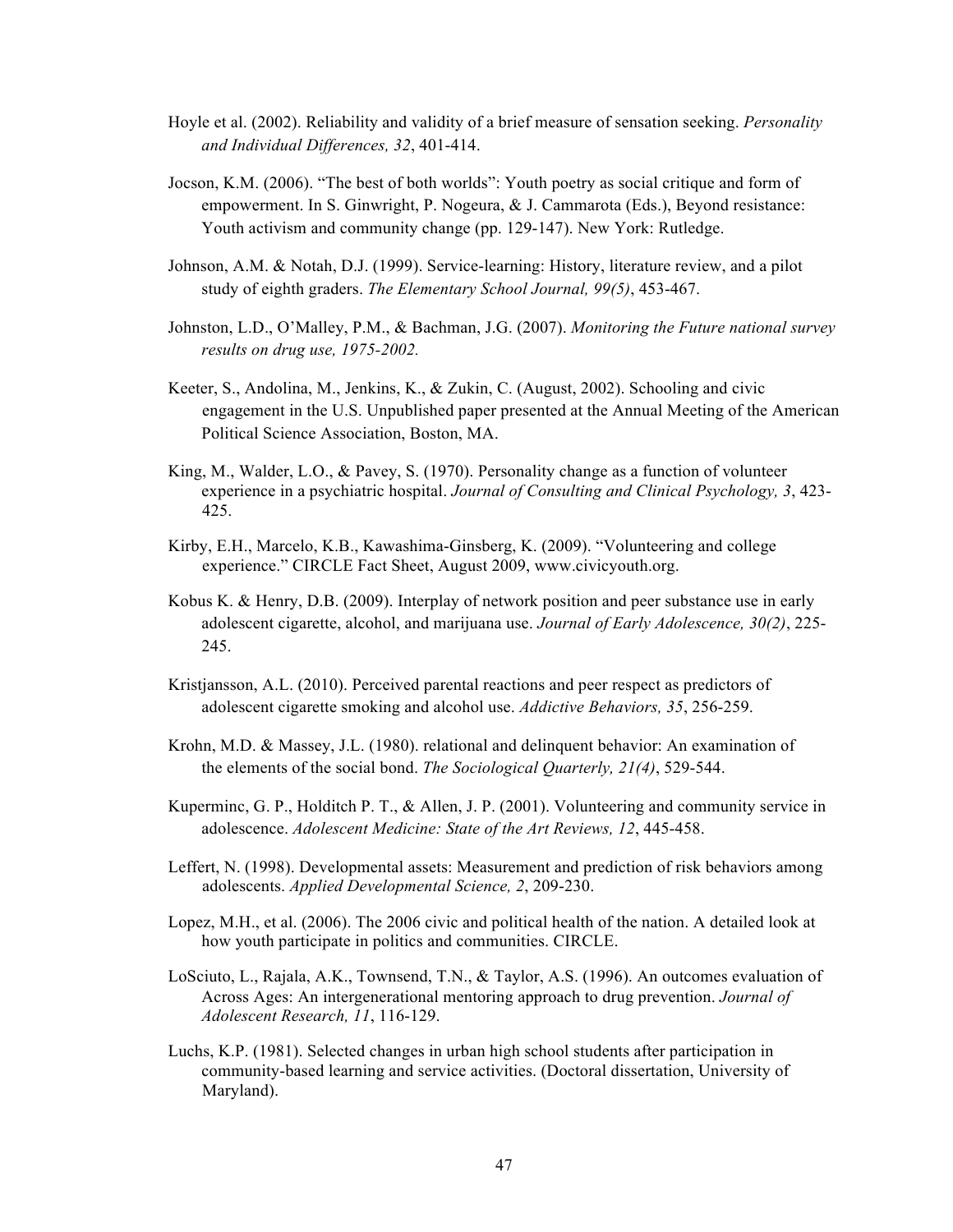Hoyle et al. (2002). Reliability and validity of a brief measure of sensation seeking. *Personality and Individual Differences, 32*, 401-414.

Jocson, K.M. (2006). "The best of both worlds": Youth poetry as social critique and form of empowerment. In S. Ginwright, P. Nogeura, & J. Cammarota (Eds.), Beyond resistance: Youth activism and community change (pp. 129-147). New York: Rutledge.

Johnson, A.M. & Notah, D.J. (1999). Service-learning: History, literature review, and a pilot study of eighth graders. *The Elementary School Journal, 99(5)*, 453-467.

Johnston, L.D., O'Malley, P.M., & Bachman, J.G. (2007). *Monitoring the Future national survey results on drug use, 1975-2002.*

Keeter, S., Andolina, M., Jenkins, K., & Zukin, C. (August, 2002). Schooling and civic engagement in the U.S. Unpublished paper presented at the Annual Meeting of the American Political Science Association, Boston, MA.

King, M., Walder, L.O., & Pavey, S. (1970). Personality change as a function of volunteer experience in a psychiatric hospital. *Journal of Consulting and Clinical Psychology, 3*, 423-425.

Kirby, E.H., Marcelo, K.B., Kawashima-Ginsberg, K. (2009). "Volunteering and college experience." CIRCLE Fact Sheet, August 2009, www.civicyouth.org.

Kobus K. & Henry, D.B. (2009). Interplay of network position and peer substance use in early adolescent cigarette, alcohol, and marijuana use. *Journal of Early Adolescence, 30(2)*, 225-245.

Kristjansson, A.L. (2010). Perceived parental reactions and peer respect as predictors of adolescent cigarette smoking and alcohol use. *Addictive Behaviors, 35*, 256-259.

Krohn, M.D. & Massey, J.L. (1980). relational and delinquent behavior: An examination of the elements of the social bond. *The Sociological Quarterly, 21(4)*, 529-544.

Kuperminc, G. P., Holditch P. T., & Allen, J. P. (2001). Volunteering and community service in adolescence. *Adolescent Medicine: State of the Art Reviews, 12*, 445-458.

Leffert, N. (1998). Developmental assets: Measurement and prediction of risk behaviors among adolescents. *Applied Developmental Science, 2*, 209-230.

Lopez, M.H., et al. (2006). The 2006 civic and political health of the nation. A detailed look at how youth participate in politics and communities. CIRCLE.

LoSciuto, L., Rajala, A.K., Townsend, T.N., & Taylor, A.S. (1996). An outcomes evaluation of Across Ages: An intergenerational mentoring approach to drug prevention. *Journal of Adolescent Research, 11*, 116-129.

Luchs, K.P. (1981). Selected changes in urban high school students after participation in community-based learning and service activities. (Doctoral dissertation, University of Maryland).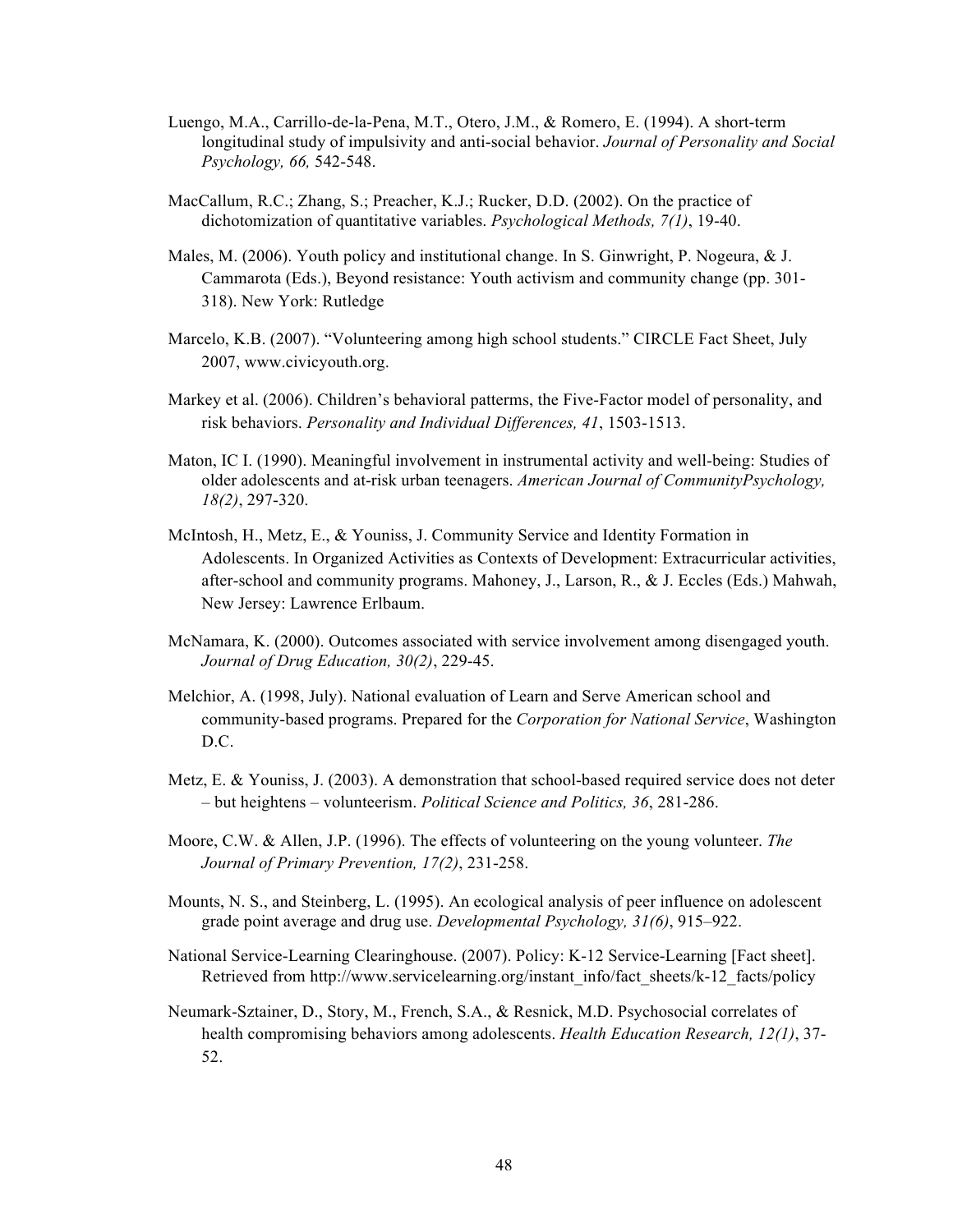Luengo, M.A., Carrillo-de-la-Pena, M.T., Otero, J.M., & Romero, E. (1994). A short-term longitudinal study of impulsivity and anti-social behavior. *Journal of Personality and Social Psychology, 66,* 542-548.

MacCallum, R.C.; Zhang, S.; Preacher, K.J.; Rucker, D.D. (2002). On the practice of dichotomization of quantitative variables. *Psychological Methods, 7(1)*, 19-40.

Males, M. (2006). Youth policy and institutional change. In S. Ginwright, P. Nogeura, & J. Cammarota (Eds.), Beyond resistance: Youth activism and community change (pp. 301-318). New York: Rutledge

Marcelo, K.B. (2007). "Volunteering among high school students." CIRCLE Fact Sheet, July 2007, www.civicyouth.org.

Markey et al. (2006). Children's behavioral patterms, the Five-Factor model of personality, and risk behaviors. *Personality and Individual Differences, 41*, 1503-1513.

Maton, IC I. (1990). Meaningful involvement in instrumental activity and well-being: Studies of older adolescents and at-risk urban teenagers. *American Journal of CommunityPsychology, 18(2)*, 297-320.

McIntosh, H., Metz, E., & Youniss, J. Community Service and Identity Formation in Adolescents. In Organized Activities as Contexts of Development: Extracurricular activities, after-school and community programs. Mahoney, J., Larson, R., & J. Eccles (Eds.) Mahwah, New Jersey: Lawrence Erlbaum.

McNamara, K. (2000). Outcomes associated with service involvement among disengaged youth. *Journal of Drug Education, 30(2)*, 229-45.

Melchior, A. (1998, July). National evaluation of Learn and Serve American school and community-based programs. Prepared for the *Corporation for National Service*, Washington D.C.

Metz, E. & Youniss, J. (2003). A demonstration that school-based required service does not deter – but heightens – volunteerism. *Political Science and Politics, 36*, 281-286.

Moore, C.W. & Allen, J.P. (1996). The effects of volunteering on the young volunteer. *The Journal of Primary Prevention, 17(2)*, 231-258.

Mounts, N. S., and Steinberg, L. (1995). An ecological analysis of peer influence on adolescent grade point average and drug use. *Developmental Psychology, 31(6)*, 915–922.

National Service-Learning Clearinghouse. (2007). Policy: K-12 Service-Learning [Fact sheet]. Retrieved from http://www.servicelearning.org/instant_info/fact_sheets/k-12_facts/policy

Neumark-Sztainer, D., Story, M., French, S.A., & Resnick, M.D. Psychosocial correlates of health compromising behaviors among adolescents. *Health Education Research, 12(1)*, 37-52.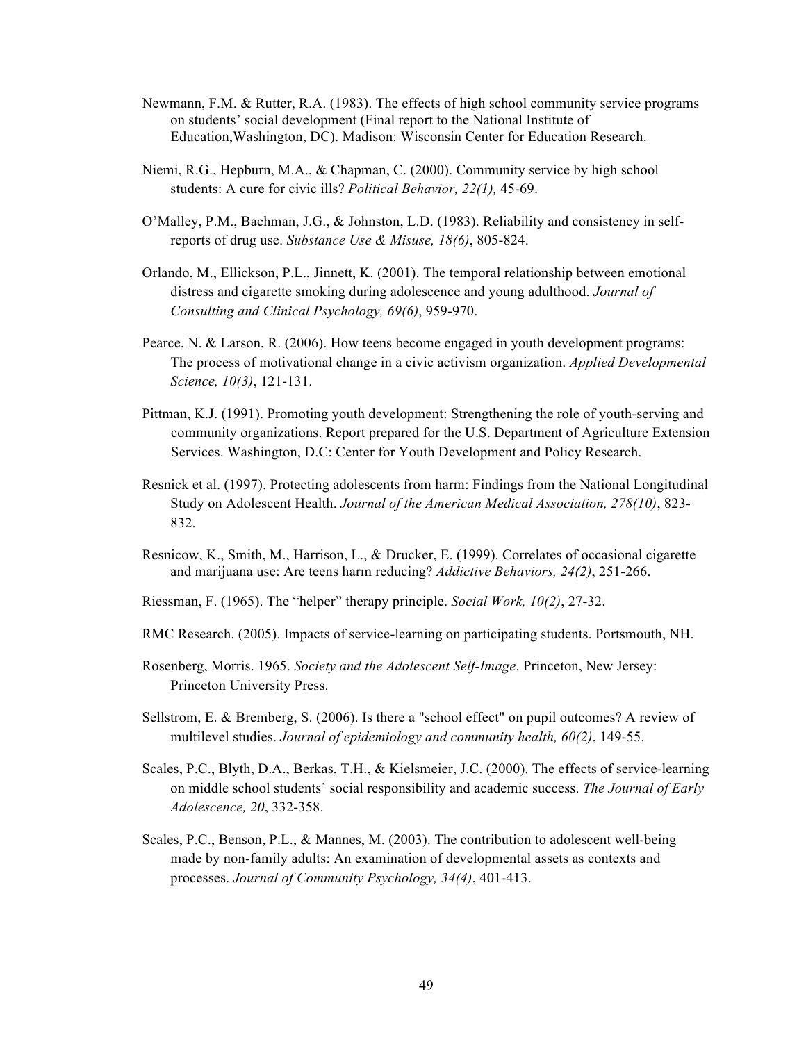Newmann, F.M. & Rutter, R.A. (1983). The effects of high school community service programs on students' social development (Final report to the National Institute of Education,Washington, DC). Madison: Wisconsin Center for Education Research.

Niemi, R.G., Hepburn, M.A., & Chapman, C. (2000). Community service by high school students: A cure for civic ills? *Political Behavior, 22(1),* 45-69.

O'Malley, P.M., Bachman, J.G., & Johnston, L.D. (1983). Reliability and consistency in self-reports of drug use. *Substance Use & Misuse, 18(6)*, 805-824.

Orlando, M., Ellickson, P.L., Jinnett, K. (2001). The temporal relationship between emotional distress and cigarette smoking during adolescence and young adulthood. *Journal of Consulting and Clinical Psychology, 69(6)*, 959-970.

Pearce, N. & Larson, R. (2006). How teens become engaged in youth development programs: The process of motivational change in a civic activism organization. *Applied Developmental Science, 10(3)*, 121-131.

Pittman, K.J. (1991). Promoting youth development: Strengthening the role of youth-serving and community organizations. Report prepared for the U.S. Department of Agriculture Extension Services. Washington, D.C: Center for Youth Development and Policy Research.

Resnick et al. (1997). Protecting adolescents from harm: Findings from the National Longitudinal Study on Adolescent Health. *Journal of the American Medical Association, 278(10)*, 823-832.

Resnicow, K., Smith, M., Harrison, L., & Drucker, E. (1999). Correlates of occasional cigarette and marijuana use: Are teens harm reducing? *Addictive Behaviors, 24(2)*, 251-266.

Riessman, F. (1965). The "helper" therapy principle. *Social Work, 10(2)*, 27-32.

RMC Research. (2005). Impacts of service-learning on participating students. Portsmouth, NH.

Rosenberg, Morris. 1965. *Society and the Adolescent Self-Image*. Princeton, New Jersey: Princeton University Press.

Sellstrom, E. & Bremberg, S. (2006). Is there a "school effect" on pupil outcomes? A review of multilevel studies. *Journal of epidemiology and community health, 60(2)*, 149-55.

Scales, P.C., Blyth, D.A., Berkas, T.H., & Kielsmeier, J.C. (2000). The effects of service-learning on middle school students' social responsibility and academic success. *The Journal of Early Adolescence, 20*, 332-358.

Scales, P.C., Benson, P.L., & Mannes, M. (2003). The contribution to adolescent well-being made by non-family adults: An examination of developmental assets as contexts and processes. *Journal of Community Psychology, 34(4)*, 401-413.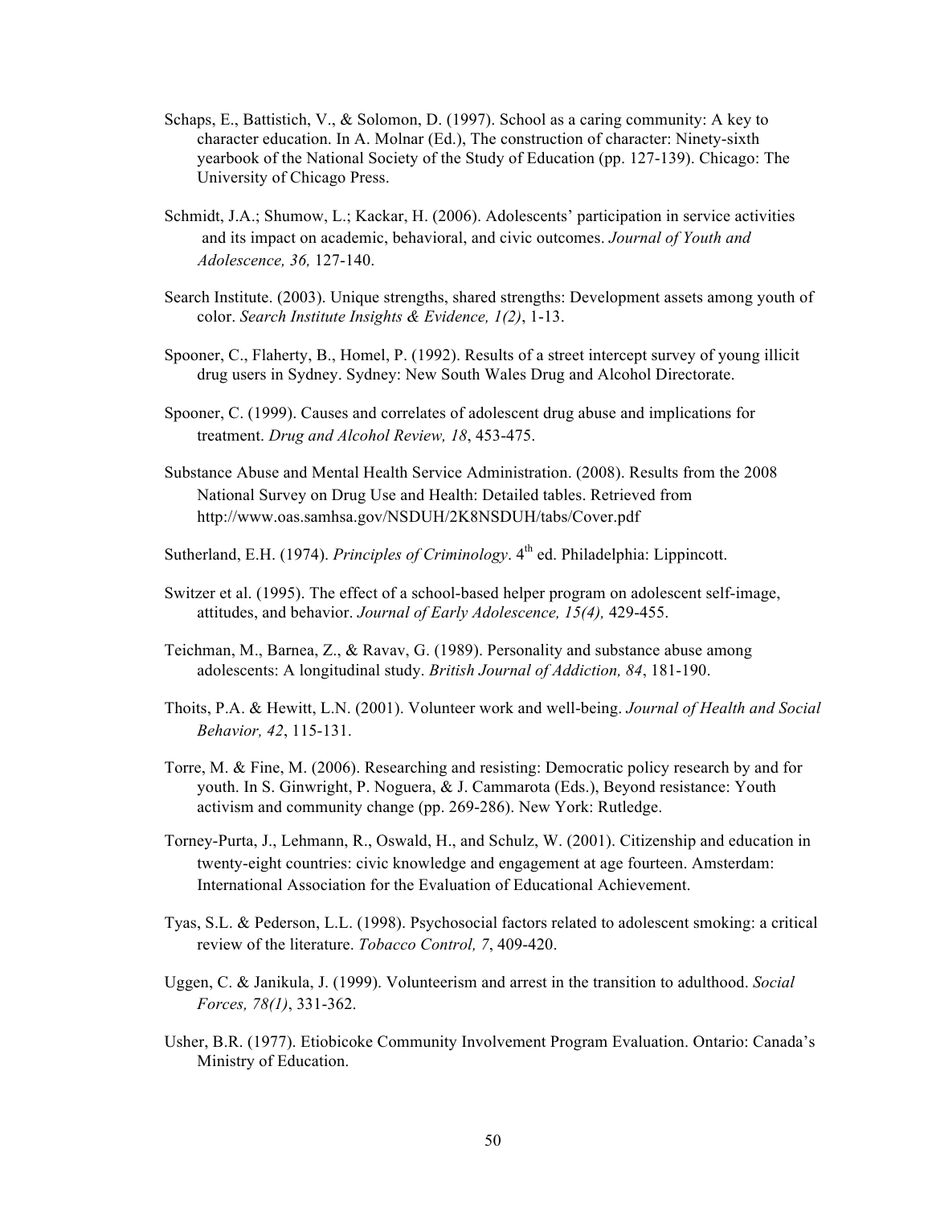Schaps, E., Battistich, V., & Solomon, D. (1997). School as a caring community: A key to character education. In A. Molnar (Ed.), The construction of character: Ninety-sixth yearbook of the National Society of the Study of Education (pp. 127-139). Chicago: The University of Chicago Press.

Schmidt, J.A.; Shumow, L.; Kackar, H. (2006). Adolescents' participation in service activities and its impact on academic, behavioral, and civic outcomes. *Journal of Youth and Adolescence, 36,* 127-140.

Search Institute. (2003). Unique strengths, shared strengths: Development assets among youth of color. *Search Institute Insights & Evidence, 1(2)*, 1-13.

Spooner, C., Flaherty, B., Homel, P. (1992). Results of a street intercept survey of young illicit drug users in Sydney. Sydney: New South Wales Drug and Alcohol Directorate.

Spooner, C. (1999). Causes and correlates of adolescent drug abuse and implications for treatment. *Drug and Alcohol Review, 18*, 453-475.

Substance Abuse and Mental Health Service Administration. (2008). Results from the 2008 National Survey on Drug Use and Health: Detailed tables. Retrieved from http://www.oas.samhsa.gov/NSDUH/2K8NSDUH/tabs/Cover.pdf

Sutherland, E.H. (1974). *Principles of Criminology*. 4th ed. Philadelphia: Lippincott.

Switzer et al. (1995). The effect of a school-based helper program on adolescent self-image, attitudes, and behavior. *Journal of Early Adolescence, 15(4),* 429-455.

Teichman, M., Barnea, Z., & Ravav, G. (1989). Personality and substance abuse among adolescents: A longitudinal study. *British Journal of Addiction, 84*, 181-190.

Thoits, P.A. & Hewitt, L.N. (2001). Volunteer work and well-being. *Journal of Health and Social Behavior, 42*, 115-131.

Torre, M. & Fine, M. (2006). Researching and resisting: Democratic policy research by and for youth. In S. Ginwright, P. Noguera, & J. Cammarota (Eds.), Beyond resistance: Youth activism and community change (pp. 269-286). New York: Rutledge.

Torney-Purta, J., Lehmann, R., Oswald, H., and Schulz, W. (2001). Citizenship and education in twenty-eight countries: civic knowledge and engagement at age fourteen. Amsterdam: International Association for the Evaluation of Educational Achievement.

Tyas, S.L. & Pederson, L.L. (1998). Psychosocial factors related to adolescent smoking: a critical review of the literature. *Tobacco Control, 7*, 409-420.

Uggen, C. & Janikula, J. (1999). Volunteerism and arrest in the transition to adulthood. *Social Forces, 78(1)*, 331-362.

Usher, B.R. (1977). Etiobicoke Community Involvement Program Evaluation. Ontario: Canada's Ministry of Education.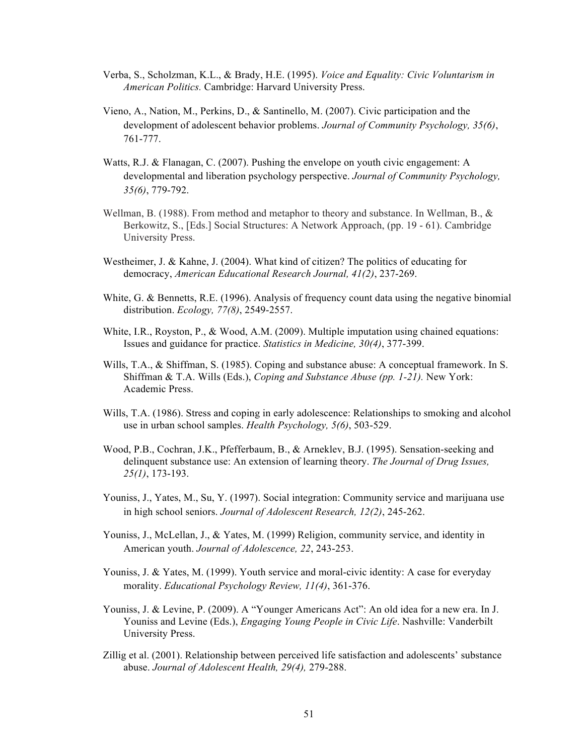Verba, S., Scholzman, K.L., & Brady, H.E. (1995). *Voice and Equality: Civic Voluntarism in American Politics.* Cambridge: Harvard University Press.

Vieno, A., Nation, M., Perkins, D., & Santinello, M. (2007). Civic participation and the development of adolescent behavior problems. *Journal of Community Psychology, 35(6)*, 761-777.

Watts, R.J. & Flanagan, C. (2007). Pushing the envelope on youth civic engagement: A developmental and liberation psychology perspective. *Journal of Community Psychology, 35(6)*, 779-792.

Wellman, B. (1988). From method and metaphor to theory and substance. In Wellman, B., & Berkowitz, S., [Eds.] Social Structures: A Network Approach, (pp. 19 - 61). Cambridge University Press.

Westheimer, J. & Kahne, J. (2004). What kind of citizen? The politics of educating for democracy, *American Educational Research Journal, 41(2)*, 237-269.

White, G. & Bennetts, R.E. (1996). Analysis of frequency count data using the negative binomial distribution. *Ecology, 77(8)*, 2549-2557.

White, I.R., Royston, P., & Wood, A.M. (2009). Multiple imputation using chained equations: Issues and guidance for practice. *Statistics in Medicine, 30(4)*, 377-399.

Wills, T.A., & Shiffman, S. (1985). Coping and substance abuse: A conceptual framework. In S. Shiffman & T.A. Wills (Eds.), *Coping and Substance Abuse (pp. 1-21).* New York: Academic Press.

Wills, T.A. (1986). Stress and coping in early adolescence: Relationships to smoking and alcohol use in urban school samples. *Health Psychology, 5(6)*, 503-529.

Wood, P.B., Cochran, J.K., Pfefferbaum, B., & Arneklev, B.J. (1995). Sensation-seeking and delinquent substance use: An extension of learning theory. *The Journal of Drug Issues, 25(1)*, 173-193.

Youniss, J., Yates, M., Su, Y. (1997). Social integration: Community service and marijuana use in high school seniors. *Journal of Adolescent Research, 12(2)*, 245-262.

Youniss, J., McLellan, J., & Yates, M. (1999) Religion, community service, and identity in American youth. *Journal of Adolescence, 22*, 243-253.

Youniss, J. & Yates, M. (1999). Youth service and moral-civic identity: A case for everyday morality. *Educational Psychology Review, 11(4)*, 361-376.

Youniss, J. & Levine, P. (2009). A "Younger Americans Act": An old idea for a new era. In J. Youniss and Levine (Eds.), *Engaging Young People in Civic Life*. Nashville: Vanderbilt University Press.

Zillig et al. (2001). Relationship between perceived life satisfaction and adolescents' substance abuse. *Journal of Adolescent Health, 29(4),* 279-288.